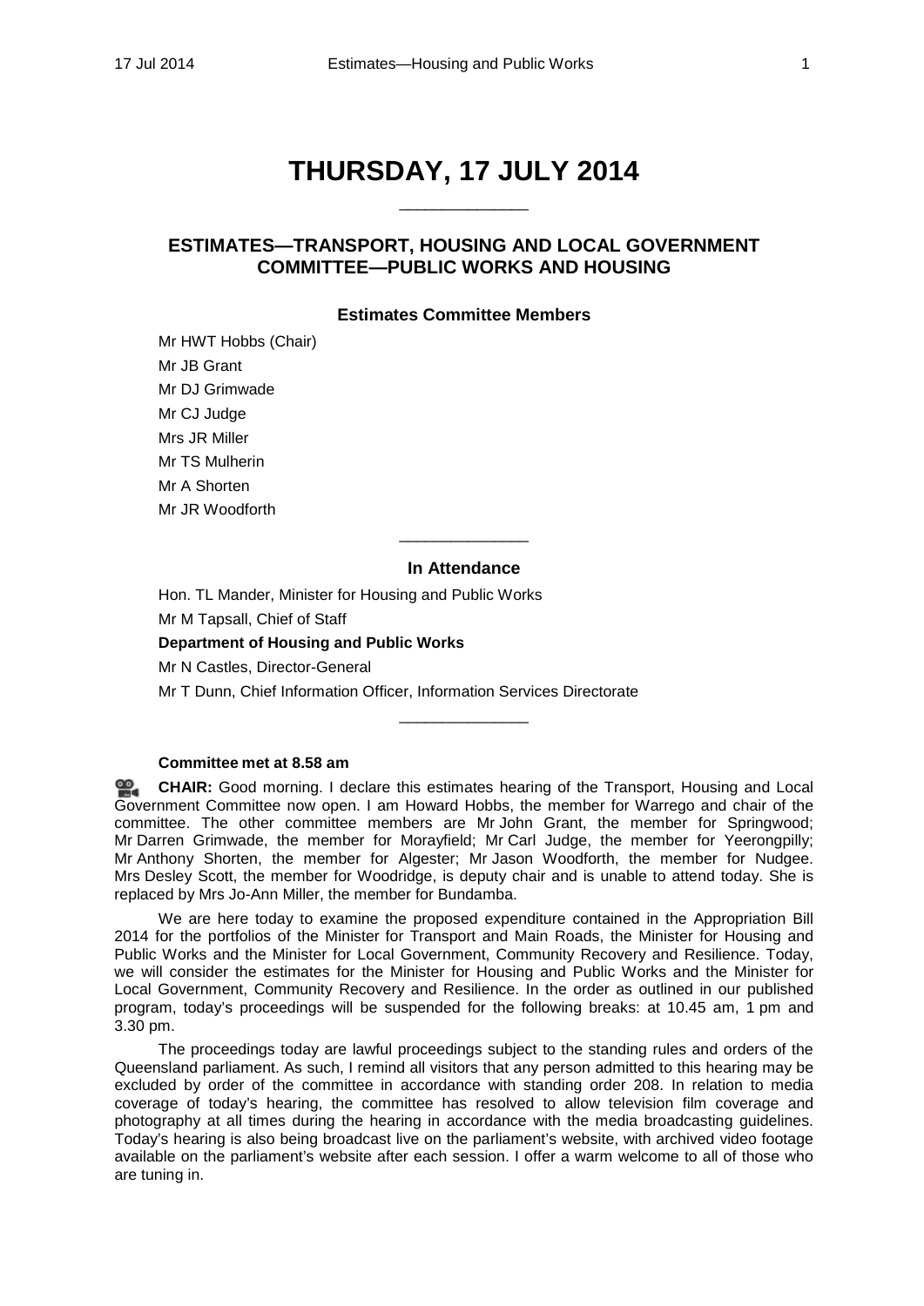# THURSDAY, 17 JULY 2014

______________

## ESTIMATES—TRANSPORT, HOUSING AND LOCAL GOVERNMENT COMMITTEE—PUBLIC WORKS AND HOUSING

### Estimates Committee Members

Mr HWT Hobbs (Chair)
Mr JB Grant
Mr DJ Grimwade
Mr CJ Judge
Mrs JR Miller
Mr TS Mulherin
Mr A Shorten
Mr JR Woodforth

______________

### In Attendance

Hon. TL Mander, Minister for Housing and Public Works
Mr M Tapsall, Chief of Staff

**Department of Housing and Public Works**

Mr N Castles, Director-General
Mr T Dunn, Chief Information Officer, Information Services Directorate

______________

**Committee met at 8.58 am**

**CHAIR:** Good morning. I declare this estimates hearing of the Transport, Housing and Local Government Committee now open. I am Howard Hobbs, the member for Warrego and chair of the committee. The other committee members are Mr John Grant, the member for Springwood; Mr Darren Grimwade, the member for Morayfield; Mr Carl Judge, the member for Yeerongpilly; Mr Anthony Shorten, the member for Algester; Mr Jason Woodforth, the member for Nudgee. Mrs Desley Scott, the member for Woodridge, is deputy chair and is unable to attend today. She is replaced by Mrs Jo-Ann Miller, the member for Bundamba.

We are here today to examine the proposed expenditure contained in the Appropriation Bill 2014 for the portfolios of the Minister for Transport and Main Roads, the Minister for Housing and Public Works and the Minister for Local Government, Community Recovery and Resilience. Today, we will consider the estimates for the Minister for Housing and Public Works and the Minister for Local Government, Community Recovery and Resilience. In the order as outlined in our published program, today's proceedings will be suspended for the following breaks: at 10.45 am, 1 pm and 3.30 pm.

The proceedings today are lawful proceedings subject to the standing rules and orders of the Queensland parliament. As such, I remind all visitors that any person admitted to this hearing may be excluded by order of the committee in accordance with standing order 208. In relation to media coverage of today's hearing, the committee has resolved to allow television film coverage and photography at all times during the hearing in accordance with the media broadcasting guidelines. Today's hearing is also being broadcast live on the parliament's website, with archived video footage available on the parliament's website after each session. I offer a warm welcome to all of those who are tuning in.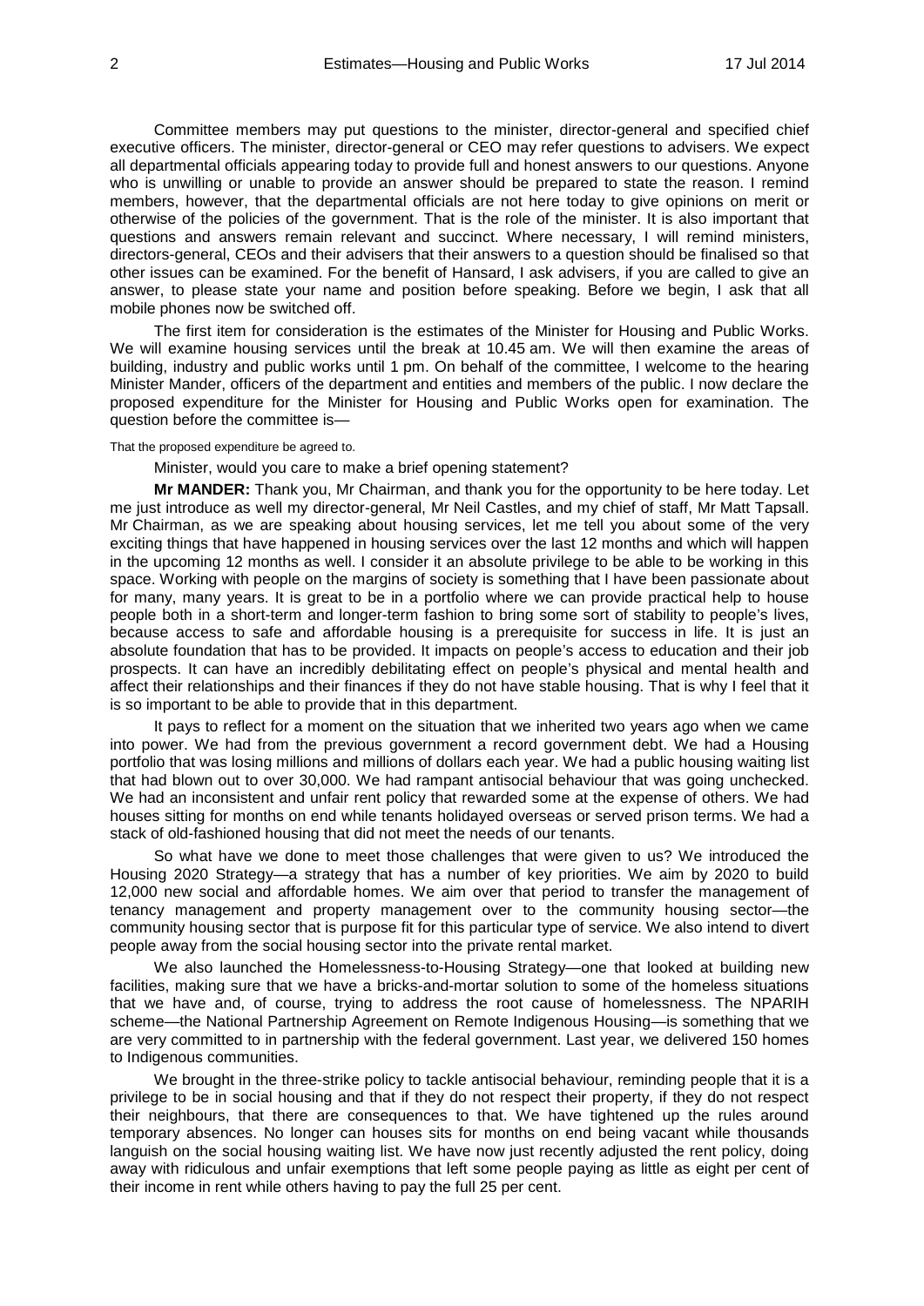Committee members may put questions to the minister, director-general and specified chief executive officers. The minister, director-general or CEO may refer questions to advisers. We expect all departmental officials appearing today to provide full and honest answers to our questions. Anyone who is unwilling or unable to provide an answer should be prepared to state the reason. I remind members, however, that the departmental officials are not here today to give opinions on merit or otherwise of the policies of the government. That is the role of the minister. It is also important that questions and answers remain relevant and succinct. Where necessary, I will remind ministers, directors-general, CEOs and their advisers that their answers to a question should be finalised so that other issues can be examined. For the benefit of Hansard, I ask advisers, if you are called to give an answer, to please state your name and position before speaking. Before we begin, I ask that all mobile phones now be switched off.

The first item for consideration is the estimates of the Minister for Housing and Public Works. We will examine housing services until the break at 10.45 am. We will then examine the areas of building, industry and public works until 1 pm. On behalf of the committee, I welcome to the hearing Minister Mander, officers of the department and entities and members of the public. I now declare the proposed expenditure for the Minister for Housing and Public Works open for examination. The question before the committee is—

That the proposed expenditure be agreed to.

Minister, would you care to make a brief opening statement?

**Mr MANDER:** Thank you, Mr Chairman, and thank you for the opportunity to be here today. Let me just introduce as well my director-general, Mr Neil Castles, and my chief of staff, Mr Matt Tapsall. Mr Chairman, as we are speaking about housing services, let me tell you about some of the very exciting things that have happened in housing services over the last 12 months and which will happen in the upcoming 12 months as well. I consider it an absolute privilege to be able to be working in this space. Working with people on the margins of society is something that I have been passionate about for many, many years. It is great to be in a portfolio where we can provide practical help to house people both in a short-term and longer-term fashion to bring some sort of stability to people's lives, because access to safe and affordable housing is a prerequisite for success in life. It is just an absolute foundation that has to be provided. It impacts on people's access to education and their job prospects. It can have an incredibly debilitating effect on people's physical and mental health and affect their relationships and their finances if they do not have stable housing. That is why I feel that it is so important to be able to provide that in this department.

It pays to reflect for a moment on the situation that we inherited two years ago when we came into power. We had from the previous government a record government debt. We had a Housing portfolio that was losing millions and millions of dollars each year. We had a public housing waiting list that had blown out to over 30,000. We had rampant antisocial behaviour that was going unchecked. We had an inconsistent and unfair rent policy that rewarded some at the expense of others. We had houses sitting for months on end while tenants holidayed overseas or served prison terms. We had a stack of old-fashioned housing that did not meet the needs of our tenants.

So what have we done to meet those challenges that were given to us? We introduced the Housing 2020 Strategy—a strategy that has a number of key priorities. We aim by 2020 to build 12,000 new social and affordable homes. We aim over that period to transfer the management of tenancy management and property management over to the community housing sector—the community housing sector that is purpose fit for this particular type of service. We also intend to divert people away from the social housing sector into the private rental market.

We also launched the Homelessness-to-Housing Strategy—one that looked at building new facilities, making sure that we have a bricks-and-mortar solution to some of the homeless situations that we have and, of course, trying to address the root cause of homelessness. The NPARIH scheme—the National Partnership Agreement on Remote Indigenous Housing—is something that we are very committed to in partnership with the federal government. Last year, we delivered 150 homes to Indigenous communities.

We brought in the three-strike policy to tackle antisocial behaviour, reminding people that it is a privilege to be in social housing and that if they do not respect their property, if they do not respect their neighbours, that there are consequences to that. We have tightened up the rules around temporary absences. No longer can houses sits for months on end being vacant while thousands languish on the social housing waiting list. We have now just recently adjusted the rent policy, doing away with ridiculous and unfair exemptions that left some people paying as little as eight per cent of their income in rent while others having to pay the full 25 per cent.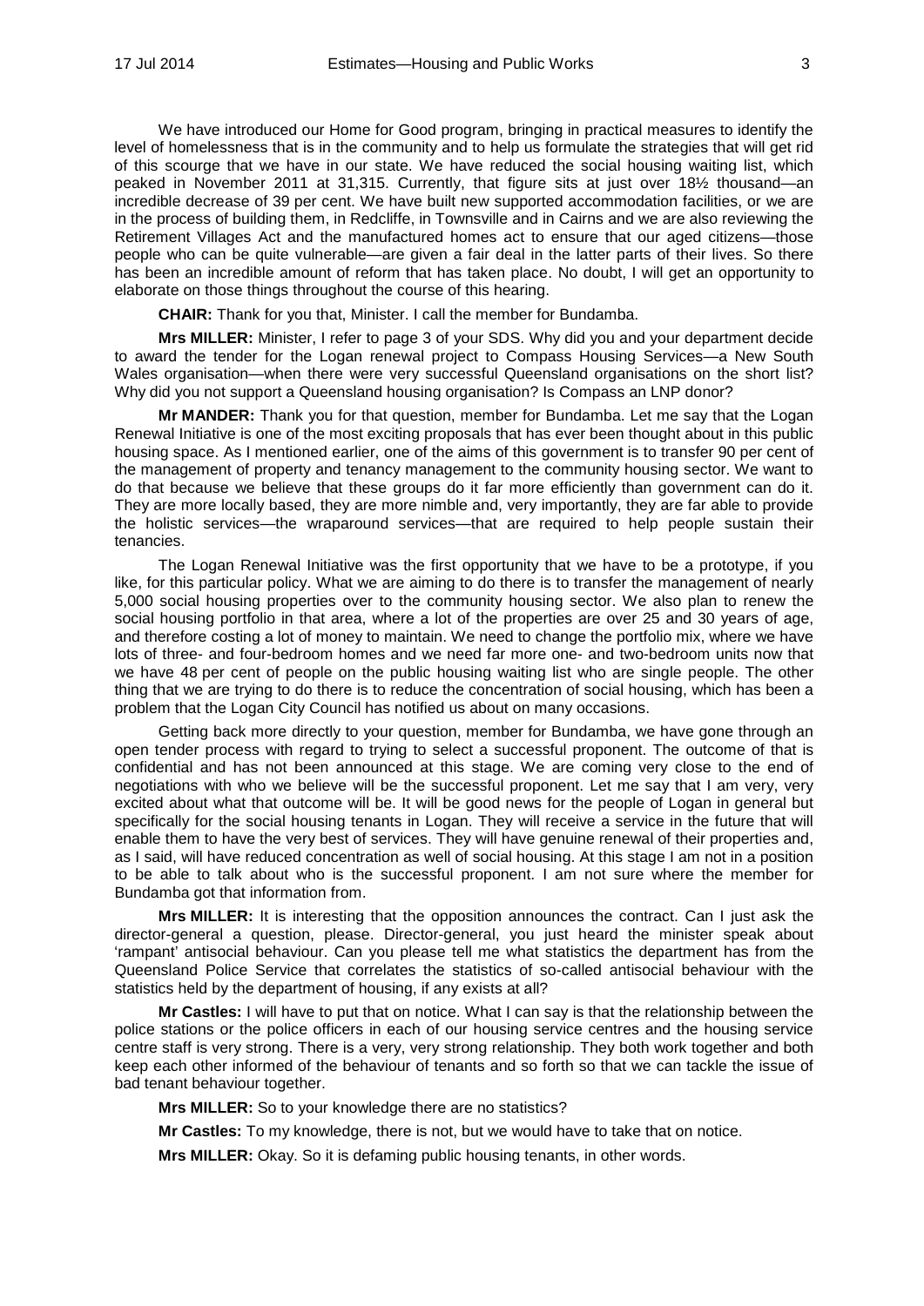We have introduced our Home for Good program, bringing in practical measures to identify the level of homelessness that is in the community and to help us formulate the strategies that will get rid of this scourge that we have in our state. We have reduced the social housing waiting list, which peaked in November 2011 at 31,315. Currently, that figure sits at just over 18½ thousand—an incredible decrease of 39 per cent. We have built new supported accommodation facilities, or we are in the process of building them, in Redcliffe, in Townsville and in Cairns and we are also reviewing the Retirement Villages Act and the manufactured homes act to ensure that our aged citizens—those people who can be quite vulnerable—are given a fair deal in the latter parts of their lives. So there has been an incredible amount of reform that has taken place. No doubt, I will get an opportunity to elaborate on those things throughout the course of this hearing.

**CHAIR:** Thank for you that, Minister. I call the member for Bundamba.

**Mrs MILLER:** Minister, I refer to page 3 of your SDS. Why did you and your department decide to award the tender for the Logan renewal project to Compass Housing Services—a New South Wales organisation—when there were very successful Queensland organisations on the short list? Why did you not support a Queensland housing organisation? Is Compass an LNP donor?

**Mr MANDER:** Thank you for that question, member for Bundamba. Let me say that the Logan Renewal Initiative is one of the most exciting proposals that has ever been thought about in this public housing space. As I mentioned earlier, one of the aims of this government is to transfer 90 per cent of the management of property and tenancy management to the community housing sector. We want to do that because we believe that these groups do it far more efficiently than government can do it. They are more locally based, they are more nimble and, very importantly, they are far able to provide the holistic services—the wraparound services—that are required to help people sustain their tenancies.

The Logan Renewal Initiative was the first opportunity that we have to be a prototype, if you like, for this particular policy. What we are aiming to do there is to transfer the management of nearly 5,000 social housing properties over to the community housing sector. We also plan to renew the social housing portfolio in that area, where a lot of the properties are over 25 and 30 years of age, and therefore costing a lot of money to maintain. We need to change the portfolio mix, where we have lots of three- and four-bedroom homes and we need far more one- and two-bedroom units now that we have 48 per cent of people on the public housing waiting list who are single people. The other thing that we are trying to do there is to reduce the concentration of social housing, which has been a problem that the Logan City Council has notified us about on many occasions.

Getting back more directly to your question, member for Bundamba, we have gone through an open tender process with regard to trying to select a successful proponent. The outcome of that is confidential and has not been announced at this stage. We are coming very close to the end of negotiations with who we believe will be the successful proponent. Let me say that I am very, very excited about what that outcome will be. It will be good news for the people of Logan in general but specifically for the social housing tenants in Logan. They will receive a service in the future that will enable them to have the very best of services. They will have genuine renewal of their properties and, as I said, will have reduced concentration as well of social housing. At this stage I am not in a position to be able to talk about who is the successful proponent. I am not sure where the member for Bundamba got that information from.

**Mrs MILLER:** It is interesting that the opposition announces the contract. Can I just ask the director-general a question, please. Director-general, you just heard the minister speak about 'rampant' antisocial behaviour. Can you please tell me what statistics the department has from the Queensland Police Service that correlates the statistics of so-called antisocial behaviour with the statistics held by the department of housing, if any exists at all?

**Mr Castles:** I will have to put that on notice. What I can say is that the relationship between the police stations or the police officers in each of our housing service centres and the housing service centre staff is very strong. There is a very, very strong relationship. They both work together and both keep each other informed of the behaviour of tenants and so forth so that we can tackle the issue of bad tenant behaviour together.

**Mrs MILLER:** So to your knowledge there are no statistics?

**Mr Castles:** To my knowledge, there is not, but we would have to take that on notice.

**Mrs MILLER:** Okay. So it is defaming public housing tenants, in other words.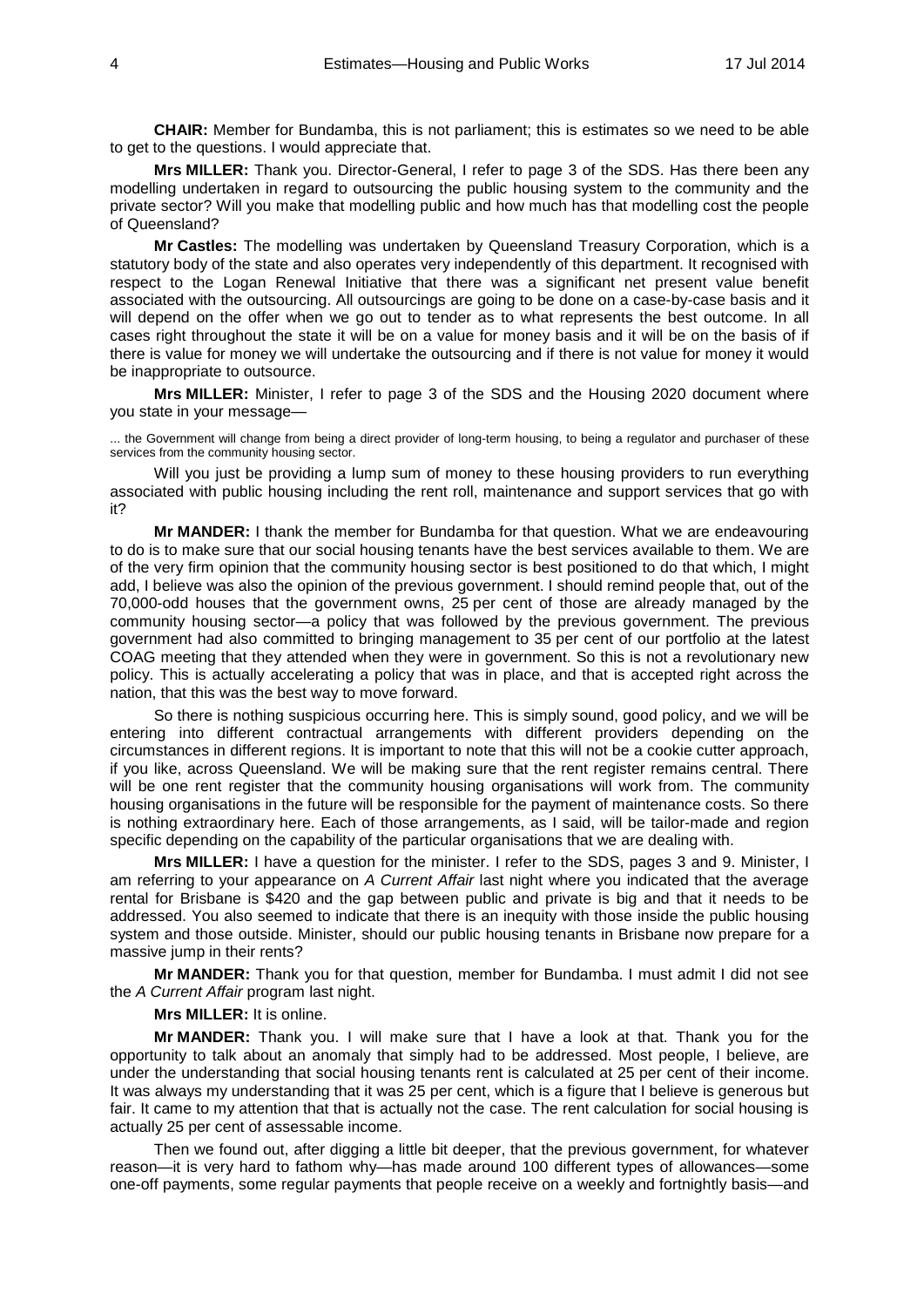**CHAIR:** Member for Bundamba, this is not parliament; this is estimates so we need to be able to get to the questions. I would appreciate that.

**Mrs MILLER:** Thank you. Director-General, I refer to page 3 of the SDS. Has there been any modelling undertaken in regard to outsourcing the public housing system to the community and the private sector? Will you make that modelling public and how much has that modelling cost the people of Queensland?

**Mr Castles:** The modelling was undertaken by Queensland Treasury Corporation, which is a statutory body of the state and also operates very independently of this department. It recognised with respect to the Logan Renewal Initiative that there was a significant net present value benefit associated with the outsourcing. All outsourcings are going to be done on a case-by-case basis and it will depend on the offer when we go out to tender as to what represents the best outcome. In all cases right throughout the state it will be on a value for money basis and it will be on the basis of if there is value for money we will undertake the outsourcing and if there is not value for money it would be inappropriate to outsource.

**Mrs MILLER:** Minister, I refer to page 3 of the SDS and the Housing 2020 document where you state in your message—

> ... the Government will change from being a direct provider of long-term housing, to being a regulator and purchaser of these services from the community housing sector.

Will you just be providing a lump sum of money to these housing providers to run everything associated with public housing including the rent roll, maintenance and support services that go with it?

**Mr MANDER:** I thank the member for Bundamba for that question. What we are endeavouring to do is to make sure that our social housing tenants have the best services available to them. We are of the very firm opinion that the community housing sector is best positioned to do that which, I might add, I believe was also the opinion of the previous government. I should remind people that, out of the 70,000-odd houses that the government owns, 25 per cent of those are already managed by the community housing sector—a policy that was followed by the previous government. The previous government had also committed to bringing management to 35 per cent of our portfolio at the latest COAG meeting that they attended when they were in government. So this is not a revolutionary new policy. This is actually accelerating a policy that was in place, and that is accepted right across the nation, that this was the best way to move forward.

So there is nothing suspicious occurring here. This is simply sound, good policy, and we will be entering into different contractual arrangements with different providers depending on the circumstances in different regions. It is important to note that this will not be a cookie cutter approach, if you like, across Queensland. We will be making sure that the rent register remains central. There will be one rent register that the community housing organisations will work from. The community housing organisations in the future will be responsible for the payment of maintenance costs. So there is nothing extraordinary here. Each of those arrangements, as I said, will be tailor-made and region specific depending on the capability of the particular organisations that we are dealing with.

**Mrs MILLER:** I have a question for the minister. I refer to the SDS, pages 3 and 9. Minister, I am referring to your appearance on *A Current Affair* last night where you indicated that the average rental for Brisbane is $420 and the gap between public and private is big and that it needs to be addressed. You also seemed to indicate that there is an inequity with those inside the public housing system and those outside. Minister, should our public housing tenants in Brisbane now prepare for a massive jump in their rents?

**Mr MANDER:** Thank you for that question, member for Bundamba. I must admit I did not see the *A Current Affair* program last night.

**Mrs MILLER:** It is online.

**Mr MANDER:** Thank you. I will make sure that I have a look at that. Thank you for the opportunity to talk about an anomaly that simply had to be addressed. Most people, I believe, are under the understanding that social housing tenants rent is calculated at 25 per cent of their income. It was always my understanding that it was 25 per cent, which is a figure that I believe is generous but fair. It came to my attention that that is actually not the case. The rent calculation for social housing is actually 25 per cent of assessable income.

Then we found out, after digging a little bit deeper, that the previous government, for whatever reason—it is very hard to fathom why—has made around 100 different types of allowances—some one-off payments, some regular payments that people receive on a weekly and fortnightly basis—and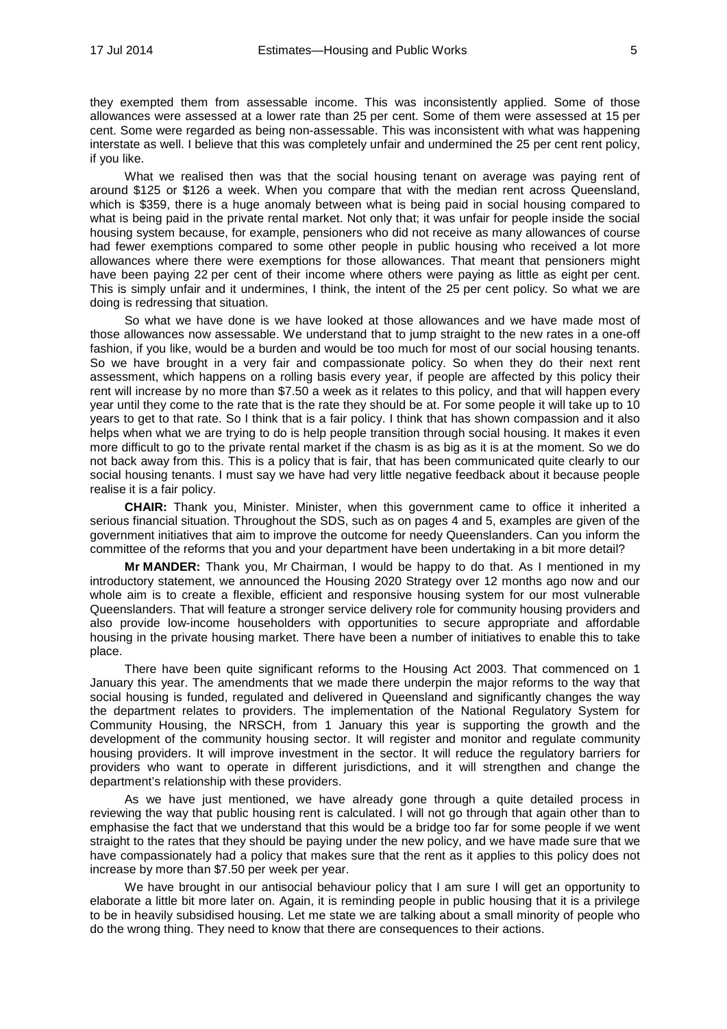they exempted them from assessable income. This was inconsistently applied. Some of those allowances were assessed at a lower rate than 25 per cent. Some of them were assessed at 15 per cent. Some were regarded as being non-assessable. This was inconsistent with what was happening interstate as well. I believe that this was completely unfair and undermined the 25 per cent rent policy, if you like.

What we realised then was that the social housing tenant on average was paying rent of around $125 or $126 a week. When you compare that with the median rent across Queensland, which is $359, there is a huge anomaly between what is being paid in social housing compared to what is being paid in the private rental market. Not only that; it was unfair for people inside the social housing system because, for example, pensioners who did not receive as many allowances of course had fewer exemptions compared to some other people in public housing who received a lot more allowances where there were exemptions for those allowances. That meant that pensioners might have been paying 22 per cent of their income where others were paying as little as eight per cent. This is simply unfair and it undermines, I think, the intent of the 25 per cent policy. So what we are doing is redressing that situation.

So what we have done is we have looked at those allowances and we have made most of those allowances now assessable. We understand that to jump straight to the new rates in a one-off fashion, if you like, would be a burden and would be too much for most of our social housing tenants. So we have brought in a very fair and compassionate policy. So when they do their next rent assessment, which happens on a rolling basis every year, if people are affected by this policy their rent will increase by no more than $7.50 a week as it relates to this policy, and that will happen every year until they come to the rate that is the rate they should be at. For some people it will take up to 10 years to get to that rate. So I think that is a fair policy. I think that has shown compassion and it also helps when what we are trying to do is help people transition through social housing. It makes it even more difficult to go to the private rental market if the chasm is as big as it is at the moment. So we do not back away from this. This is a policy that is fair, that has been communicated quite clearly to our social housing tenants. I must say we have had very little negative feedback about it because people realise it is a fair policy.

**CHAIR:** Thank you, Minister. Minister, when this government came to office it inherited a serious financial situation. Throughout the SDS, such as on pages 4 and 5, examples are given of the government initiatives that aim to improve the outcome for needy Queenslanders. Can you inform the committee of the reforms that you and your department have been undertaking in a bit more detail?

**Mr MANDER:** Thank you, Mr Chairman, I would be happy to do that. As I mentioned in my introductory statement, we announced the Housing 2020 Strategy over 12 months ago now and our whole aim is to create a flexible, efficient and responsive housing system for our most vulnerable Queenslanders. That will feature a stronger service delivery role for community housing providers and also provide low-income householders with opportunities to secure appropriate and affordable housing in the private housing market. There have been a number of initiatives to enable this to take place.

There have been quite significant reforms to the Housing Act 2003. That commenced on 1 January this year. The amendments that we made there underpin the major reforms to the way that social housing is funded, regulated and delivered in Queensland and significantly changes the way the department relates to providers. The implementation of the National Regulatory System for Community Housing, the NRSCH, from 1 January this year is supporting the growth and the development of the community housing sector. It will register and monitor and regulate community housing providers. It will improve investment in the sector. It will reduce the regulatory barriers for providers who want to operate in different jurisdictions, and it will strengthen and change the department's relationship with these providers.

As we have just mentioned, we have already gone through a quite detailed process in reviewing the way that public housing rent is calculated. I will not go through that again other than to emphasise the fact that we understand that this would be a bridge too far for some people if we went straight to the rates that they should be paying under the new policy, and we have made sure that we have compassionately had a policy that makes sure that the rent as it applies to this policy does not increase by more than $7.50 per week per year.

We have brought in our antisocial behaviour policy that I am sure I will get an opportunity to elaborate a little bit more later on. Again, it is reminding people in public housing that it is a privilege to be in heavily subsidised housing. Let me state we are talking about a small minority of people who do the wrong thing. They need to know that there are consequences to their actions.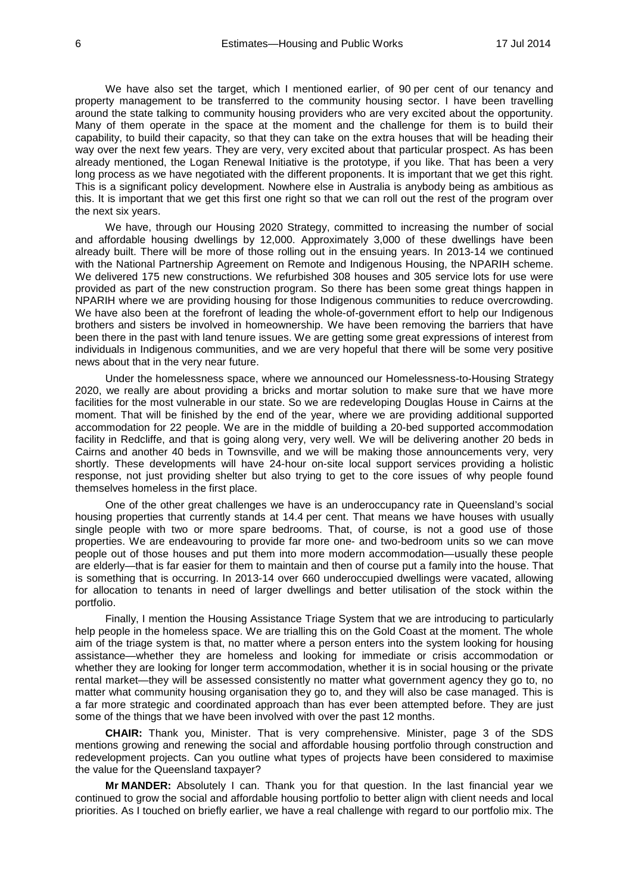We have also set the target, which I mentioned earlier, of 90 per cent of our tenancy and property management to be transferred to the community housing sector. I have been travelling around the state talking to community housing providers who are very excited about the opportunity. Many of them operate in the space at the moment and the challenge for them is to build their capability, to build their capacity, so that they can take on the extra houses that will be heading their way over the next few years. They are very, very excited about that particular prospect. As has been already mentioned, the Logan Renewal Initiative is the prototype, if you like. That has been a very long process as we have negotiated with the different proponents. It is important that we get this right. This is a significant policy development. Nowhere else in Australia is anybody being as ambitious as this. It is important that we get this first one right so that we can roll out the rest of the program over the next six years.

We have, through our Housing 2020 Strategy, committed to increasing the number of social and affordable housing dwellings by 12,000. Approximately 3,000 of these dwellings have been already built. There will be more of those rolling out in the ensuing years. In 2013-14 we continued with the National Partnership Agreement on Remote and Indigenous Housing, the NPARIH scheme. We delivered 175 new constructions. We refurbished 308 houses and 305 service lots for use were provided as part of the new construction program. So there has been some great things happen in NPARIH where we are providing housing for those Indigenous communities to reduce overcrowding. We have also been at the forefront of leading the whole-of-government effort to help our Indigenous brothers and sisters be involved in homeownership. We have been removing the barriers that have been there in the past with land tenure issues. We are getting some great expressions of interest from individuals in Indigenous communities, and we are very hopeful that there will be some very positive news about that in the very near future.

Under the homelessness space, where we announced our Homelessness-to-Housing Strategy 2020, we really are about providing a bricks and mortar solution to make sure that we have more facilities for the most vulnerable in our state. So we are redeveloping Douglas House in Cairns at the moment. That will be finished by the end of the year, where we are providing additional supported accommodation for 22 people. We are in the middle of building a 20-bed supported accommodation facility in Redcliffe, and that is going along very, very well. We will be delivering another 20 beds in Cairns and another 40 beds in Townsville, and we will be making those announcements very, very shortly. These developments will have 24-hour on-site local support services providing a holistic response, not just providing shelter but also trying to get to the core issues of why people found themselves homeless in the first place.

One of the other great challenges we have is an underoccupancy rate in Queensland's social housing properties that currently stands at 14.4 per cent. That means we have houses with usually single people with two or more spare bedrooms. That, of course, is not a good use of those properties. We are endeavouring to provide far more one- and two-bedroom units so we can move people out of those houses and put them into more modern accommodation—usually these people are elderly—that is far easier for them to maintain and then of course put a family into the house. That is something that is occurring. In 2013-14 over 660 underoccupied dwellings were vacated, allowing for allocation to tenants in need of larger dwellings and better utilisation of the stock within the portfolio.

Finally, I mention the Housing Assistance Triage System that we are introducing to particularly help people in the homeless space. We are trialling this on the Gold Coast at the moment. The whole aim of the triage system is that, no matter where a person enters into the system looking for housing assistance—whether they are homeless and looking for immediate or crisis accommodation or whether they are looking for longer term accommodation, whether it is in social housing or the private rental market—they will be assessed consistently no matter what government agency they go to, no matter what community housing organisation they go to, and they will also be case managed. This is a far more strategic and coordinated approach than has ever been attempted before. They are just some of the things that we have been involved with over the past 12 months.

**CHAIR:** Thank you, Minister. That is very comprehensive. Minister, page 3 of the SDS mentions growing and renewing the social and affordable housing portfolio through construction and redevelopment projects. Can you outline what types of projects have been considered to maximise the value for the Queensland taxpayer?

**Mr MANDER:** Absolutely I can. Thank you for that question. In the last financial year we continued to grow the social and affordable housing portfolio to better align with client needs and local priorities. As I touched on briefly earlier, we have a real challenge with regard to our portfolio mix. The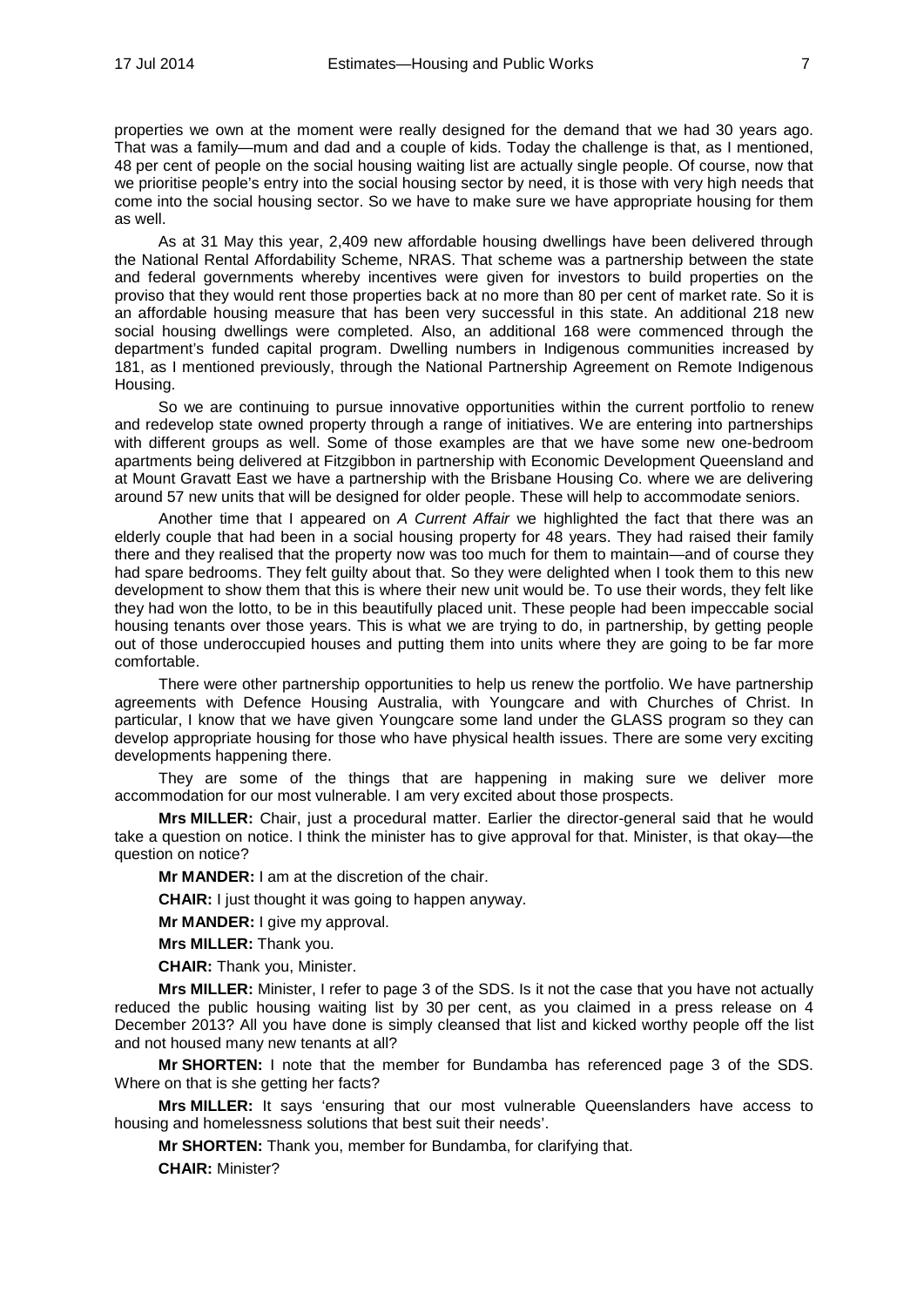properties we own at the moment were really designed for the demand that we had 30 years ago. That was a family—mum and dad and a couple of kids. Today the challenge is that, as I mentioned, 48 per cent of people on the social housing waiting list are actually single people. Of course, now that we prioritise people's entry into the social housing sector by need, it is those with very high needs that come into the social housing sector. So we have to make sure we have appropriate housing for them as well.

As at 31 May this year, 2,409 new affordable housing dwellings have been delivered through the National Rental Affordability Scheme, NRAS. That scheme was a partnership between the state and federal governments whereby incentives were given for investors to build properties on the proviso that they would rent those properties back at no more than 80 per cent of market rate. So it is an affordable housing measure that has been very successful in this state. An additional 218 new social housing dwellings were completed. Also, an additional 168 were commenced through the department's funded capital program. Dwelling numbers in Indigenous communities increased by 181, as I mentioned previously, through the National Partnership Agreement on Remote Indigenous Housing.

So we are continuing to pursue innovative opportunities within the current portfolio to renew and redevelop state owned property through a range of initiatives. We are entering into partnerships with different groups as well. Some of those examples are that we have some new one-bedroom apartments being delivered at Fitzgibbon in partnership with Economic Development Queensland and at Mount Gravatt East we have a partnership with the Brisbane Housing Co. where we are delivering around 57 new units that will be designed for older people. These will help to accommodate seniors.

Another time that I appeared on *A Current Affair* we highlighted the fact that there was an elderly couple that had been in a social housing property for 48 years. They had raised their family there and they realised that the property now was too much for them to maintain—and of course they had spare bedrooms. They felt guilty about that. So they were delighted when I took them to this new development to show them that this is where their new unit would be. To use their words, they felt like they had won the lotto, to be in this beautifully placed unit. These people had been impeccable social housing tenants over those years. This is what we are trying to do, in partnership, by getting people out of those underoccupied houses and putting them into units where they are going to be far more comfortable.

There were other partnership opportunities to help us renew the portfolio. We have partnership agreements with Defence Housing Australia, with Youngcare and with Churches of Christ. In particular, I know that we have given Youngcare some land under the GLASS program so they can develop appropriate housing for those who have physical health issues. There are some very exciting developments happening there.

They are some of the things that are happening in making sure we deliver more accommodation for our most vulnerable. I am very excited about those prospects.

**Mrs MILLER:** Chair, just a procedural matter. Earlier the director-general said that he would take a question on notice. I think the minister has to give approval for that. Minister, is that okay—the question on notice?

**Mr MANDER:** I am at the discretion of the chair.

**CHAIR:** I just thought it was going to happen anyway.

**Mr MANDER:** I give my approval.

**Mrs MILLER:** Thank you.

**CHAIR:** Thank you, Minister.

**Mrs MILLER:** Minister, I refer to page 3 of the SDS. Is it not the case that you have not actually reduced the public housing waiting list by 30 per cent, as you claimed in a press release on 4 December 2013? All you have done is simply cleansed that list and kicked worthy people off the list and not housed many new tenants at all?

**Mr SHORTEN:** I note that the member for Bundamba has referenced page 3 of the SDS. Where on that is she getting her facts?

**Mrs MILLER:** It says 'ensuring that our most vulnerable Queenslanders have access to housing and homelessness solutions that best suit their needs'.

**Mr SHORTEN:** Thank you, member for Bundamba, for clarifying that.

**CHAIR:** Minister?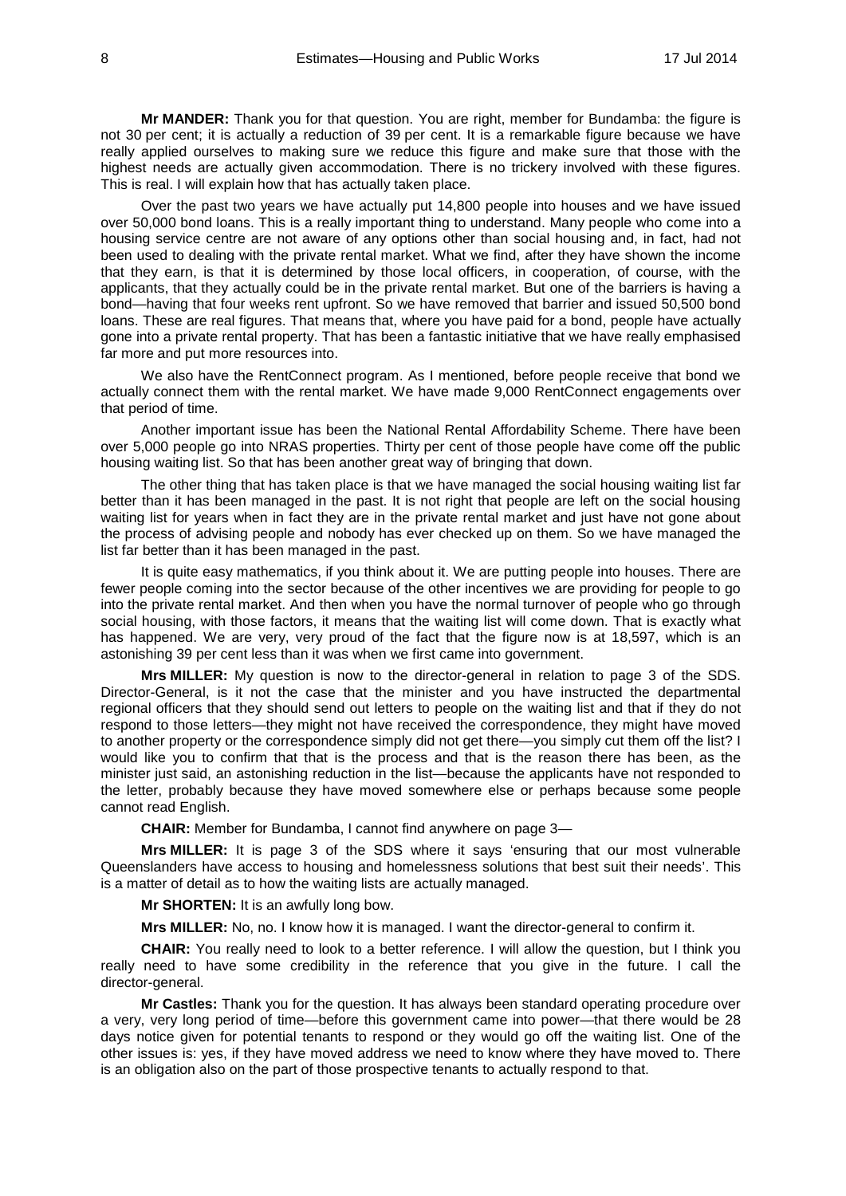**Mr MANDER:** Thank you for that question. You are right, member for Bundamba: the figure is not 30 per cent; it is actually a reduction of 39 per cent. It is a remarkable figure because we have really applied ourselves to making sure we reduce this figure and make sure that those with the highest needs are actually given accommodation. There is no trickery involved with these figures. This is real. I will explain how that has actually taken place.

Over the past two years we have actually put 14,800 people into houses and we have issued over 50,000 bond loans. This is a really important thing to understand. Many people who come into a housing service centre are not aware of any options other than social housing and, in fact, had not been used to dealing with the private rental market. What we find, after they have shown the income that they earn, is that it is determined by those local officers, in cooperation, of course, with the applicants, that they actually could be in the private rental market. But one of the barriers is having a bond—having that four weeks rent upfront. So we have removed that barrier and issued 50,500 bond loans. These are real figures. That means that, where you have paid for a bond, people have actually gone into a private rental property. That has been a fantastic initiative that we have really emphasised far more and put more resources into.

We also have the RentConnect program. As I mentioned, before people receive that bond we actually connect them with the rental market. We have made 9,000 RentConnect engagements over that period of time.

Another important issue has been the National Rental Affordability Scheme. There have been over 5,000 people go into NRAS properties. Thirty per cent of those people have come off the public housing waiting list. So that has been another great way of bringing that down.

The other thing that has taken place is that we have managed the social housing waiting list far better than it has been managed in the past. It is not right that people are left on the social housing waiting list for years when in fact they are in the private rental market and just have not gone about the process of advising people and nobody has ever checked up on them. So we have managed the list far better than it has been managed in the past.

It is quite easy mathematics, if you think about it. We are putting people into houses. There are fewer people coming into the sector because of the other incentives we are providing for people to go into the private rental market. And then when you have the normal turnover of people who go through social housing, with those factors, it means that the waiting list will come down. That is exactly what has happened. We are very, very proud of the fact that the figure now is at 18,597, which is an astonishing 39 per cent less than it was when we first came into government.

**Mrs MILLER:** My question is now to the director-general in relation to page 3 of the SDS. Director-General, is it not the case that the minister and you have instructed the departmental regional officers that they should send out letters to people on the waiting list and that if they do not respond to those letters—they might not have received the correspondence, they might have moved to another property or the correspondence simply did not get there—you simply cut them off the list? I would like you to confirm that that is the process and that is the reason there has been, as the minister just said, an astonishing reduction in the list—because the applicants have not responded to the letter, probably because they have moved somewhere else or perhaps because some people cannot read English.

**CHAIR:** Member for Bundamba, I cannot find anywhere on page 3—

**Mrs MILLER:** It is page 3 of the SDS where it says 'ensuring that our most vulnerable Queenslanders have access to housing and homelessness solutions that best suit their needs'. This is a matter of detail as to how the waiting lists are actually managed.

**Mr SHORTEN:** It is an awfully long bow.

**Mrs MILLER:** No, no. I know how it is managed. I want the director-general to confirm it.

**CHAIR:** You really need to look to a better reference. I will allow the question, but I think you really need to have some credibility in the reference that you give in the future. I call the director-general.

**Mr Castles:** Thank you for the question. It has always been standard operating procedure over a very, very long period of time—before this government came into power—that there would be 28 days notice given for potential tenants to respond or they would go off the waiting list. One of the other issues is: yes, if they have moved address we need to know where they have moved to. There is an obligation also on the part of those prospective tenants to actually respond to that.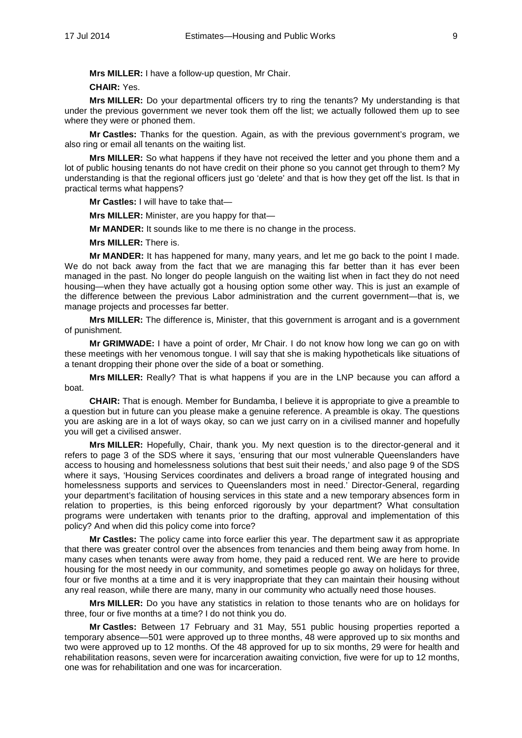**Mrs MILLER:** I have a follow-up question, Mr Chair.

**CHAIR:** Yes.

**Mrs MILLER:** Do your departmental officers try to ring the tenants? My understanding is that under the previous government we never took them off the list; we actually followed them up to see where they were or phoned them.

**Mr Castles:** Thanks for the question. Again, as with the previous government's program, we also ring or email all tenants on the waiting list.

**Mrs MILLER:** So what happens if they have not received the letter and you phone them and a lot of public housing tenants do not have credit on their phone so you cannot get through to them? My understanding is that the regional officers just go 'delete' and that is how they get off the list. Is that in practical terms what happens?

**Mr Castles:** I will have to take that—

**Mrs MILLER:** Minister, are you happy for that—

**Mr MANDER:** It sounds like to me there is no change in the process.

**Mrs MILLER:** There is.

**Mr MANDER:** It has happened for many, many years, and let me go back to the point I made. We do not back away from the fact that we are managing this far better than it has ever been managed in the past. No longer do people languish on the waiting list when in fact they do not need housing—when they have actually got a housing option some other way. This is just an example of the difference between the previous Labor administration and the current government—that is, we manage projects and processes far better.

**Mrs MILLER:** The difference is, Minister, that this government is arrogant and is a government of punishment.

**Mr GRIMWADE:** I have a point of order, Mr Chair. I do not know how long we can go on with these meetings with her venomous tongue. I will say that she is making hypotheticals like situations of a tenant dropping their phone over the side of a boat or something.

**Mrs MILLER:** Really? That is what happens if you are in the LNP because you can afford a boat.

**CHAIR:** That is enough. Member for Bundamba, I believe it is appropriate to give a preamble to a question but in future can you please make a genuine reference. A preamble is okay. The questions you are asking are in a lot of ways okay, so can we just carry on in a civilised manner and hopefully you will get a civilised answer.

**Mrs MILLER:** Hopefully, Chair, thank you. My next question is to the director-general and it refers to page 3 of the SDS where it says, 'ensuring that our most vulnerable Queenslanders have access to housing and homelessness solutions that best suit their needs,' and also page 9 of the SDS where it says, 'Housing Services coordinates and delivers a broad range of integrated housing and homelessness supports and services to Queenslanders most in need.' Director-General, regarding your department's facilitation of housing services in this state and a new temporary absences form in relation to properties, is this being enforced rigorously by your department? What consultation programs were undertaken with tenants prior to the drafting, approval and implementation of this policy? And when did this policy come into force?

**Mr Castles:** The policy came into force earlier this year. The department saw it as appropriate that there was greater control over the absences from tenancies and them being away from home. In many cases when tenants were away from home, they paid a reduced rent. We are here to provide housing for the most needy in our community, and sometimes people go away on holidays for three, four or five months at a time and it is very inappropriate that they can maintain their housing without any real reason, while there are many, many in our community who actually need those houses.

**Mrs MILLER:** Do you have any statistics in relation to those tenants who are on holidays for three, four or five months at a time? I do not think you do.

**Mr Castles:** Between 17 February and 31 May, 551 public housing properties reported a temporary absence—501 were approved up to three months, 48 were approved up to six months and two were approved up to 12 months. Of the 48 approved for up to six months, 29 were for health and rehabilitation reasons, seven were for incarceration awaiting conviction, five were for up to 12 months, one was for rehabilitation and one was for incarceration.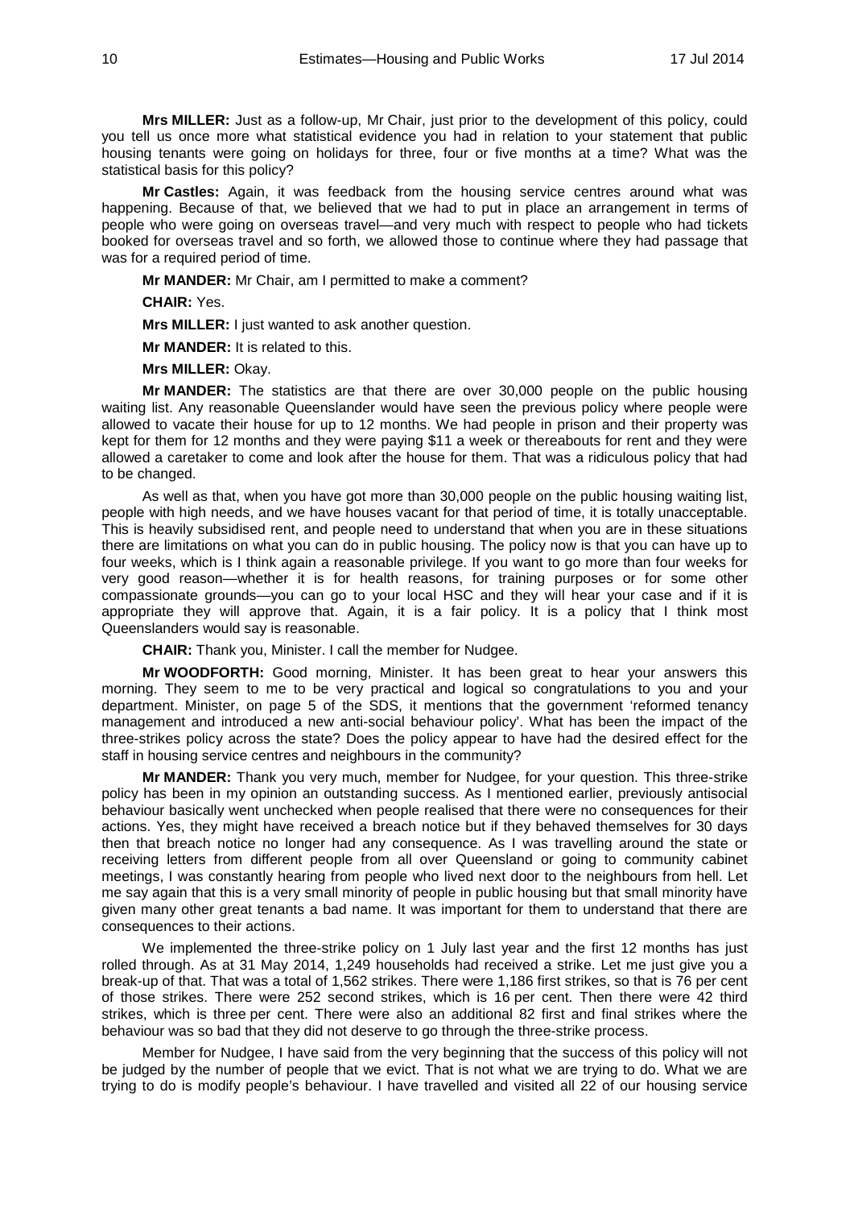**Mrs MILLER:** Just as a follow-up, Mr Chair, just prior to the development of this policy, could you tell us once more what statistical evidence you had in relation to your statement that public housing tenants were going on holidays for three, four or five months at a time? What was the statistical basis for this policy?

**Mr Castles:** Again, it was feedback from the housing service centres around what was happening. Because of that, we believed that we had to put in place an arrangement in terms of people who were going on overseas travel—and very much with respect to people who had tickets booked for overseas travel and so forth, we allowed those to continue where they had passage that was for a required period of time.

**Mr MANDER:** Mr Chair, am I permitted to make a comment?

**CHAIR:** Yes.

**Mrs MILLER:** I just wanted to ask another question.

**Mr MANDER:** It is related to this.

**Mrs MILLER:** Okay.

**Mr MANDER:** The statistics are that there are over 30,000 people on the public housing waiting list. Any reasonable Queenslander would have seen the previous policy where people were allowed to vacate their house for up to 12 months. We had people in prison and their property was kept for them for 12 months and they were paying $11 a week or thereabouts for rent and they were allowed a caretaker to come and look after the house for them. That was a ridiculous policy that had to be changed.

As well as that, when you have got more than 30,000 people on the public housing waiting list, people with high needs, and we have houses vacant for that period of time, it is totally unacceptable. This is heavily subsidised rent, and people need to understand that when you are in these situations there are limitations on what you can do in public housing. The policy now is that you can have up to four weeks, which is I think again a reasonable privilege. If you want to go more than four weeks for very good reason—whether it is for health reasons, for training purposes or for some other compassionate grounds—you can go to your local HSC and they will hear your case and if it is appropriate they will approve that. Again, it is a fair policy. It is a policy that I think most Queenslanders would say is reasonable.

**CHAIR:** Thank you, Minister. I call the member for Nudgee.

**Mr WOODFORTH:** Good morning, Minister. It has been great to hear your answers this morning. They seem to me to be very practical and logical so congratulations to you and your department. Minister, on page 5 of the SDS, it mentions that the government 'reformed tenancy management and introduced a new anti-social behaviour policy'. What has been the impact of the three-strikes policy across the state? Does the policy appear to have had the desired effect for the staff in housing service centres and neighbours in the community?

**Mr MANDER:** Thank you very much, member for Nudgee, for your question. This three-strike policy has been in my opinion an outstanding success. As I mentioned earlier, previously antisocial behaviour basically went unchecked when people realised that there were no consequences for their actions. Yes, they might have received a breach notice but if they behaved themselves for 30 days then that breach notice no longer had any consequence. As I was travelling around the state or receiving letters from different people from all over Queensland or going to community cabinet meetings, I was constantly hearing from people who lived next door to the neighbours from hell. Let me say again that this is a very small minority of people in public housing but that small minority have given many other great tenants a bad name. It was important for them to understand that there are consequences to their actions.

We implemented the three-strike policy on 1 July last year and the first 12 months has just rolled through. As at 31 May 2014, 1,249 households had received a strike. Let me just give you a break-up of that. That was a total of 1,562 strikes. There were 1,186 first strikes, so that is 76 per cent of those strikes. There were 252 second strikes, which is 16 per cent. Then there were 42 third strikes, which is three per cent. There were also an additional 82 first and final strikes where the behaviour was so bad that they did not deserve to go through the three-strike process.

Member for Nudgee, I have said from the very beginning that the success of this policy will not be judged by the number of people that we evict. That is not what we are trying to do. What we are trying to do is modify people's behaviour. I have travelled and visited all 22 of our housing service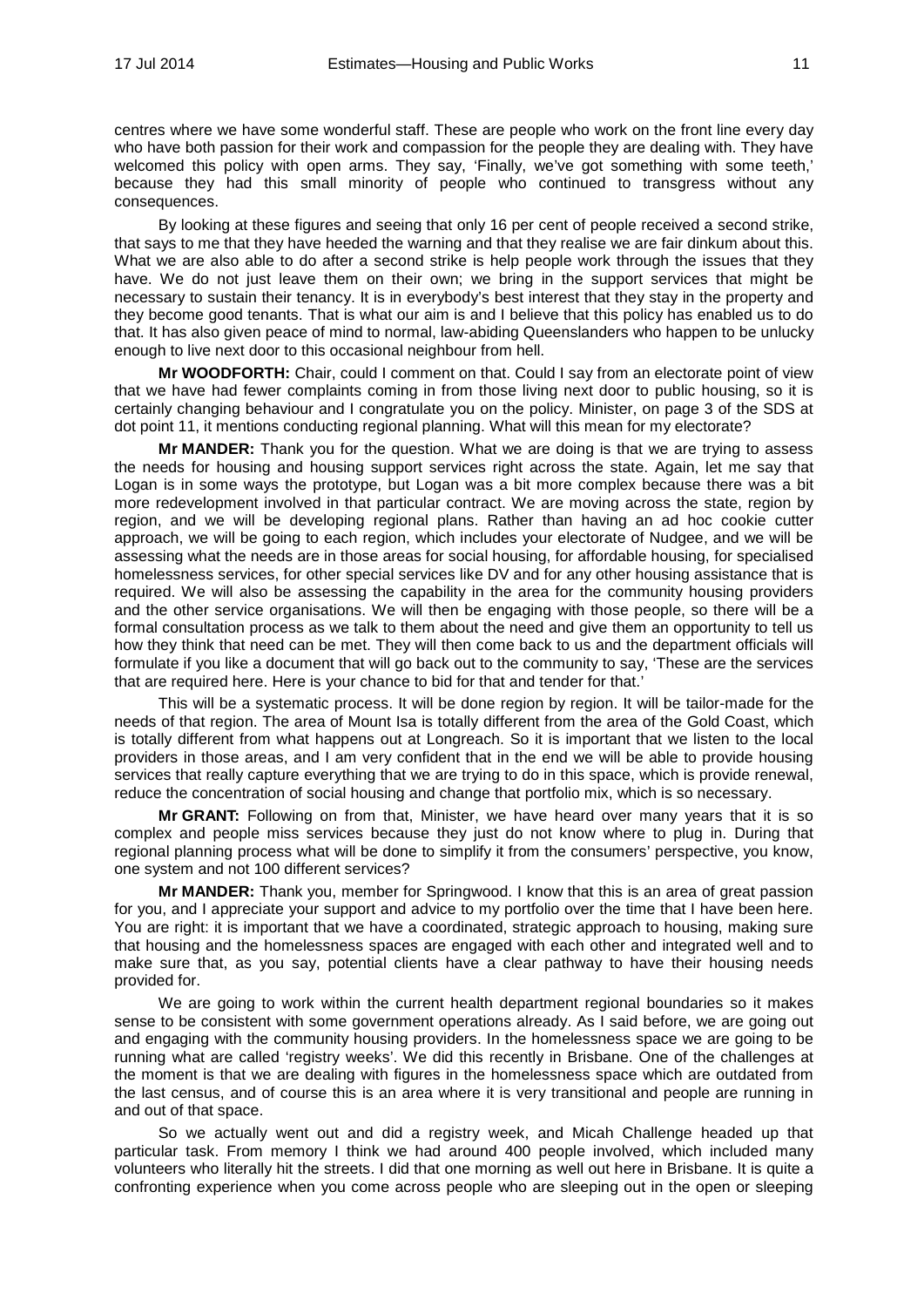centres where we have some wonderful staff. These are people who work on the front line every day who have both passion for their work and compassion for the people they are dealing with. They have welcomed this policy with open arms. They say, 'Finally, we've got something with some teeth,' because they had this small minority of people who continued to transgress without any consequences.

By looking at these figures and seeing that only 16 per cent of people received a second strike, that says to me that they have heeded the warning and that they realise we are fair dinkum about this. What we are also able to do after a second strike is help people work through the issues that they have. We do not just leave them on their own; we bring in the support services that might be necessary to sustain their tenancy. It is in everybody's best interest that they stay in the property and they become good tenants. That is what our aim is and I believe that this policy has enabled us to do that. It has also given peace of mind to normal, law-abiding Queenslanders who happen to be unlucky enough to live next door to this occasional neighbour from hell.

**Mr WOODFORTH:** Chair, could I comment on that. Could I say from an electorate point of view that we have had fewer complaints coming in from those living next door to public housing, so it is certainly changing behaviour and I congratulate you on the policy. Minister, on page 3 of the SDS at dot point 11, it mentions conducting regional planning. What will this mean for my electorate?

**Mr MANDER:** Thank you for the question. What we are doing is that we are trying to assess the needs for housing and housing support services right across the state. Again, let me say that Logan is in some ways the prototype, but Logan was a bit more complex because there was a bit more redevelopment involved in that particular contract. We are moving across the state, region by region, and we will be developing regional plans. Rather than having an ad hoc cookie cutter approach, we will be going to each region, which includes your electorate of Nudgee, and we will be assessing what the needs are in those areas for social housing, for affordable housing, for specialised homelessness services, for other special services like DV and for any other housing assistance that is required. We will also be assessing the capability in the area for the community housing providers and the other service organisations. We will then be engaging with those people, so there will be a formal consultation process as we talk to them about the need and give them an opportunity to tell us how they think that need can be met. They will then come back to us and the department officials will formulate if you like a document that will go back out to the community to say, 'These are the services that are required here. Here is your chance to bid for that and tender for that.'

This will be a systematic process. It will be done region by region. It will be tailor-made for the needs of that region. The area of Mount Isa is totally different from the area of the Gold Coast, which is totally different from what happens out at Longreach. So it is important that we listen to the local providers in those areas, and I am very confident that in the end we will be able to provide housing services that really capture everything that we are trying to do in this space, which is provide renewal, reduce the concentration of social housing and change that portfolio mix, which is so necessary.

**Mr GRANT:** Following on from that, Minister, we have heard over many years that it is so complex and people miss services because they just do not know where to plug in. During that regional planning process what will be done to simplify it from the consumers' perspective, you know, one system and not 100 different services?

**Mr MANDER:** Thank you, member for Springwood. I know that this is an area of great passion for you, and I appreciate your support and advice to my portfolio over the time that I have been here. You are right: it is important that we have a coordinated, strategic approach to housing, making sure that housing and the homelessness spaces are engaged with each other and integrated well and to make sure that, as you say, potential clients have a clear pathway to have their housing needs provided for.

We are going to work within the current health department regional boundaries so it makes sense to be consistent with some government operations already. As I said before, we are going out and engaging with the community housing providers. In the homelessness space we are going to be running what are called 'registry weeks'. We did this recently in Brisbane. One of the challenges at the moment is that we are dealing with figures in the homelessness space which are outdated from the last census, and of course this is an area where it is very transitional and people are running in and out of that space.

So we actually went out and did a registry week, and Micah Challenge headed up that particular task. From memory I think we had around 400 people involved, which included many volunteers who literally hit the streets. I did that one morning as well out here in Brisbane. It is quite a confronting experience when you come across people who are sleeping out in the open or sleeping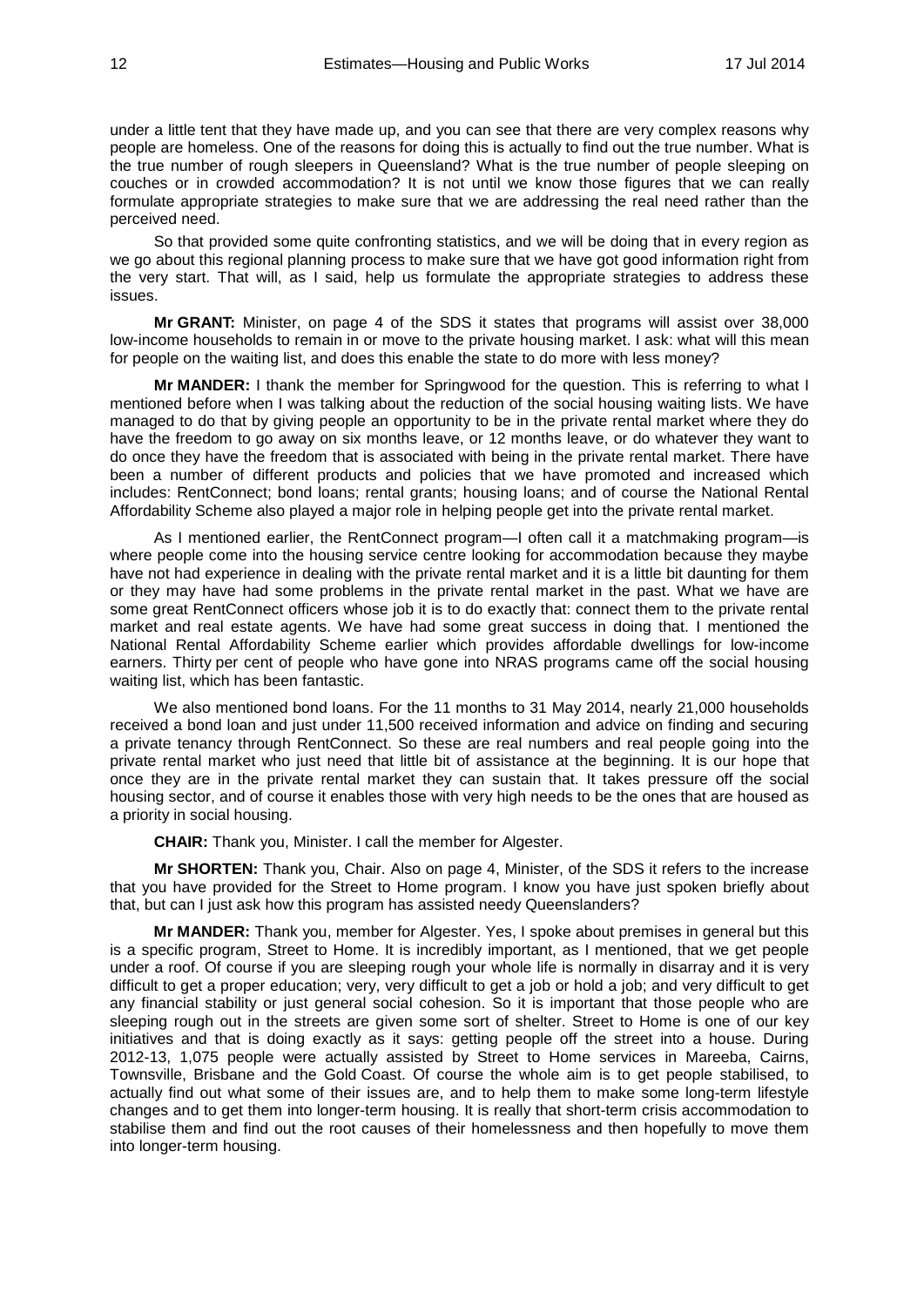under a little tent that they have made up, and you can see that there are very complex reasons why people are homeless. One of the reasons for doing this is actually to find out the true number. What is the true number of rough sleepers in Queensland? What is the true number of people sleeping on couches or in crowded accommodation? It is not until we know those figures that we can really formulate appropriate strategies to make sure that we are addressing the real need rather than the perceived need.

So that provided some quite confronting statistics, and we will be doing that in every region as we go about this regional planning process to make sure that we have got good information right from the very start. That will, as I said, help us formulate the appropriate strategies to address these issues.

**Mr GRANT:** Minister, on page 4 of the SDS it states that programs will assist over 38,000 low-income households to remain in or move to the private housing market. I ask: what will this mean for people on the waiting list, and does this enable the state to do more with less money?

**Mr MANDER:** I thank the member for Springwood for the question. This is referring to what I mentioned before when I was talking about the reduction of the social housing waiting lists. We have managed to do that by giving people an opportunity to be in the private rental market where they do have the freedom to go away on six months leave, or 12 months leave, or do whatever they want to do once they have the freedom that is associated with being in the private rental market. There have been a number of different products and policies that we have promoted and increased which includes: RentConnect; bond loans; rental grants; housing loans; and of course the National Rental Affordability Scheme also played a major role in helping people get into the private rental market.

As I mentioned earlier, the RentConnect program—I often call it a matchmaking program—is where people come into the housing service centre looking for accommodation because they maybe have not had experience in dealing with the private rental market and it is a little bit daunting for them or they may have had some problems in the private rental market in the past. What we have are some great RentConnect officers whose job it is to do exactly that: connect them to the private rental market and real estate agents. We have had some great success in doing that. I mentioned the National Rental Affordability Scheme earlier which provides affordable dwellings for low-income earners. Thirty per cent of people who have gone into NRAS programs came off the social housing waiting list, which has been fantastic.

We also mentioned bond loans. For the 11 months to 31 May 2014, nearly 21,000 households received a bond loan and just under 11,500 received information and advice on finding and securing a private tenancy through RentConnect. So these are real numbers and real people going into the private rental market who just need that little bit of assistance at the beginning. It is our hope that once they are in the private rental market they can sustain that. It takes pressure off the social housing sector, and of course it enables those with very high needs to be the ones that are housed as a priority in social housing.

**CHAIR:** Thank you, Minister. I call the member for Algester.

**Mr SHORTEN:** Thank you, Chair. Also on page 4, Minister, of the SDS it refers to the increase that you have provided for the Street to Home program. I know you have just spoken briefly about that, but can I just ask how this program has assisted needy Queenslanders?

**Mr MANDER:** Thank you, member for Algester. Yes, I spoke about premises in general but this is a specific program, Street to Home. It is incredibly important, as I mentioned, that we get people under a roof. Of course if you are sleeping rough your whole life is normally in disarray and it is very difficult to get a proper education; very, very difficult to get a job or hold a job; and very difficult to get any financial stability or just general social cohesion. So it is important that those people who are sleeping rough out in the streets are given some sort of shelter. Street to Home is one of our key initiatives and that is doing exactly as it says: getting people off the street into a house. During 2012-13, 1,075 people were actually assisted by Street to Home services in Mareeba, Cairns, Townsville, Brisbane and the Gold Coast. Of course the whole aim is to get people stabilised, to actually find out what some of their issues are, and to help them to make some long-term lifestyle changes and to get them into longer-term housing. It is really that short-term crisis accommodation to stabilise them and find out the root causes of their homelessness and then hopefully to move them into longer-term housing.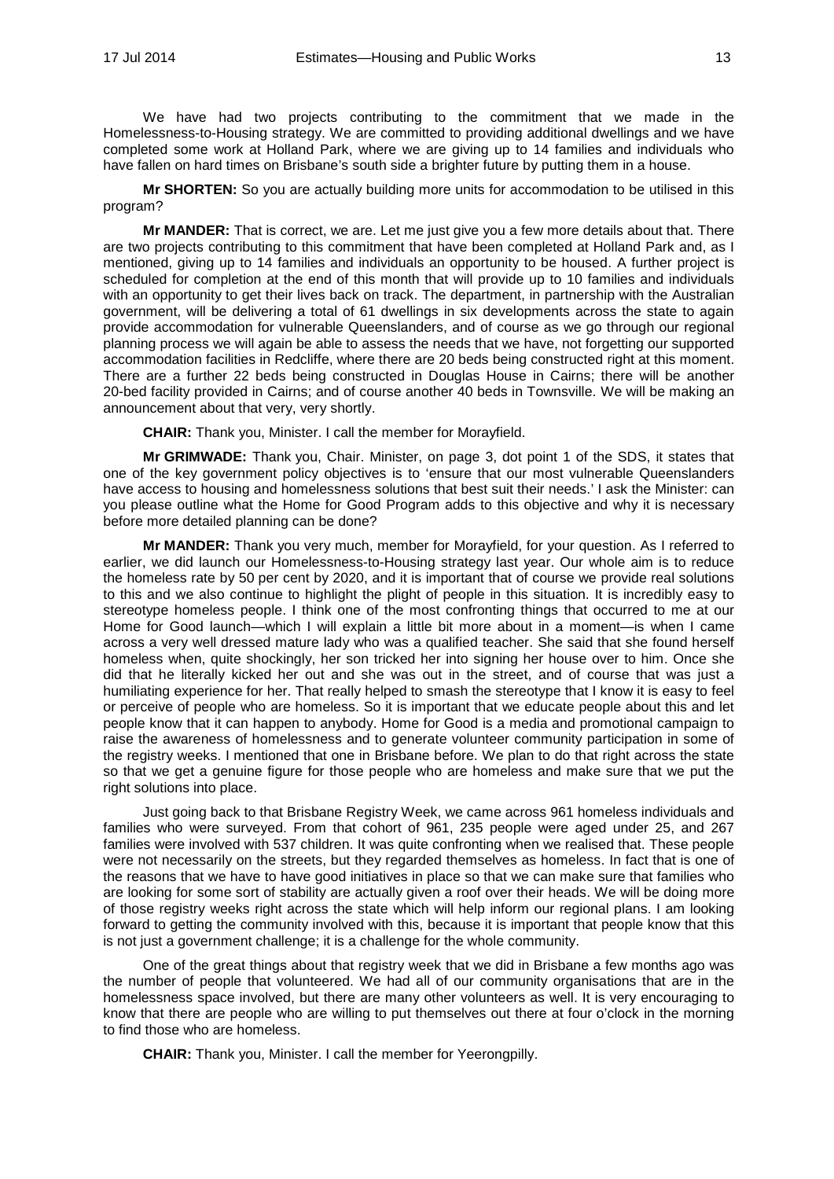We have had two projects contributing to the commitment that we made in the Homelessness-to-Housing strategy. We are committed to providing additional dwellings and we have completed some work at Holland Park, where we are giving up to 14 families and individuals who have fallen on hard times on Brisbane's south side a brighter future by putting them in a house.

**Mr SHORTEN:** So you are actually building more units for accommodation to be utilised in this program?

**Mr MANDER:** That is correct, we are. Let me just give you a few more details about that. There are two projects contributing to this commitment that have been completed at Holland Park and, as I mentioned, giving up to 14 families and individuals an opportunity to be housed. A further project is scheduled for completion at the end of this month that will provide up to 10 families and individuals with an opportunity to get their lives back on track. The department, in partnership with the Australian government, will be delivering a total of 61 dwellings in six developments across the state to again provide accommodation for vulnerable Queenslanders, and of course as we go through our regional planning process we will again be able to assess the needs that we have, not forgetting our supported accommodation facilities in Redcliffe, where there are 20 beds being constructed right at this moment. There are a further 22 beds being constructed in Douglas House in Cairns; there will be another 20-bed facility provided in Cairns; and of course another 40 beds in Townsville. We will be making an announcement about that very, very shortly.

**CHAIR:** Thank you, Minister. I call the member for Morayfield.

**Mr GRIMWADE:** Thank you, Chair. Minister, on page 3, dot point 1 of the SDS, it states that one of the key government policy objectives is to 'ensure that our most vulnerable Queenslanders have access to housing and homelessness solutions that best suit their needs.' I ask the Minister: can you please outline what the Home for Good Program adds to this objective and why it is necessary before more detailed planning can be done?

**Mr MANDER:** Thank you very much, member for Morayfield, for your question. As I referred to earlier, we did launch our Homelessness-to-Housing strategy last year. Our whole aim is to reduce the homeless rate by 50 per cent by 2020, and it is important that of course we provide real solutions to this and we also continue to highlight the plight of people in this situation. It is incredibly easy to stereotype homeless people. I think one of the most confronting things that occurred to me at our Home for Good launch—which I will explain a little bit more about in a moment—is when I came across a very well dressed mature lady who was a qualified teacher. She said that she found herself homeless when, quite shockingly, her son tricked her into signing her house over to him. Once she did that he literally kicked her out and she was out in the street, and of course that was just a humiliating experience for her. That really helped to smash the stereotype that I know it is easy to feel or perceive of people who are homeless. So it is important that we educate people about this and let people know that it can happen to anybody. Home for Good is a media and promotional campaign to raise the awareness of homelessness and to generate volunteer community participation in some of the registry weeks. I mentioned that one in Brisbane before. We plan to do that right across the state so that we get a genuine figure for those people who are homeless and make sure that we put the right solutions into place.

Just going back to that Brisbane Registry Week, we came across 961 homeless individuals and families who were surveyed. From that cohort of 961, 235 people were aged under 25, and 267 families were involved with 537 children. It was quite confronting when we realised that. These people were not necessarily on the streets, but they regarded themselves as homeless. In fact that is one of the reasons that we have to have good initiatives in place so that we can make sure that families who are looking for some sort of stability are actually given a roof over their heads. We will be doing more of those registry weeks right across the state which will help inform our regional plans. I am looking forward to getting the community involved with this, because it is important that people know that this is not just a government challenge; it is a challenge for the whole community.

One of the great things about that registry week that we did in Brisbane a few months ago was the number of people that volunteered. We had all of our community organisations that are in the homelessness space involved, but there are many other volunteers as well. It is very encouraging to know that there are people who are willing to put themselves out there at four o'clock in the morning to find those who are homeless.

**CHAIR:** Thank you, Minister. I call the member for Yeerongpilly.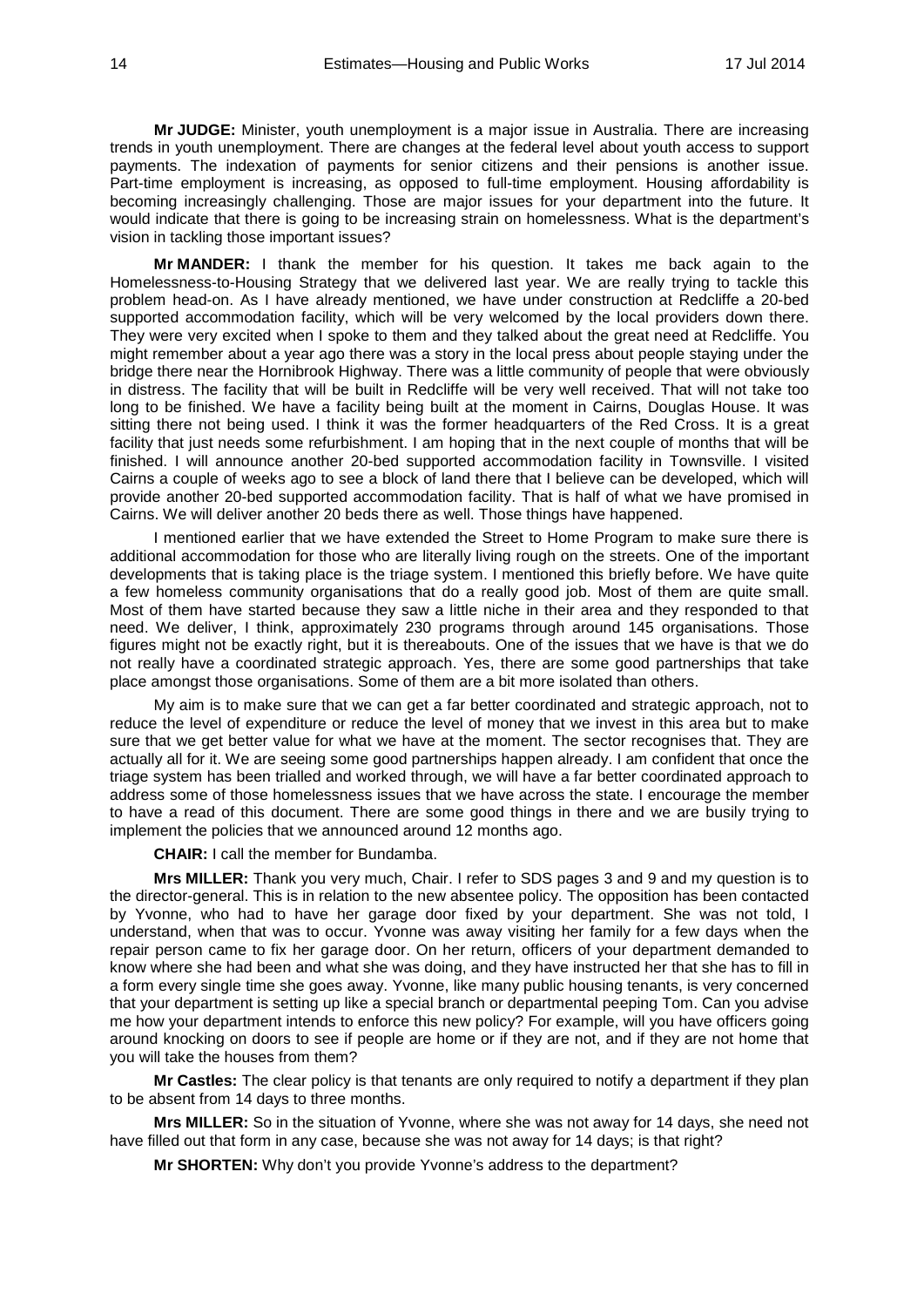**Mr JUDGE:** Minister, youth unemployment is a major issue in Australia. There are increasing trends in youth unemployment. There are changes at the federal level about youth access to support payments. The indexation of payments for senior citizens and their pensions is another issue. Part-time employment is increasing, as opposed to full-time employment. Housing affordability is becoming increasingly challenging. Those are major issues for your department into the future. It would indicate that there is going to be increasing strain on homelessness. What is the department's vision in tackling those important issues?

**Mr MANDER:** I thank the member for his question. It takes me back again to the Homelessness-to-Housing Strategy that we delivered last year. We are really trying to tackle this problem head-on. As I have already mentioned, we have under construction at Redcliffe a 20-bed supported accommodation facility, which will be very welcomed by the local providers down there. They were very excited when I spoke to them and they talked about the great need at Redcliffe. You might remember about a year ago there was a story in the local press about people staying under the bridge there near the Hornibrook Highway. There was a little community of people that were obviously in distress. The facility that will be built in Redcliffe will be very well received. That will not take too long to be finished. We have a facility being built at the moment in Cairns, Douglas House. It was sitting there not being used. I think it was the former headquarters of the Red Cross. It is a great facility that just needs some refurbishment. I am hoping that in the next couple of months that will be finished. I will announce another 20-bed supported accommodation facility in Townsville. I visited Cairns a couple of weeks ago to see a block of land there that I believe can be developed, which will provide another 20-bed supported accommodation facility. That is half of what we have promised in Cairns. We will deliver another 20 beds there as well. Those things have happened.

I mentioned earlier that we have extended the Street to Home Program to make sure there is additional accommodation for those who are literally living rough on the streets. One of the important developments that is taking place is the triage system. I mentioned this briefly before. We have quite a few homeless community organisations that do a really good job. Most of them are quite small. Most of them have started because they saw a little niche in their area and they responded to that need. We deliver, I think, approximately 230 programs through around 145 organisations. Those figures might not be exactly right, but it is thereabouts. One of the issues that we have is that we do not really have a coordinated strategic approach. Yes, there are some good partnerships that take place amongst those organisations. Some of them are a bit more isolated than others.

My aim is to make sure that we can get a far better coordinated and strategic approach, not to reduce the level of expenditure or reduce the level of money that we invest in this area but to make sure that we get better value for what we have at the moment. The sector recognises that. They are actually all for it. We are seeing some good partnerships happen already. I am confident that once the triage system has been trialled and worked through, we will have a far better coordinated approach to address some of those homelessness issues that we have across the state. I encourage the member to have a read of this document. There are some good things in there and we are busily trying to implement the policies that we announced around 12 months ago.

**CHAIR:** I call the member for Bundamba.

**Mrs MILLER:** Thank you very much, Chair. I refer to SDS pages 3 and 9 and my question is to the director-general. This is in relation to the new absentee policy. The opposition has been contacted by Yvonne, who had to have her garage door fixed by your department. She was not told, I understand, when that was to occur. Yvonne was away visiting her family for a few days when the repair person came to fix her garage door. On her return, officers of your department demanded to know where she had been and what she was doing, and they have instructed her that she has to fill in a form every single time she goes away. Yvonne, like many public housing tenants, is very concerned that your department is setting up like a special branch or departmental peeping Tom. Can you advise me how your department intends to enforce this new policy? For example, will you have officers going around knocking on doors to see if people are home or if they are not, and if they are not home that you will take the houses from them?

**Mr Castles:** The clear policy is that tenants are only required to notify a department if they plan to be absent from 14 days to three months.

**Mrs MILLER:** So in the situation of Yvonne, where she was not away for 14 days, she need not have filled out that form in any case, because she was not away for 14 days; is that right?

**Mr SHORTEN:** Why don't you provide Yvonne's address to the department?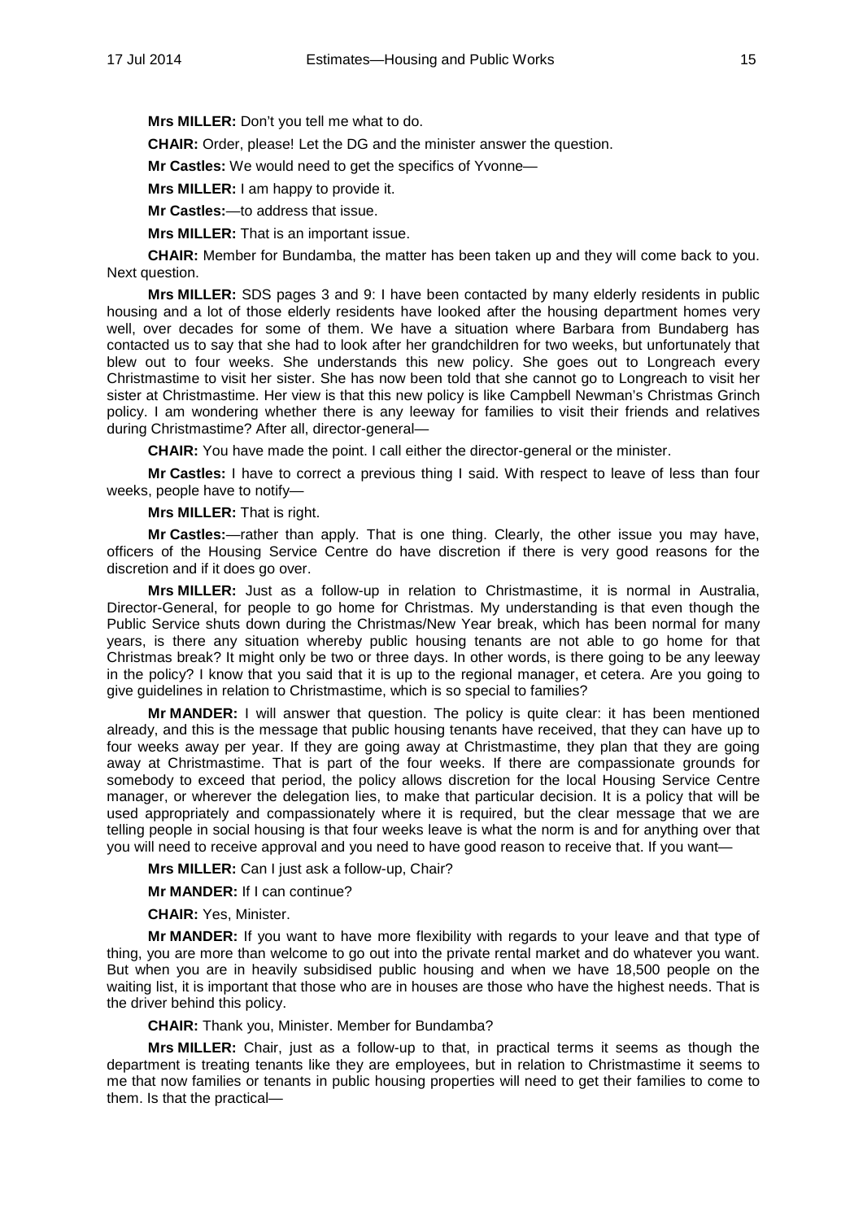**Mrs MILLER:** Don't you tell me what to do.

**CHAIR:** Order, please! Let the DG and the minister answer the question.

**Mr Castles:** We would need to get the specifics of Yvonne—

**Mrs MILLER:** I am happy to provide it.

**Mr Castles:**—to address that issue.

**Mrs MILLER:** That is an important issue.

**CHAIR:** Member for Bundamba, the matter has been taken up and they will come back to you. Next question.

**Mrs MILLER:** SDS pages 3 and 9: I have been contacted by many elderly residents in public housing and a lot of those elderly residents have looked after the housing department homes very well, over decades for some of them. We have a situation where Barbara from Bundaberg has contacted us to say that she had to look after her grandchildren for two weeks, but unfortunately that blew out to four weeks. She understands this new policy. She goes out to Longreach every Christmastime to visit her sister. She has now been told that she cannot go to Longreach to visit her sister at Christmastime. Her view is that this new policy is like Campbell Newman's Christmas Grinch policy. I am wondering whether there is any leeway for families to visit their friends and relatives during Christmastime? After all, director-general—

**CHAIR:** You have made the point. I call either the director-general or the minister.

**Mr Castles:** I have to correct a previous thing I said. With respect to leave of less than four weeks, people have to notify—

**Mrs MILLER:** That is right.

**Mr Castles:**—rather than apply. That is one thing. Clearly, the other issue you may have, officers of the Housing Service Centre do have discretion if there is very good reasons for the discretion and if it does go over.

**Mrs MILLER:** Just as a follow-up in relation to Christmastime, it is normal in Australia, Director-General, for people to go home for Christmas. My understanding is that even though the Public Service shuts down during the Christmas/New Year break, which has been normal for many years, is there any situation whereby public housing tenants are not able to go home for that Christmas break? It might only be two or three days. In other words, is there going to be any leeway in the policy? I know that you said that it is up to the regional manager, et cetera. Are you going to give guidelines in relation to Christmastime, which is so special to families?

**Mr MANDER:** I will answer that question. The policy is quite clear: it has been mentioned already, and this is the message that public housing tenants have received, that they can have up to four weeks away per year. If they are going away at Christmastime, they plan that they are going away at Christmastime. That is part of the four weeks. If there are compassionate grounds for somebody to exceed that period, the policy allows discretion for the local Housing Service Centre manager, or wherever the delegation lies, to make that particular decision. It is a policy that will be used appropriately and compassionately where it is required, but the clear message that we are telling people in social housing is that four weeks leave is what the norm is and for anything over that you will need to receive approval and you need to have good reason to receive that. If you want—

**Mrs MILLER:** Can I just ask a follow-up, Chair?

**Mr MANDER:** If I can continue?

**CHAIR:** Yes, Minister.

**Mr MANDER:** If you want to have more flexibility with regards to your leave and that type of thing, you are more than welcome to go out into the private rental market and do whatever you want. But when you are in heavily subsidised public housing and when we have 18,500 people on the waiting list, it is important that those who are in houses are those who have the highest needs. That is the driver behind this policy.

**CHAIR:** Thank you, Minister. Member for Bundamba?

**Mrs MILLER:** Chair, just as a follow-up to that, in practical terms it seems as though the department is treating tenants like they are employees, but in relation to Christmastime it seems to me that now families or tenants in public housing properties will need to get their families to come to them. Is that the practical—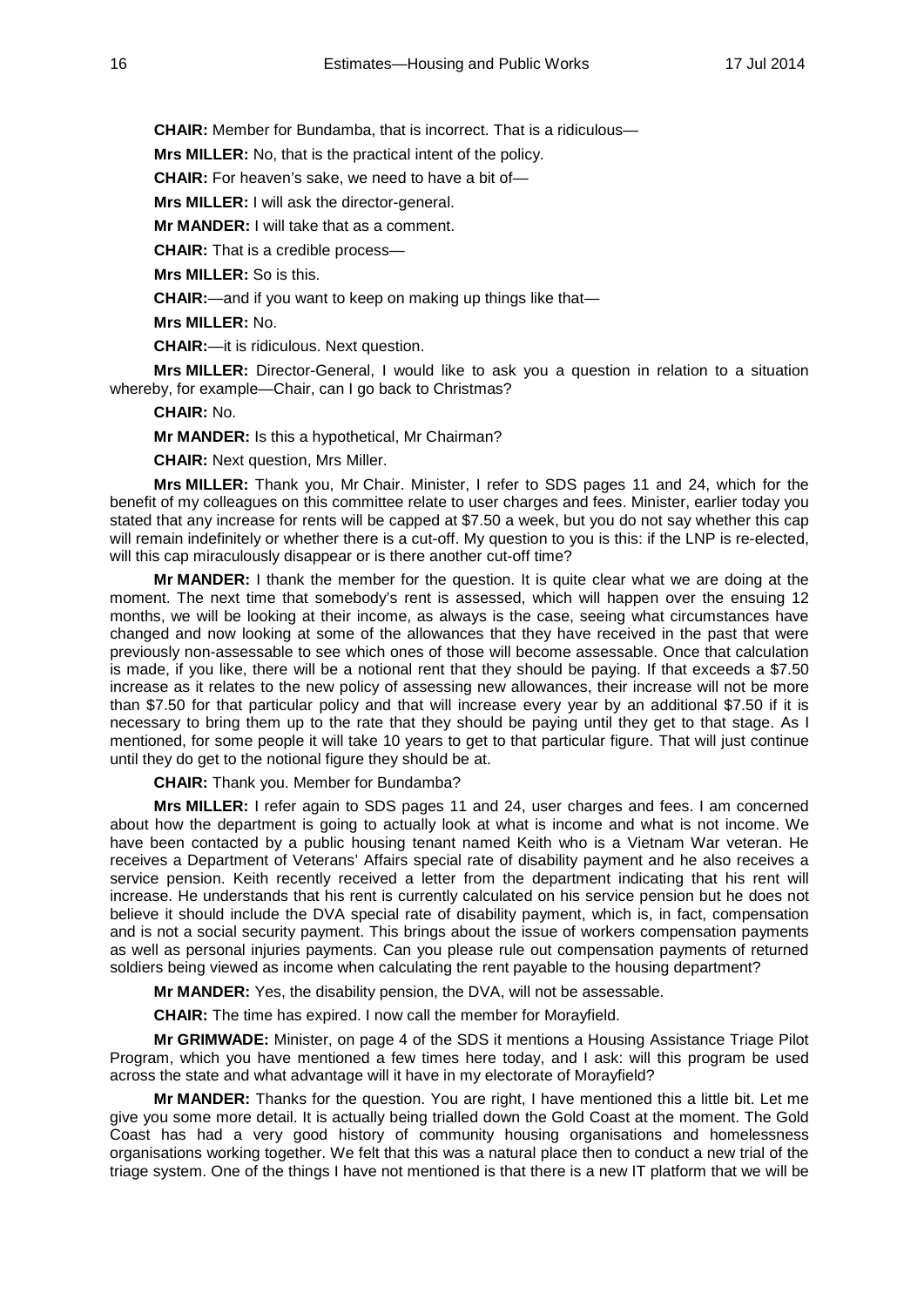**CHAIR:** Member for Bundamba, that is incorrect. That is a ridiculous—

**Mrs MILLER:** No, that is the practical intent of the policy.

**CHAIR:** For heaven's sake, we need to have a bit of—

**Mrs MILLER:** I will ask the director-general.

**Mr MANDER:** I will take that as a comment.

**CHAIR:** That is a credible process—

**Mrs MILLER:** So is this.

**CHAIR:**—and if you want to keep on making up things like that—

**Mrs MILLER:** No.

**CHAIR:**—it is ridiculous. Next question.

**Mrs MILLER:** Director-General, I would like to ask you a question in relation to a situation whereby, for example—Chair, can I go back to Christmas?

**CHAIR:** No.

**Mr MANDER:** Is this a hypothetical, Mr Chairman?

**CHAIR:** Next question, Mrs Miller.

**Mrs MILLER:** Thank you, Mr Chair. Minister, I refer to SDS pages 11 and 24, which for the benefit of my colleagues on this committee relate to user charges and fees. Minister, earlier today you stated that any increase for rents will be capped at $7.50 a week, but you do not say whether this cap will remain indefinitely or whether there is a cut-off. My question to you is this: if the LNP is re-elected, will this cap miraculously disappear or is there another cut-off time?

**Mr MANDER:** I thank the member for the question. It is quite clear what we are doing at the moment. The next time that somebody's rent is assessed, which will happen over the ensuing 12 months, we will be looking at their income, as always is the case, seeing what circumstances have changed and now looking at some of the allowances that they have received in the past that were previously non-assessable to see which ones of those will become assessable. Once that calculation is made, if you like, there will be a notional rent that they should be paying. If that exceeds a $7.50 increase as it relates to the new policy of assessing new allowances, their increase will not be more than $7.50 for that particular policy and that will increase every year by an additional $7.50 if it is necessary to bring them up to the rate that they should be paying until they get to that stage. As I mentioned, for some people it will take 10 years to get to that particular figure. That will just continue until they do get to the notional figure they should be at.

**CHAIR:** Thank you. Member for Bundamba?

**Mrs MILLER:** I refer again to SDS pages 11 and 24, user charges and fees. I am concerned about how the department is going to actually look at what is income and what is not income. We have been contacted by a public housing tenant named Keith who is a Vietnam War veteran. He receives a Department of Veterans' Affairs special rate of disability payment and he also receives a service pension. Keith recently received a letter from the department indicating that his rent will increase. He understands that his rent is currently calculated on his service pension but he does not believe it should include the DVA special rate of disability payment, which is, in fact, compensation and is not a social security payment. This brings about the issue of workers compensation payments as well as personal injuries payments. Can you please rule out compensation payments of returned soldiers being viewed as income when calculating the rent payable to the housing department?

**Mr MANDER:** Yes, the disability pension, the DVA, will not be assessable.

**CHAIR:** The time has expired. I now call the member for Morayfield.

**Mr GRIMWADE:** Minister, on page 4 of the SDS it mentions a Housing Assistance Triage Pilot Program, which you have mentioned a few times here today, and I ask: will this program be used across the state and what advantage will it have in my electorate of Morayfield?

**Mr MANDER:** Thanks for the question. You are right, I have mentioned this a little bit. Let me give you some more detail. It is actually being trialled down the Gold Coast at the moment. The Gold Coast has had a very good history of community housing organisations and homelessness organisations working together. We felt that this was a natural place then to conduct a new trial of the triage system. One of the things I have not mentioned is that there is a new IT platform that we will be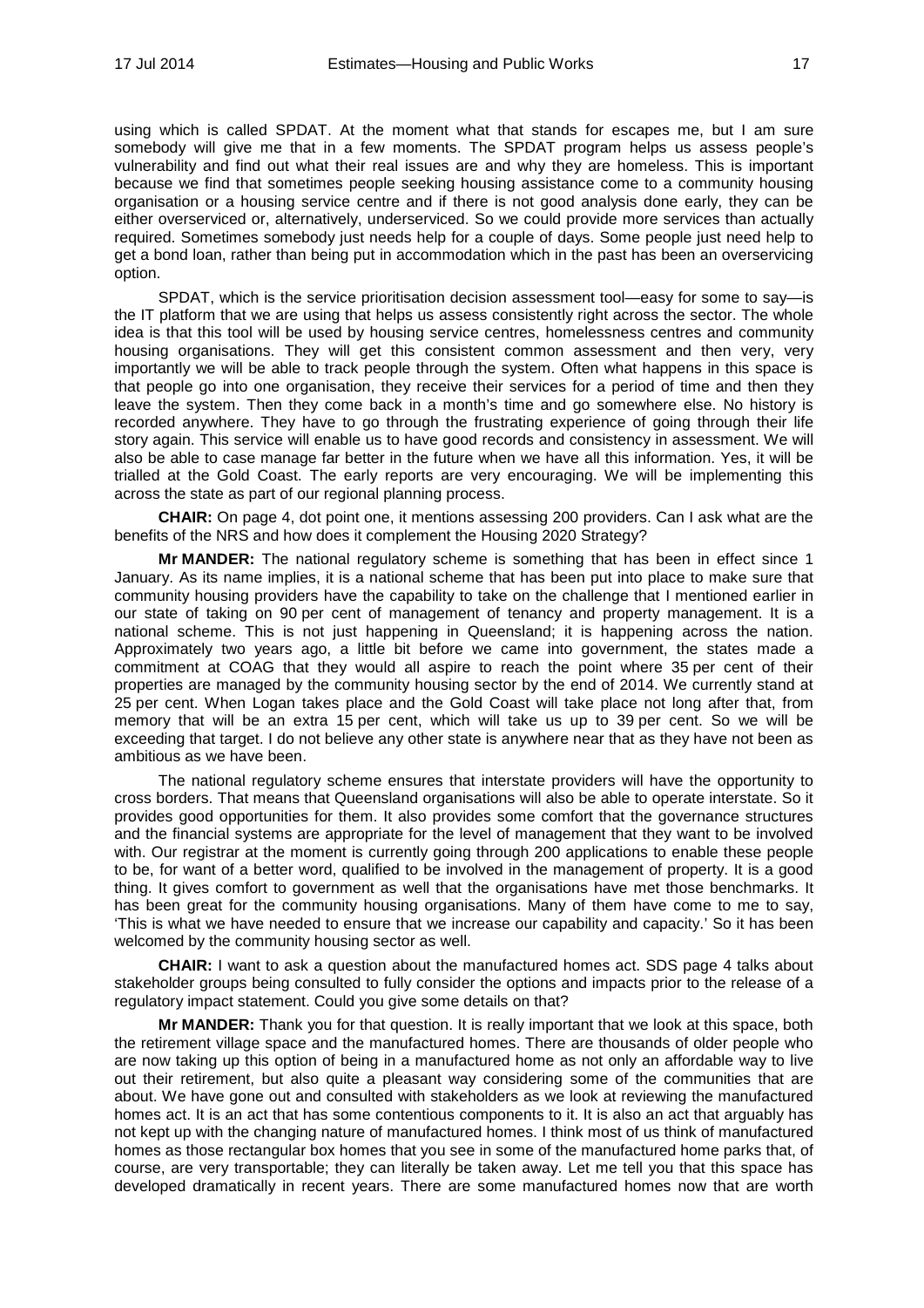using which is called SPDAT. At the moment what that stands for escapes me, but I am sure somebody will give me that in a few moments. The SPDAT program helps us assess people's vulnerability and find out what their real issues are and why they are homeless. This is important because we find that sometimes people seeking housing assistance come to a community housing organisation or a housing service centre and if there is not good analysis done early, they can be either overserviced or, alternatively, underserviced. So we could provide more services than actually required. Sometimes somebody just needs help for a couple of days. Some people just need help to get a bond loan, rather than being put in accommodation which in the past has been an overservicing option.

SPDAT, which is the service prioritisation decision assessment tool—easy for some to say—is the IT platform that we are using that helps us assess consistently right across the sector. The whole idea is that this tool will be used by housing service centres, homelessness centres and community housing organisations. They will get this consistent common assessment and then very, very importantly we will be able to track people through the system. Often what happens in this space is that people go into one organisation, they receive their services for a period of time and then they leave the system. Then they come back in a month's time and go somewhere else. No history is recorded anywhere. They have to go through the frustrating experience of going through their life story again. This service will enable us to have good records and consistency in assessment. We will also be able to case manage far better in the future when we have all this information. Yes, it will be trialled at the Gold Coast. The early reports are very encouraging. We will be implementing this across the state as part of our regional planning process.

**CHAIR:** On page 4, dot point one, it mentions assessing 200 providers. Can I ask what are the benefits of the NRS and how does it complement the Housing 2020 Strategy?

**Mr MANDER:** The national regulatory scheme is something that has been in effect since 1 January. As its name implies, it is a national scheme that has been put into place to make sure that community housing providers have the capability to take on the challenge that I mentioned earlier in our state of taking on 90 per cent of management of tenancy and property management. It is a national scheme. This is not just happening in Queensland; it is happening across the nation. Approximately two years ago, a little bit before we came into government, the states made a commitment at COAG that they would all aspire to reach the point where 35 per cent of their properties are managed by the community housing sector by the end of 2014. We currently stand at 25 per cent. When Logan takes place and the Gold Coast will take place not long after that, from memory that will be an extra 15 per cent, which will take us up to 39 per cent. So we will be exceeding that target. I do not believe any other state is anywhere near that as they have not been as ambitious as we have been.

The national regulatory scheme ensures that interstate providers will have the opportunity to cross borders. That means that Queensland organisations will also be able to operate interstate. So it provides good opportunities for them. It also provides some comfort that the governance structures and the financial systems are appropriate for the level of management that they want to be involved with. Our registrar at the moment is currently going through 200 applications to enable these people to be, for want of a better word, qualified to be involved in the management of property. It is a good thing. It gives comfort to government as well that the organisations have met those benchmarks. It has been great for the community housing organisations. Many of them have come to me to say, 'This is what we have needed to ensure that we increase our capability and capacity.' So it has been welcomed by the community housing sector as well.

**CHAIR:** I want to ask a question about the manufactured homes act. SDS page 4 talks about stakeholder groups being consulted to fully consider the options and impacts prior to the release of a regulatory impact statement. Could you give some details on that?

**Mr MANDER:** Thank you for that question. It is really important that we look at this space, both the retirement village space and the manufactured homes. There are thousands of older people who are now taking up this option of being in a manufactured home as not only an affordable way to live out their retirement, but also quite a pleasant way considering some of the communities that are about. We have gone out and consulted with stakeholders as we look at reviewing the manufactured homes act. It is an act that has some contentious components to it. It is also an act that arguably has not kept up with the changing nature of manufactured homes. I think most of us think of manufactured homes as those rectangular box homes that you see in some of the manufactured home parks that, of course, are very transportable; they can literally be taken away. Let me tell you that this space has developed dramatically in recent years. There are some manufactured homes now that are worth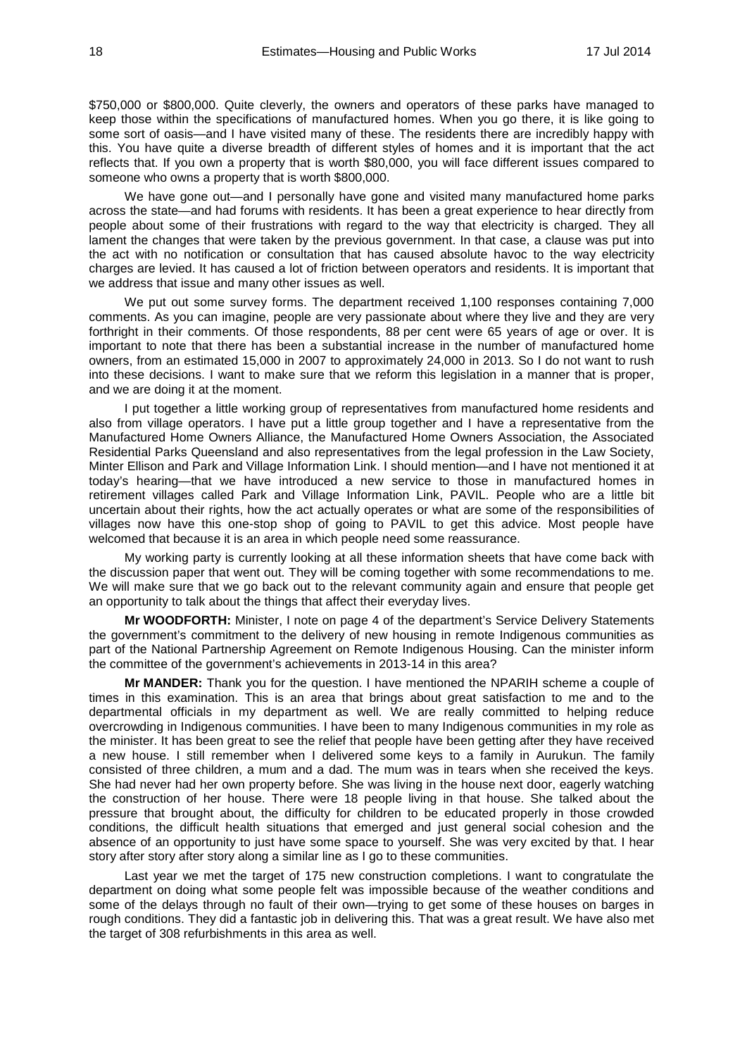$750,000 or $800,000. Quite cleverly, the owners and operators of these parks have managed to keep those within the specifications of manufactured homes. When you go there, it is like going to some sort of oasis—and I have visited many of these. The residents there are incredibly happy with this. You have quite a diverse breadth of different styles of homes and it is important that the act reflects that. If you own a property that is worth $80,000, you will face different issues compared to someone who owns a property that is worth $800,000.

We have gone out—and I personally have gone and visited many manufactured home parks across the state—and had forums with residents. It has been a great experience to hear directly from people about some of their frustrations with regard to the way that electricity is charged. They all lament the changes that were taken by the previous government. In that case, a clause was put into the act with no notification or consultation that has caused absolute havoc to the way electricity charges are levied. It has caused a lot of friction between operators and residents. It is important that we address that issue and many other issues as well.

We put out some survey forms. The department received 1,100 responses containing 7,000 comments. As you can imagine, people are very passionate about where they live and they are very forthright in their comments. Of those respondents, 88 per cent were 65 years of age or over. It is important to note that there has been a substantial increase in the number of manufactured home owners, from an estimated 15,000 in 2007 to approximately 24,000 in 2013. So I do not want to rush into these decisions. I want to make sure that we reform this legislation in a manner that is proper, and we are doing it at the moment.

I put together a little working group of representatives from manufactured home residents and also from village operators. I have put a little group together and I have a representative from the Manufactured Home Owners Alliance, the Manufactured Home Owners Association, the Associated Residential Parks Queensland and also representatives from the legal profession in the Law Society, Minter Ellison and Park and Village Information Link. I should mention—and I have not mentioned it at today's hearing—that we have introduced a new service to those in manufactured homes in retirement villages called Park and Village Information Link, PAVIL. People who are a little bit uncertain about their rights, how the act actually operates or what are some of the responsibilities of villages now have this one-stop shop of going to PAVIL to get this advice. Most people have welcomed that because it is an area in which people need some reassurance.

My working party is currently looking at all these information sheets that have come back with the discussion paper that went out. They will be coming together with some recommendations to me. We will make sure that we go back out to the relevant community again and ensure that people get an opportunity to talk about the things that affect their everyday lives.

**Mr WOODFORTH:** Minister, I note on page 4 of the department's Service Delivery Statements the government's commitment to the delivery of new housing in remote Indigenous communities as part of the National Partnership Agreement on Remote Indigenous Housing. Can the minister inform the committee of the government's achievements in 2013-14 in this area?

**Mr MANDER:** Thank you for the question. I have mentioned the NPARIH scheme a couple of times in this examination. This is an area that brings about great satisfaction to me and to the departmental officials in my department as well. We are really committed to helping reduce overcrowding in Indigenous communities. I have been to many Indigenous communities in my role as the minister. It has been great to see the relief that people have been getting after they have received a new house. I still remember when I delivered some keys to a family in Aurukun. The family consisted of three children, a mum and a dad. The mum was in tears when she received the keys. She had never had her own property before. She was living in the house next door, eagerly watching the construction of her house. There were 18 people living in that house. She talked about the pressure that brought about, the difficulty for children to be educated properly in those crowded conditions, the difficult health situations that emerged and just general social cohesion and the absence of an opportunity to just have some space to yourself. She was very excited by that. I hear story after story after story along a similar line as I go to these communities.

Last year we met the target of 175 new construction completions. I want to congratulate the department on doing what some people felt was impossible because of the weather conditions and some of the delays through no fault of their own—trying to get some of these houses on barges in rough conditions. They did a fantastic job in delivering this. That was a great result. We have also met the target of 308 refurbishments in this area as well.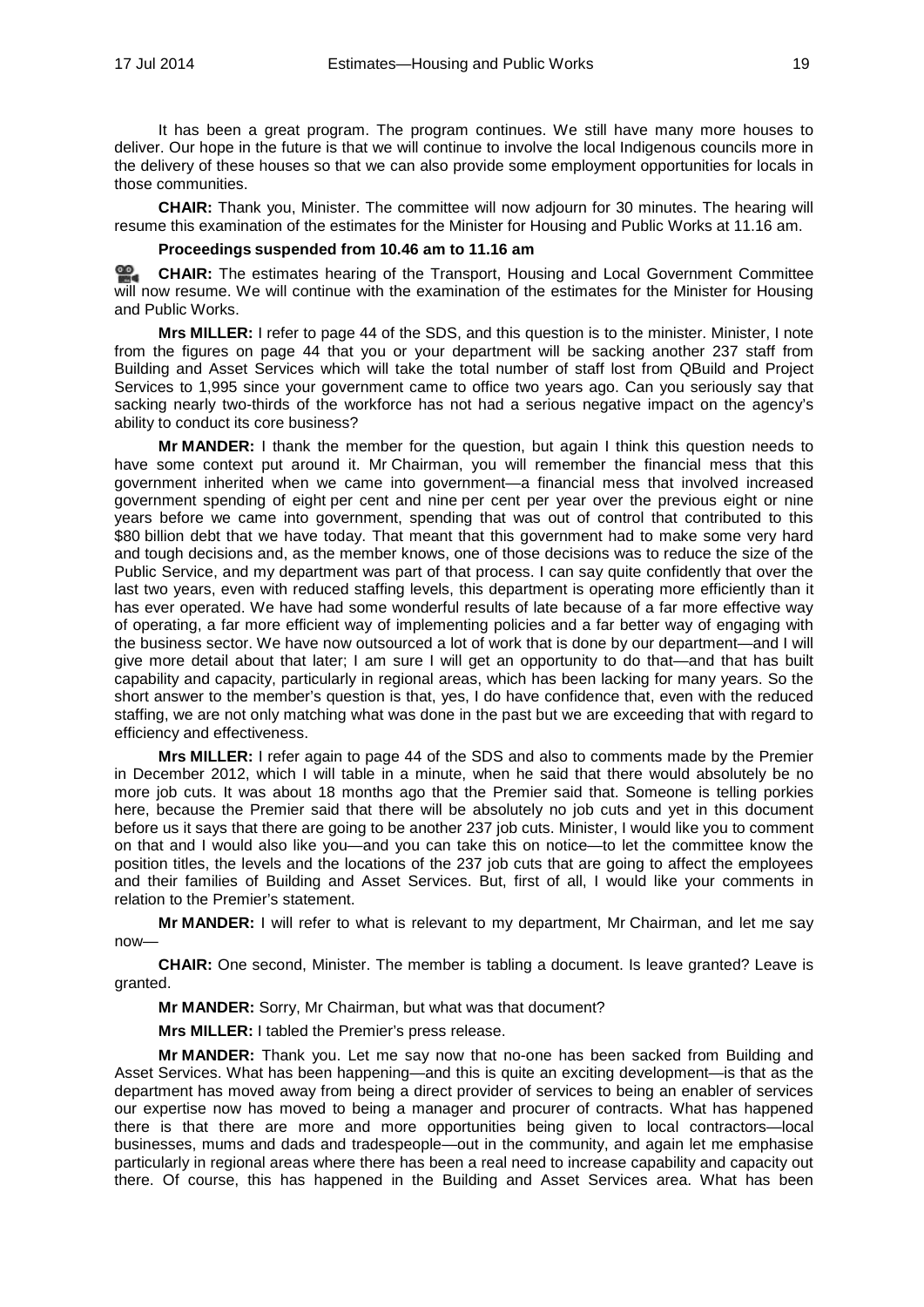It has been a great program. The program continues. We still have many more houses to deliver. Our hope in the future is that we will continue to involve the local Indigenous councils more in the delivery of these houses so that we can also provide some employment opportunities for locals in those communities.

**CHAIR:** Thank you, Minister. The committee will now adjourn for 30 minutes. The hearing will resume this examination of the estimates for the Minister for Housing and Public Works at 11.16 am.

**Proceedings suspended from 10.46 am to 11.16 am**

**CHAIR:** The estimates hearing of the Transport, Housing and Local Government Committee will now resume. We will continue with the examination of the estimates for the Minister for Housing and Public Works.

**Mrs MILLER:** I refer to page 44 of the SDS, and this question is to the minister. Minister, I note from the figures on page 44 that you or your department will be sacking another 237 staff from Building and Asset Services which will take the total number of staff lost from QBuild and Project Services to 1,995 since your government came to office two years ago. Can you seriously say that sacking nearly two-thirds of the workforce has not had a serious negative impact on the agency's ability to conduct its core business?

**Mr MANDER:** I thank the member for the question, but again I think this question needs to have some context put around it. Mr Chairman, you will remember the financial mess that this government inherited when we came into government—a financial mess that involved increased government spending of eight per cent and nine per cent per year over the previous eight or nine years before we came into government, spending that was out of control that contributed to this $80 billion debt that we have today. That meant that this government had to make some very hard and tough decisions and, as the member knows, one of those decisions was to reduce the size of the Public Service, and my department was part of that process. I can say quite confidently that over the last two years, even with reduced staffing levels, this department is operating more efficiently than it has ever operated. We have had some wonderful results of late because of a far more effective way of operating, a far more efficient way of implementing policies and a far better way of engaging with the business sector. We have now outsourced a lot of work that is done by our department—and I will give more detail about that later; I am sure I will get an opportunity to do that—and that has built capability and capacity, particularly in regional areas, which has been lacking for many years. So the short answer to the member's question is that, yes, I do have confidence that, even with the reduced staffing, we are not only matching what was done in the past but we are exceeding that with regard to efficiency and effectiveness.

**Mrs MILLER:** I refer again to page 44 of the SDS and also to comments made by the Premier in December 2012, which I will table in a minute, when he said that there would absolutely be no more job cuts. It was about 18 months ago that the Premier said that. Someone is telling porkies here, because the Premier said that there will be absolutely no job cuts and yet in this document before us it says that there are going to be another 237 job cuts. Minister, I would like you to comment on that and I would also like you—and you can take this on notice—to let the committee know the position titles, the levels and the locations of the 237 job cuts that are going to affect the employees and their families of Building and Asset Services. But, first of all, I would like your comments in relation to the Premier's statement.

**Mr MANDER:** I will refer to what is relevant to my department, Mr Chairman, and let me say now—

**CHAIR:** One second, Minister. The member is tabling a document. Is leave granted? Leave is granted.

**Mr MANDER:** Sorry, Mr Chairman, but what was that document?

**Mrs MILLER:** I tabled the Premier's press release.

**Mr MANDER:** Thank you. Let me say now that no-one has been sacked from Building and Asset Services. What has been happening—and this is quite an exciting development—is that as the department has moved away from being a direct provider of services to being an enabler of services our expertise now has moved to being a manager and procurer of contracts. What has happened there is that there are more and more opportunities being given to local contractors—local businesses, mums and dads and tradespeople—out in the community, and again let me emphasise particularly in regional areas where there has been a real need to increase capability and capacity out there. Of course, this has happened in the Building and Asset Services area. What has been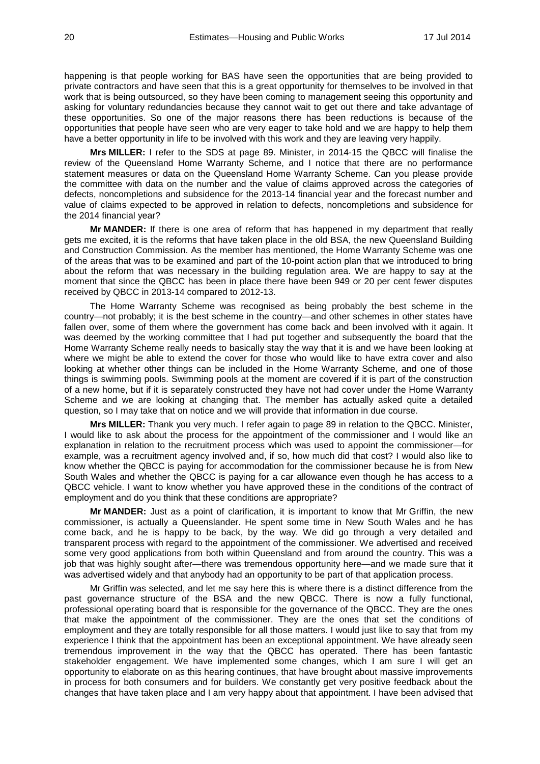happening is that people working for BAS have seen the opportunities that are being provided to private contractors and have seen that this is a great opportunity for themselves to be involved in that work that is being outsourced, so they have been coming to management seeing this opportunity and asking for voluntary redundancies because they cannot wait to get out there and take advantage of these opportunities. So one of the major reasons there has been reductions is because of the opportunities that people have seen who are very eager to take hold and we are happy to help them have a better opportunity in life to be involved with this work and they are leaving very happily.

**Mrs MILLER:** I refer to the SDS at page 89. Minister, in 2014-15 the QBCC will finalise the review of the Queensland Home Warranty Scheme, and I notice that there are no performance statement measures or data on the Queensland Home Warranty Scheme. Can you please provide the committee with data on the number and the value of claims approved across the categories of defects, noncompletions and subsidence for the 2013-14 financial year and the forecast number and value of claims expected to be approved in relation to defects, noncompletions and subsidence for the 2014 financial year?

**Mr MANDER:** If there is one area of reform that has happened in my department that really gets me excited, it is the reforms that have taken place in the old BSA, the new Queensland Building and Construction Commission. As the member has mentioned, the Home Warranty Scheme was one of the areas that was to be examined and part of the 10-point action plan that we introduced to bring about the reform that was necessary in the building regulation area. We are happy to say at the moment that since the QBCC has been in place there have been 949 or 20 per cent fewer disputes received by QBCC in 2013-14 compared to 2012-13.

The Home Warranty Scheme was recognised as being probably the best scheme in the country—not probably; it is the best scheme in the country—and other schemes in other states have fallen over, some of them where the government has come back and been involved with it again. It was deemed by the working committee that I had put together and subsequently the board that the Home Warranty Scheme really needs to basically stay the way that it is and we have been looking at where we might be able to extend the cover for those who would like to have extra cover and also looking at whether other things can be included in the Home Warranty Scheme, and one of those things is swimming pools. Swimming pools at the moment are covered if it is part of the construction of a new home, but if it is separately constructed they have not had cover under the Home Warranty Scheme and we are looking at changing that. The member has actually asked quite a detailed question, so I may take that on notice and we will provide that information in due course.

**Mrs MILLER:** Thank you very much. I refer again to page 89 in relation to the QBCC. Minister, I would like to ask about the process for the appointment of the commissioner and I would like an explanation in relation to the recruitment process which was used to appoint the commissioner—for example, was a recruitment agency involved and, if so, how much did that cost? I would also like to know whether the QBCC is paying for accommodation for the commissioner because he is from New South Wales and whether the QBCC is paying for a car allowance even though he has access to a QBCC vehicle. I want to know whether you have approved these in the conditions of the contract of employment and do you think that these conditions are appropriate?

**Mr MANDER:** Just as a point of clarification, it is important to know that Mr Griffin, the new commissioner, is actually a Queenslander. He spent some time in New South Wales and he has come back, and he is happy to be back, by the way. We did go through a very detailed and transparent process with regard to the appointment of the commissioner. We advertised and received some very good applications from both within Queensland and from around the country. This was a job that was highly sought after—there was tremendous opportunity here—and we made sure that it was advertised widely and that anybody had an opportunity to be part of that application process.

Mr Griffin was selected, and let me say here this is where there is a distinct difference from the past governance structure of the BSA and the new QBCC. There is now a fully functional, professional operating board that is responsible for the governance of the QBCC. They are the ones that make the appointment of the commissioner. They are the ones that set the conditions of employment and they are totally responsible for all those matters. I would just like to say that from my experience I think that the appointment has been an exceptional appointment. We have already seen tremendous improvement in the way that the QBCC has operated. There has been fantastic stakeholder engagement. We have implemented some changes, which I am sure I will get an opportunity to elaborate on as this hearing continues, that have brought about massive improvements in process for both consumers and for builders. We constantly get very positive feedback about the changes that have taken place and I am very happy about that appointment. I have been advised that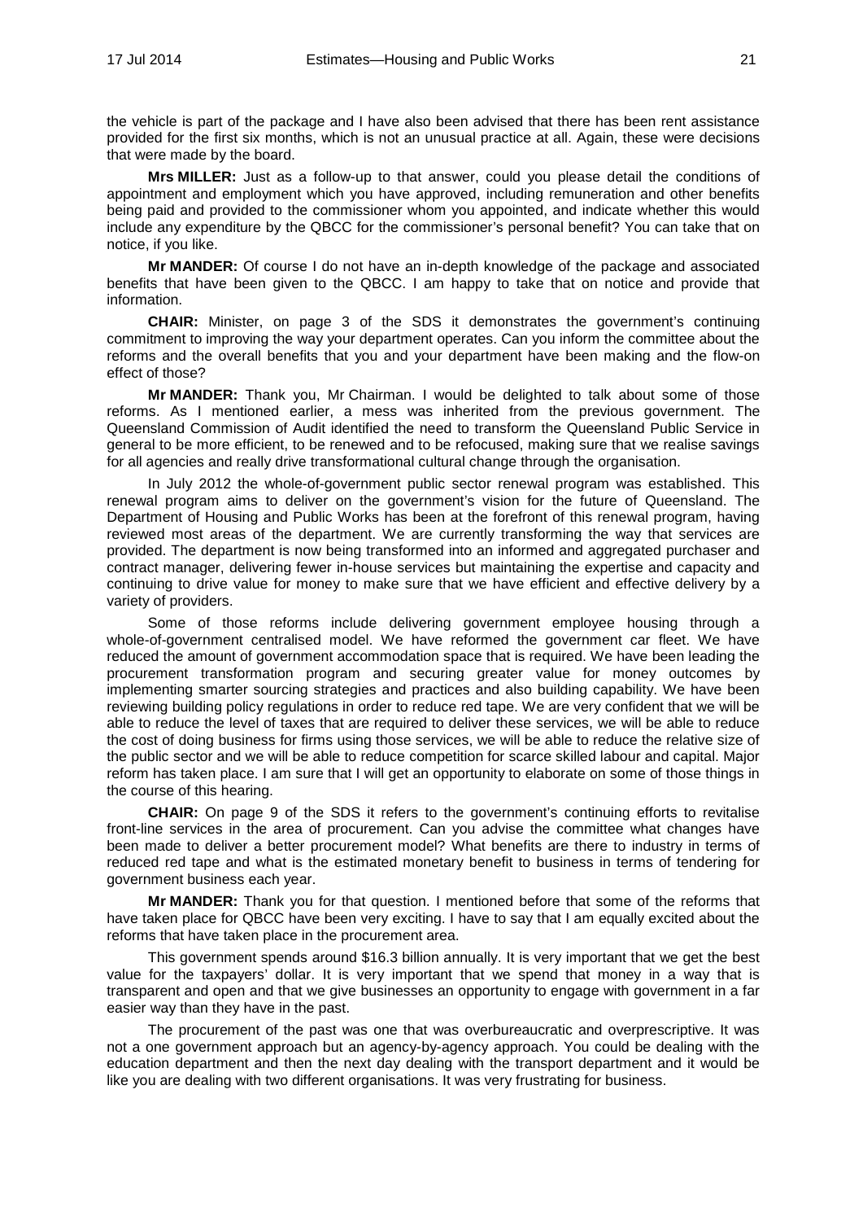the vehicle is part of the package and I have also been advised that there has been rent assistance provided for the first six months, which is not an unusual practice at all. Again, these were decisions that were made by the board.

**Mrs MILLER:** Just as a follow-up to that answer, could you please detail the conditions of appointment and employment which you have approved, including remuneration and other benefits being paid and provided to the commissioner whom you appointed, and indicate whether this would include any expenditure by the QBCC for the commissioner's personal benefit? You can take that on notice, if you like.

**Mr MANDER:** Of course I do not have an in-depth knowledge of the package and associated benefits that have been given to the QBCC. I am happy to take that on notice and provide that information.

**CHAIR:** Minister, on page 3 of the SDS it demonstrates the government's continuing commitment to improving the way your department operates. Can you inform the committee about the reforms and the overall benefits that you and your department have been making and the flow-on effect of those?

**Mr MANDER:** Thank you, Mr Chairman. I would be delighted to talk about some of those reforms. As I mentioned earlier, a mess was inherited from the previous government. The Queensland Commission of Audit identified the need to transform the Queensland Public Service in general to be more efficient, to be renewed and to be refocused, making sure that we realise savings for all agencies and really drive transformational cultural change through the organisation.

In July 2012 the whole-of-government public sector renewal program was established. This renewal program aims to deliver on the government's vision for the future of Queensland. The Department of Housing and Public Works has been at the forefront of this renewal program, having reviewed most areas of the department. We are currently transforming the way that services are provided. The department is now being transformed into an informed and aggregated purchaser and contract manager, delivering fewer in-house services but maintaining the expertise and capacity and continuing to drive value for money to make sure that we have efficient and effective delivery by a variety of providers.

Some of those reforms include delivering government employee housing through a whole-of-government centralised model. We have reformed the government car fleet. We have reduced the amount of government accommodation space that is required. We have been leading the procurement transformation program and securing greater value for money outcomes by implementing smarter sourcing strategies and practices and also building capability. We have been reviewing building policy regulations in order to reduce red tape. We are very confident that we will be able to reduce the level of taxes that are required to deliver these services, we will be able to reduce the cost of doing business for firms using those services, we will be able to reduce the relative size of the public sector and we will be able to reduce competition for scarce skilled labour and capital. Major reform has taken place. I am sure that I will get an opportunity to elaborate on some of those things in the course of this hearing.

**CHAIR:** On page 9 of the SDS it refers to the government's continuing efforts to revitalise front-line services in the area of procurement. Can you advise the committee what changes have been made to deliver a better procurement model? What benefits are there to industry in terms of reduced red tape and what is the estimated monetary benefit to business in terms of tendering for government business each year.

**Mr MANDER:** Thank you for that question. I mentioned before that some of the reforms that have taken place for QBCC have been very exciting. I have to say that I am equally excited about the reforms that have taken place in the procurement area.

This government spends around $16.3 billion annually. It is very important that we get the best value for the taxpayers' dollar. It is very important that we spend that money in a way that is transparent and open and that we give businesses an opportunity to engage with government in a far easier way than they have in the past.

The procurement of the past was one that was overbureaucratic and overprescriptive. It was not a one government approach but an agency-by-agency approach. You could be dealing with the education department and then the next day dealing with the transport department and it would be like you are dealing with two different organisations. It was very frustrating for business.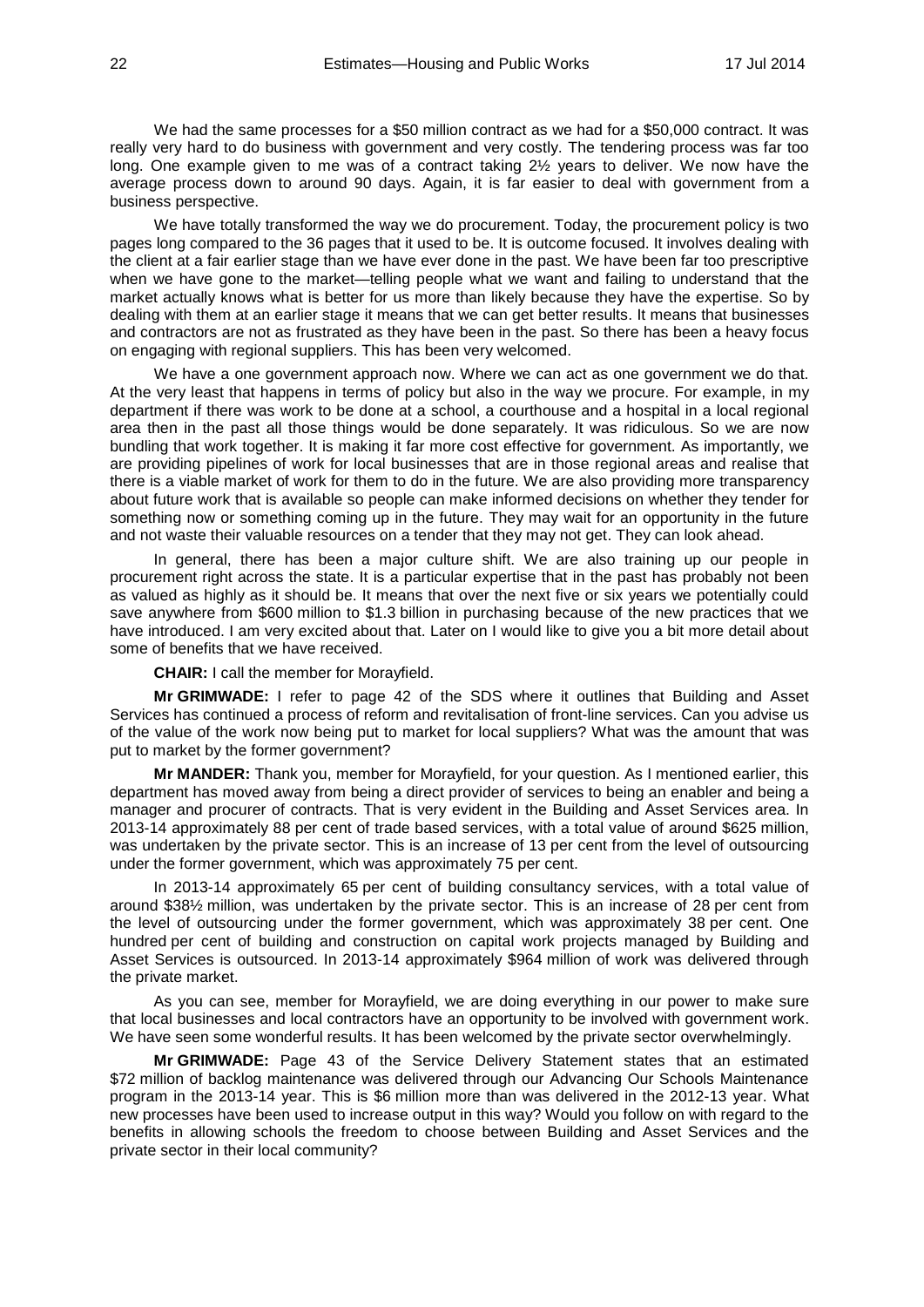We had the same processes for a $50 million contract as we had for a $50,000 contract. It was really very hard to do business with government and very costly. The tendering process was far too long. One example given to me was of a contract taking 2½ years to deliver. We now have the average process down to around 90 days. Again, it is far easier to deal with government from a business perspective.

We have totally transformed the way we do procurement. Today, the procurement policy is two pages long compared to the 36 pages that it used to be. It is outcome focused. It involves dealing with the client at a fair earlier stage than we have ever done in the past. We have been far too prescriptive when we have gone to the market—telling people what we want and failing to understand that the market actually knows what is better for us more than likely because they have the expertise. So by dealing with them at an earlier stage it means that we can get better results. It means that businesses and contractors are not as frustrated as they have been in the past. So there has been a heavy focus on engaging with regional suppliers. This has been very welcomed.

We have a one government approach now. Where we can act as one government we do that. At the very least that happens in terms of policy but also in the way we procure. For example, in my department if there was work to be done at a school, a courthouse and a hospital in a local regional area then in the past all those things would be done separately. It was ridiculous. So we are now bundling that work together. It is making it far more cost effective for government. As importantly, we are providing pipelines of work for local businesses that are in those regional areas and realise that there is a viable market of work for them to do in the future. We are also providing more transparency about future work that is available so people can make informed decisions on whether they tender for something now or something coming up in the future. They may wait for an opportunity in the future and not waste their valuable resources on a tender that they may not get. They can look ahead.

In general, there has been a major culture shift. We are also training up our people in procurement right across the state. It is a particular expertise that in the past has probably not been as valued as highly as it should be. It means that over the next five or six years we potentially could save anywhere from $600 million to $1.3 billion in purchasing because of the new practices that we have introduced. I am very excited about that. Later on I would like to give you a bit more detail about some of benefits that we have received.

**CHAIR:** I call the member for Morayfield.

**Mr GRIMWADE:** I refer to page 42 of the SDS where it outlines that Building and Asset Services has continued a process of reform and revitalisation of front-line services. Can you advise us of the value of the work now being put to market for local suppliers? What was the amount that was put to market by the former government?

**Mr MANDER:** Thank you, member for Morayfield, for your question. As I mentioned earlier, this department has moved away from being a direct provider of services to being an enabler and being a manager and procurer of contracts. That is very evident in the Building and Asset Services area. In 2013-14 approximately 88 per cent of trade based services, with a total value of around $625 million, was undertaken by the private sector. This is an increase of 13 per cent from the level of outsourcing under the former government, which was approximately 75 per cent.

In 2013-14 approximately 65 per cent of building consultancy services, with a total value of around $38½ million, was undertaken by the private sector. This is an increase of 28 per cent from the level of outsourcing under the former government, which was approximately 38 per cent. One hundred per cent of building and construction on capital work projects managed by Building and Asset Services is outsourced. In 2013-14 approximately $964 million of work was delivered through the private market.

As you can see, member for Morayfield, we are doing everything in our power to make sure that local businesses and local contractors have an opportunity to be involved with government work. We have seen some wonderful results. It has been welcomed by the private sector overwhelmingly.

**Mr GRIMWADE:** Page 43 of the Service Delivery Statement states that an estimated $72 million of backlog maintenance was delivered through our Advancing Our Schools Maintenance program in the 2013-14 year. This is $6 million more than was delivered in the 2012-13 year. What new processes have been used to increase output in this way? Would you follow on with regard to the benefits in allowing schools the freedom to choose between Building and Asset Services and the private sector in their local community?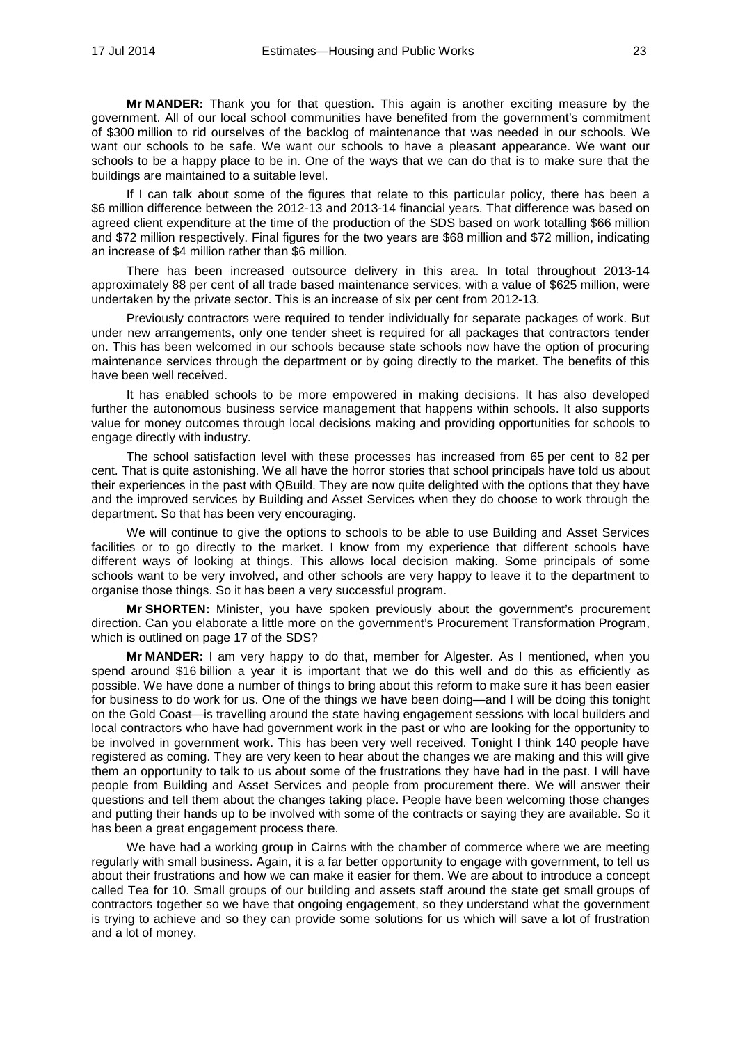**Mr MANDER:** Thank you for that question. This again is another exciting measure by the government. All of our local school communities have benefited from the government's commitment of $300 million to rid ourselves of the backlog of maintenance that was needed in our schools. We want our schools to be safe. We want our schools to have a pleasant appearance. We want our schools to be a happy place to be in. One of the ways that we can do that is to make sure that the buildings are maintained to a suitable level.

If I can talk about some of the figures that relate to this particular policy, there has been a $6 million difference between the 2012-13 and 2013-14 financial years. That difference was based on agreed client expenditure at the time of the production of the SDS based on work totalling $66 million and $72 million respectively. Final figures for the two years are $68 million and $72 million, indicating an increase of $4 million rather than $6 million.

There has been increased outsource delivery in this area. In total throughout 2013-14 approximately 88 per cent of all trade based maintenance services, with a value of $625 million, were undertaken by the private sector. This is an increase of six per cent from 2012-13.

Previously contractors were required to tender individually for separate packages of work. But under new arrangements, only one tender sheet is required for all packages that contractors tender on. This has been welcomed in our schools because state schools now have the option of procuring maintenance services through the department or by going directly to the market. The benefits of this have been well received.

It has enabled schools to be more empowered in making decisions. It has also developed further the autonomous business service management that happens within schools. It also supports value for money outcomes through local decisions making and providing opportunities for schools to engage directly with industry.

The school satisfaction level with these processes has increased from 65 per cent to 82 per cent. That is quite astonishing. We all have the horror stories that school principals have told us about their experiences in the past with QBuild. They are now quite delighted with the options that they have and the improved services by Building and Asset Services when they do choose to work through the department. So that has been very encouraging.

We will continue to give the options to schools to be able to use Building and Asset Services facilities or to go directly to the market. I know from my experience that different schools have different ways of looking at things. This allows local decision making. Some principals of some schools want to be very involved, and other schools are very happy to leave it to the department to organise those things. So it has been a very successful program.

**Mr SHORTEN:** Minister, you have spoken previously about the government's procurement direction. Can you elaborate a little more on the government's Procurement Transformation Program, which is outlined on page 17 of the SDS?

**Mr MANDER:** I am very happy to do that, member for Algester. As I mentioned, when you spend around $16 billion a year it is important that we do this well and do this as efficiently as possible. We have done a number of things to bring about this reform to make sure it has been easier for business to do work for us. One of the things we have been doing—and I will be doing this tonight on the Gold Coast—is travelling around the state having engagement sessions with local builders and local contractors who have had government work in the past or who are looking for the opportunity to be involved in government work. This has been very well received. Tonight I think 140 people have registered as coming. They are very keen to hear about the changes we are making and this will give them an opportunity to talk to us about some of the frustrations they have had in the past. I will have people from Building and Asset Services and people from procurement there. We will answer their questions and tell them about the changes taking place. People have been welcoming those changes and putting their hands up to be involved with some of the contracts or saying they are available. So it has been a great engagement process there.

We have had a working group in Cairns with the chamber of commerce where we are meeting regularly with small business. Again, it is a far better opportunity to engage with government, to tell us about their frustrations and how we can make it easier for them. We are about to introduce a concept called Tea for 10. Small groups of our building and assets staff around the state get small groups of contractors together so we have that ongoing engagement, so they understand what the government is trying to achieve and so they can provide some solutions for us which will save a lot of frustration and a lot of money.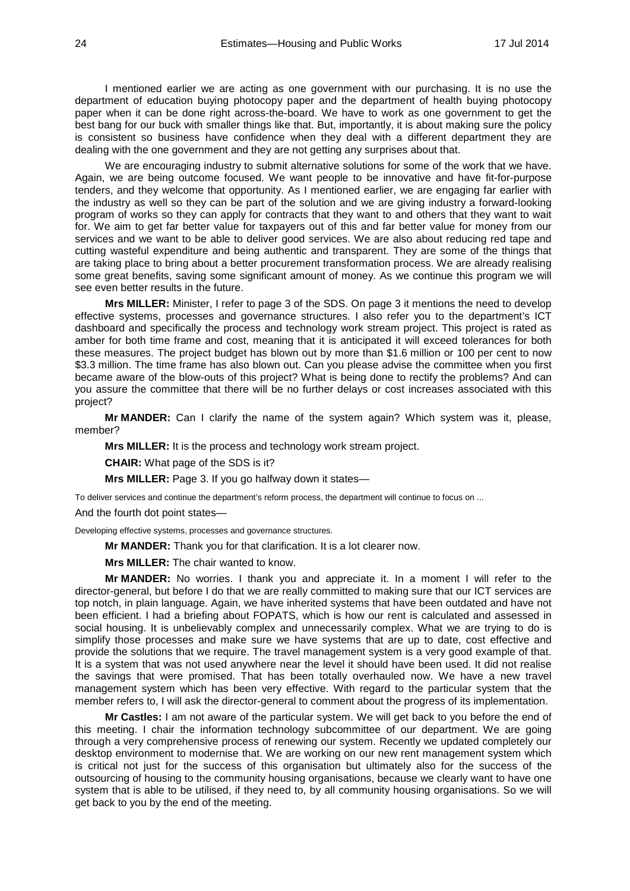I mentioned earlier we are acting as one government with our purchasing. It is no use the department of education buying photocopy paper and the department of health buying photocopy paper when it can be done right across-the-board. We have to work as one government to get the best bang for our buck with smaller things like that. But, importantly, it is about making sure the policy is consistent so business have confidence when they deal with a different department they are dealing with the one government and they are not getting any surprises about that.

We are encouraging industry to submit alternative solutions for some of the work that we have. Again, we are being outcome focused. We want people to be innovative and have fit-for-purpose tenders, and they welcome that opportunity. As I mentioned earlier, we are engaging far earlier with the industry as well so they can be part of the solution and we are giving industry a forward-looking program of works so they can apply for contracts that they want to and others that they want to wait for. We aim to get far better value for taxpayers out of this and far better value for money from our services and we want to be able to deliver good services. We are also about reducing red tape and cutting wasteful expenditure and being authentic and transparent. They are some of the things that are taking place to bring about a better procurement transformation process. We are already realising some great benefits, saving some significant amount of money. As we continue this program we will see even better results in the future.

**Mrs MILLER:** Minister, I refer to page 3 of the SDS. On page 3 it mentions the need to develop effective systems, processes and governance structures. I also refer you to the department's ICT dashboard and specifically the process and technology work stream project. This project is rated as amber for both time frame and cost, meaning that it is anticipated it will exceed tolerances for both these measures. The project budget has blown out by more than $1.6 million or 100 per cent to now $3.3 million. The time frame has also blown out. Can you please advise the committee when you first became aware of the blow-outs of this project? What is being done to rectify the problems? And can you assure the committee that there will be no further delays or cost increases associated with this project?

**Mr MANDER:** Can I clarify the name of the system again? Which system was it, please, member?

**Mrs MILLER:** It is the process and technology work stream project.

**CHAIR:** What page of the SDS is it?

**Mrs MILLER:** Page 3. If you go halfway down it states—

To deliver services and continue the department's reform process, the department will continue to focus on ...

And the fourth dot point states—

Developing effective systems, processes and governance structures.

**Mr MANDER:** Thank you for that clarification. It is a lot clearer now.

**Mrs MILLER:** The chair wanted to know.

**Mr MANDER:** No worries. I thank you and appreciate it. In a moment I will refer to the director-general, but before I do that we are really committed to making sure that our ICT services are top notch, in plain language. Again, we have inherited systems that have been outdated and have not been efficient. I had a briefing about FOPATS, which is how our rent is calculated and assessed in social housing. It is unbelievably complex and unnecessarily complex. What we are trying to do is simplify those processes and make sure we have systems that are up to date, cost effective and provide the solutions that we require. The travel management system is a very good example of that. It is a system that was not used anywhere near the level it should have been used. It did not realise the savings that were promised. That has been totally overhauled now. We have a new travel management system which has been very effective. With regard to the particular system that the member refers to, I will ask the director-general to comment about the progress of its implementation.

**Mr Castles:** I am not aware of the particular system. We will get back to you before the end of this meeting. I chair the information technology subcommittee of our department. We are going through a very comprehensive process of renewing our system. Recently we updated completely our desktop environment to modernise that. We are working on our new rent management system which is critical not just for the success of this organisation but ultimately also for the success of the outsourcing of housing to the community housing organisations, because we clearly want to have one system that is able to be utilised, if they need to, by all community housing organisations. So we will get back to you by the end of the meeting.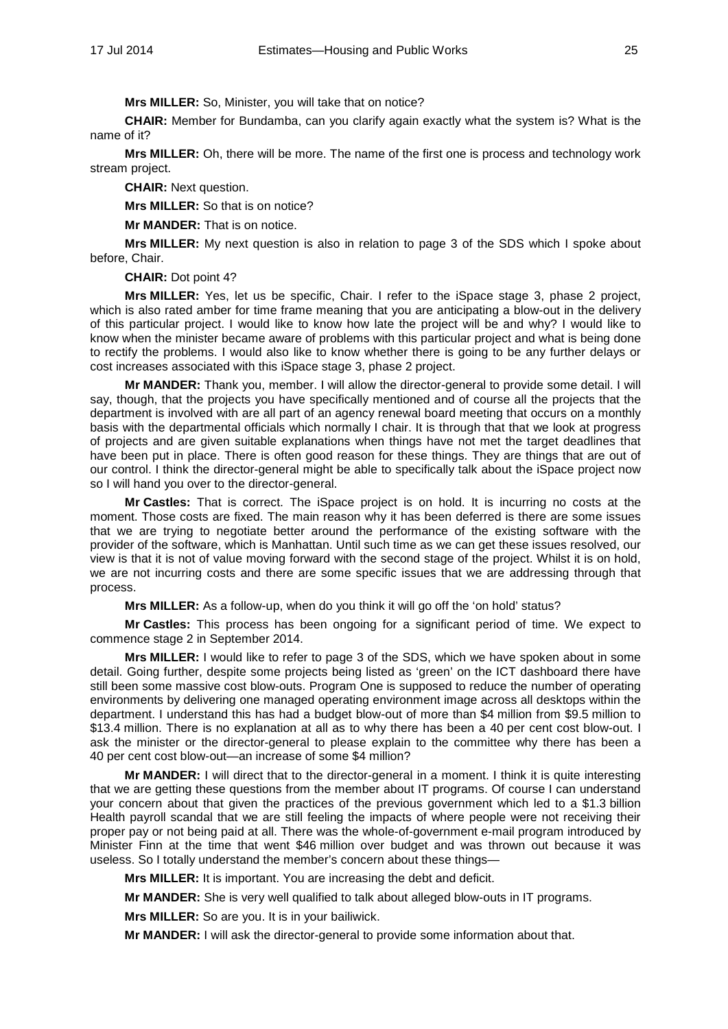**Mrs MILLER:** So, Minister, you will take that on notice?

**CHAIR:** Member for Bundamba, can you clarify again exactly what the system is? What is the name of it?

**Mrs MILLER:** Oh, there will be more. The name of the first one is process and technology work stream project.

**CHAIR:** Next question.

**Mrs MILLER:** So that is on notice?

**Mr MANDER:** That is on notice.

**Mrs MILLER:** My next question is also in relation to page 3 of the SDS which I spoke about before, Chair.

**CHAIR:** Dot point 4?

**Mrs MILLER:** Yes, let us be specific, Chair. I refer to the iSpace stage 3, phase 2 project, which is also rated amber for time frame meaning that you are anticipating a blow-out in the delivery of this particular project. I would like to know how late the project will be and why? I would like to know when the minister became aware of problems with this particular project and what is being done to rectify the problems. I would also like to know whether there is going to be any further delays or cost increases associated with this iSpace stage 3, phase 2 project.

**Mr MANDER:** Thank you, member. I will allow the director-general to provide some detail. I will say, though, that the projects you have specifically mentioned and of course all the projects that the department is involved with are all part of an agency renewal board meeting that occurs on a monthly basis with the departmental officials which normally I chair. It is through that that we look at progress of projects and are given suitable explanations when things have not met the target deadlines that have been put in place. There is often good reason for these things. They are things that are out of our control. I think the director-general might be able to specifically talk about the iSpace project now so I will hand you over to the director-general.

**Mr Castles:** That is correct. The iSpace project is on hold. It is incurring no costs at the moment. Those costs are fixed. The main reason why it has been deferred is there are some issues that we are trying to negotiate better around the performance of the existing software with the provider of the software, which is Manhattan. Until such time as we can get these issues resolved, our view is that it is not of value moving forward with the second stage of the project. Whilst it is on hold, we are not incurring costs and there are some specific issues that we are addressing through that process.

**Mrs MILLER:** As a follow-up, when do you think it will go off the 'on hold' status?

**Mr Castles:** This process has been ongoing for a significant period of time. We expect to commence stage 2 in September 2014.

**Mrs MILLER:** I would like to refer to page 3 of the SDS, which we have spoken about in some detail. Going further, despite some projects being listed as 'green' on the ICT dashboard there have still been some massive cost blow-outs. Program One is supposed to reduce the number of operating environments by delivering one managed operating environment image across all desktops within the department. I understand this has had a budget blow-out of more than $4 million from $9.5 million to $13.4 million. There is no explanation at all as to why there has been a 40 per cent cost blow-out. I ask the minister or the director-general to please explain to the committee why there has been a 40 per cent cost blow-out—an increase of some $4 million?

**Mr MANDER:** I will direct that to the director-general in a moment. I think it is quite interesting that we are getting these questions from the member about IT programs. Of course I can understand your concern about that given the practices of the previous government which led to a $1.3 billion Health payroll scandal that we are still feeling the impacts of where people were not receiving their proper pay or not being paid at all. There was the whole-of-government e-mail program introduced by Minister Finn at the time that went $46 million over budget and was thrown out because it was useless. So I totally understand the member's concern about these things—

**Mrs MILLER:** It is important. You are increasing the debt and deficit.

**Mr MANDER:** She is very well qualified to talk about alleged blow-outs in IT programs.

**Mrs MILLER:** So are you. It is in your bailiwick.

**Mr MANDER:** I will ask the director-general to provide some information about that.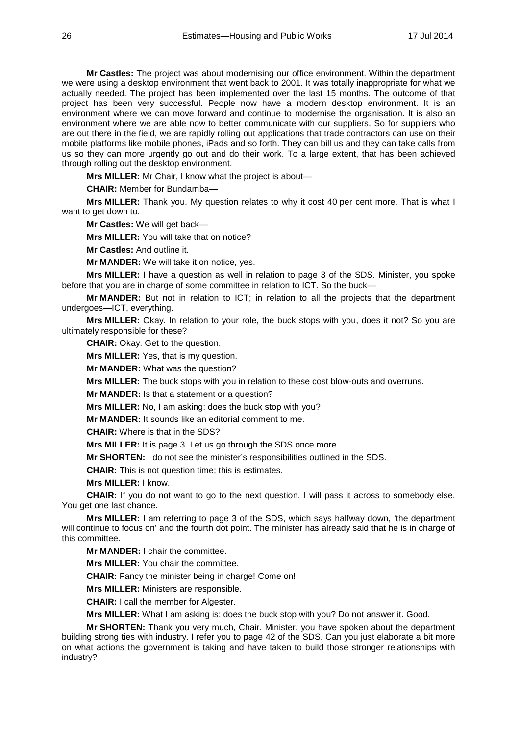**Mr Castles:** The project was about modernising our office environment. Within the department we were using a desktop environment that went back to 2001. It was totally inappropriate for what we actually needed. The project has been implemented over the last 15 months. The outcome of that project has been very successful. People now have a modern desktop environment. It is an environment where we can move forward and continue to modernise the organisation. It is also an environment where we are able now to better communicate with our suppliers. So for suppliers who are out there in the field, we are rapidly rolling out applications that trade contractors can use on their mobile platforms like mobile phones, iPads and so forth. They can bill us and they can take calls from us so they can more urgently go out and do their work. To a large extent, that has been achieved through rolling out the desktop environment.

**Mrs MILLER:** Mr Chair, I know what the project is about—

**CHAIR:** Member for Bundamba—

**Mrs MILLER:** Thank you. My question relates to why it cost 40 per cent more. That is what I want to get down to.

**Mr Castles:** We will get back—

**Mrs MILLER:** You will take that on notice?

**Mr Castles:** And outline it.

**Mr MANDER:** We will take it on notice, yes.

**Mrs MILLER:** I have a question as well in relation to page 3 of the SDS. Minister, you spoke before that you are in charge of some committee in relation to ICT. So the buck—

**Mr MANDER:** But not in relation to ICT; in relation to all the projects that the department undergoes—ICT, everything.

**Mrs MILLER:** Okay. In relation to your role, the buck stops with you, does it not? So you are ultimately responsible for these?

**CHAIR:** Okay. Get to the question.

**Mrs MILLER:** Yes, that is my question.

**Mr MANDER:** What was the question?

**Mrs MILLER:** The buck stops with you in relation to these cost blow-outs and overruns.

**Mr MANDER:** Is that a statement or a question?

**Mrs MILLER:** No, I am asking: does the buck stop with you?

**Mr MANDER:** It sounds like an editorial comment to me.

**CHAIR:** Where is that in the SDS?

**Mrs MILLER:** It is page 3. Let us go through the SDS once more.

**Mr SHORTEN:** I do not see the minister's responsibilities outlined in the SDS.

**CHAIR:** This is not question time; this is estimates.

**Mrs MILLER:** I know.

**CHAIR:** If you do not want to go to the next question, I will pass it across to somebody else. You get one last chance.

**Mrs MILLER:** I am referring to page 3 of the SDS, which says halfway down, 'the department will continue to focus on' and the fourth dot point. The minister has already said that he is in charge of this committee.

**Mr MANDER:** I chair the committee.

**Mrs MILLER:** You chair the committee.

**CHAIR:** Fancy the minister being in charge! Come on!

**Mrs MILLER:** Ministers are responsible.

**CHAIR:** I call the member for Algester.

**Mrs MILLER:** What I am asking is: does the buck stop with you? Do not answer it. Good.

**Mr SHORTEN:** Thank you very much, Chair. Minister, you have spoken about the department building strong ties with industry. I refer you to page 42 of the SDS. Can you just elaborate a bit more on what actions the government is taking and have taken to build those stronger relationships with industry?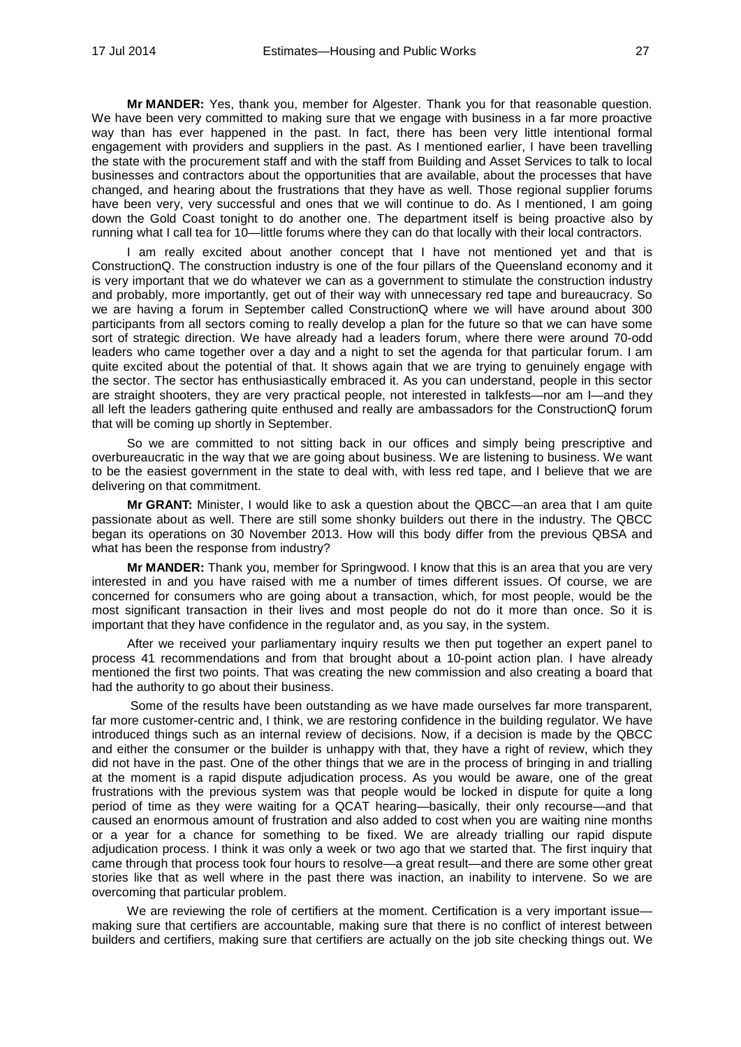**Mr MANDER:** Yes, thank you, member for Algester. Thank you for that reasonable question. We have been very committed to making sure that we engage with business in a far more proactive way than has ever happened in the past. In fact, there has been very little intentional formal engagement with providers and suppliers in the past. As I mentioned earlier, I have been travelling the state with the procurement staff and with the staff from Building and Asset Services to talk to local businesses and contractors about the opportunities that are available, about the processes that have changed, and hearing about the frustrations that they have as well. Those regional supplier forums have been very, very successful and ones that we will continue to do. As I mentioned, I am going down the Gold Coast tonight to do another one. The department itself is being proactive also by running what I call tea for 10—little forums where they can do that locally with their local contractors.

I am really excited about another concept that I have not mentioned yet and that is ConstructionQ. The construction industry is one of the four pillars of the Queensland economy and it is very important that we do whatever we can as a government to stimulate the construction industry and probably, more importantly, get out of their way with unnecessary red tape and bureaucracy. So we are having a forum in September called ConstructionQ where we will have around about 300 participants from all sectors coming to really develop a plan for the future so that we can have some sort of strategic direction. We have already had a leaders forum, where there were around 70-odd leaders who came together over a day and a night to set the agenda for that particular forum. I am quite excited about the potential of that. It shows again that we are trying to genuinely engage with the sector. The sector has enthusiastically embraced it. As you can understand, people in this sector are straight shooters, they are very practical people, not interested in talkfests—nor am I—and they all left the leaders gathering quite enthused and really are ambassadors for the ConstructionQ forum that will be coming up shortly in September.

So we are committed to not sitting back in our offices and simply being prescriptive and overbureaucratic in the way that we are going about business. We are listening to business. We want to be the easiest government in the state to deal with, with less red tape, and I believe that we are delivering on that commitment.

**Mr GRANT:** Minister, I would like to ask a question about the QBCC—an area that I am quite passionate about as well. There are still some shonky builders out there in the industry. The QBCC began its operations on 30 November 2013. How will this body differ from the previous QBSA and what has been the response from industry?

**Mr MANDER:** Thank you, member for Springwood. I know that this is an area that you are very interested in and you have raised with me a number of times different issues. Of course, we are concerned for consumers who are going about a transaction, which, for most people, would be the most significant transaction in their lives and most people do not do it more than once. So it is important that they have confidence in the regulator and, as you say, in the system.

After we received your parliamentary inquiry results we then put together an expert panel to process 41 recommendations and from that brought about a 10-point action plan. I have already mentioned the first two points. That was creating the new commission and also creating a board that had the authority to go about their business.

Some of the results have been outstanding as we have made ourselves far more transparent, far more customer-centric and, I think, we are restoring confidence in the building regulator. We have introduced things such as an internal review of decisions. Now, if a decision is made by the QBCC and either the consumer or the builder is unhappy with that, they have a right of review, which they did not have in the past. One of the other things that we are in the process of bringing in and trialling at the moment is a rapid dispute adjudication process. As you would be aware, one of the great frustrations with the previous system was that people would be locked in dispute for quite a long period of time as they were waiting for a QCAT hearing—basically, their only recourse—and that caused an enormous amount of frustration and also added to cost when you are waiting nine months or a year for a chance for something to be fixed. We are already trialling our rapid dispute adjudication process. I think it was only a week or two ago that we started that. The first inquiry that came through that process took four hours to resolve—a great result—and there are some other great stories like that as well where in the past there was inaction, an inability to intervene. So we are overcoming that particular problem.

We are reviewing the role of certifiers at the moment. Certification is a very important issue—making sure that certifiers are accountable, making sure that there is no conflict of interest between builders and certifiers, making sure that certifiers are actually on the job site checking things out. We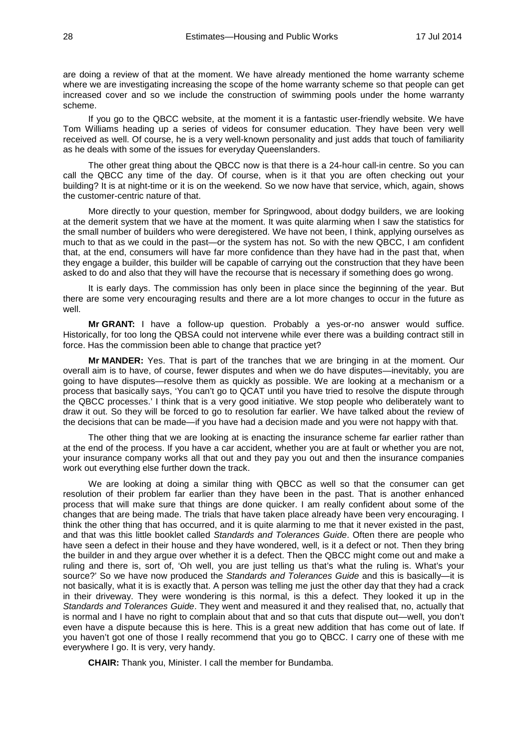are doing a review of that at the moment. We have already mentioned the home warranty scheme where we are investigating increasing the scope of the home warranty scheme so that people can get increased cover and so we include the construction of swimming pools under the home warranty scheme.

If you go to the QBCC website, at the moment it is a fantastic user-friendly website. We have Tom Williams heading up a series of videos for consumer education. They have been very well received as well. Of course, he is a very well-known personality and just adds that touch of familiarity as he deals with some of the issues for everyday Queenslanders.

The other great thing about the QBCC now is that there is a 24-hour call-in centre. So you can call the QBCC any time of the day. Of course, when is it that you are often checking out your building? It is at night-time or it is on the weekend. So we now have that service, which, again, shows the customer-centric nature of that.

More directly to your question, member for Springwood, about dodgy builders, we are looking at the demerit system that we have at the moment. It was quite alarming when I saw the statistics for the small number of builders who were deregistered. We have not been, I think, applying ourselves as much to that as we could in the past—or the system has not. So with the new QBCC, I am confident that, at the end, consumers will have far more confidence than they have had in the past that, when they engage a builder, this builder will be capable of carrying out the construction that they have been asked to do and also that they will have the recourse that is necessary if something does go wrong.

It is early days. The commission has only been in place since the beginning of the year. But there are some very encouraging results and there are a lot more changes to occur in the future as well.

**Mr GRANT:** I have a follow-up question. Probably a yes-or-no answer would suffice. Historically, for too long the QBSA could not intervene while ever there was a building contract still in force. Has the commission been able to change that practice yet?

**Mr MANDER:** Yes. That is part of the tranches that we are bringing in at the moment. Our overall aim is to have, of course, fewer disputes and when we do have disputes—inevitably, you are going to have disputes—resolve them as quickly as possible. We are looking at a mechanism or a process that basically says, 'You can't go to QCAT until you have tried to resolve the dispute through the QBCC processes.' I think that is a very good initiative. We stop people who deliberately want to draw it out. So they will be forced to go to resolution far earlier. We have talked about the review of the decisions that can be made—if you have had a decision made and you were not happy with that.

The other thing that we are looking at is enacting the insurance scheme far earlier rather than at the end of the process. If you have a car accident, whether you are at fault or whether you are not, your insurance company works all that out and they pay you out and then the insurance companies work out everything else further down the track.

We are looking at doing a similar thing with QBCC as well so that the consumer can get resolution of their problem far earlier than they have been in the past. That is another enhanced process that will make sure that things are done quicker. I am really confident about some of the changes that are being made. The trials that have taken place already have been very encouraging. I think the other thing that has occurred, and it is quite alarming to me that it never existed in the past, and that was this little booklet called *Standards and Tolerances Guide*. Often there are people who have seen a defect in their house and they have wondered, well, is it a defect or not. Then they bring the builder in and they argue over whether it is a defect. Then the QBCC might come out and make a ruling and there is, sort of, 'Oh well, you are just telling us that's what the ruling is. What's your source?' So we have now produced the *Standards and Tolerances Guide* and this is basically—it is not basically, what it is is exactly that. A person was telling me just the other day that they had a crack in their driveway. They were wondering is this normal, is this a defect. They looked it up in the *Standards and Tolerances Guide*. They went and measured it and they realised that, no, actually that is normal and I have no right to complain about that and so that cuts that dispute out—well, you don't even have a dispute because this is here. This is a great new addition that has come out of late. If you haven't got one of those I really recommend that you go to QBCC. I carry one of these with me everywhere I go. It is very, very handy.

**CHAIR:** Thank you, Minister. I call the member for Bundamba.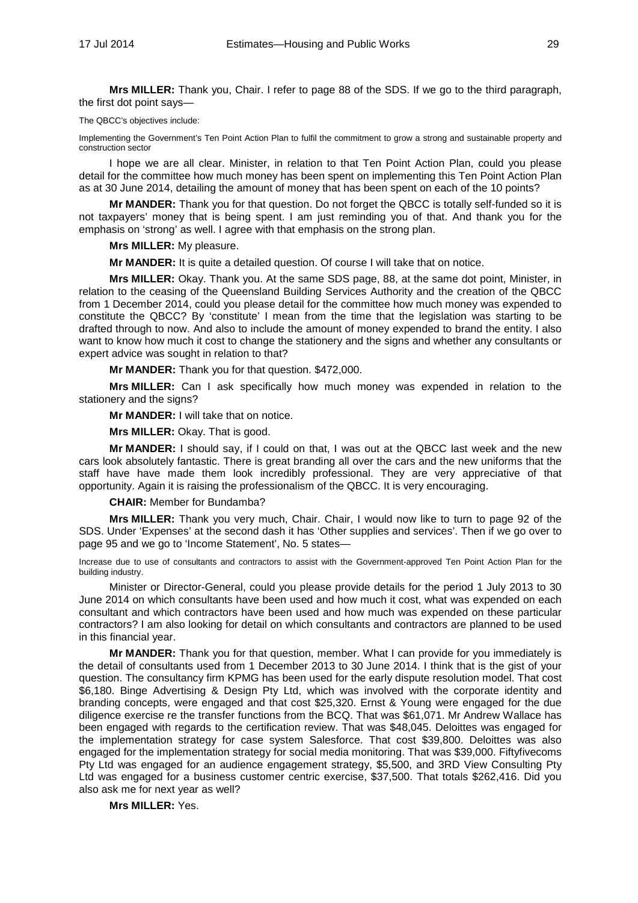**Mrs MILLER:** Thank you, Chair. I refer to page 88 of the SDS. If we go to the third paragraph, the first dot point says—

The QBCC's objectives include:

Implementing the Government's Ten Point Action Plan to fulfil the commitment to grow a strong and sustainable property and construction sector

I hope we are all clear. Minister, in relation to that Ten Point Action Plan, could you please detail for the committee how much money has been spent on implementing this Ten Point Action Plan as at 30 June 2014, detailing the amount of money that has been spent on each of the 10 points?

**Mr MANDER:** Thank you for that question. Do not forget the QBCC is totally self-funded so it is not taxpayers' money that is being spent. I am just reminding you of that. And thank you for the emphasis on 'strong' as well. I agree with that emphasis on the strong plan.

**Mrs MILLER:** My pleasure.

**Mr MANDER:** It is quite a detailed question. Of course I will take that on notice.

**Mrs MILLER:** Okay. Thank you. At the same SDS page, 88, at the same dot point, Minister, in relation to the ceasing of the Queensland Building Services Authority and the creation of the QBCC from 1 December 2014, could you please detail for the committee how much money was expended to constitute the QBCC? By 'constitute' I mean from the time that the legislation was starting to be drafted through to now. And also to include the amount of money expended to brand the entity. I also want to know how much it cost to change the stationery and the signs and whether any consultants or expert advice was sought in relation to that?

**Mr MANDER:** Thank you for that question. $472,000.

**Mrs MILLER:** Can I ask specifically how much money was expended in relation to the stationery and the signs?

**Mr MANDER:** I will take that on notice.

**Mrs MILLER:** Okay. That is good.

**Mr MANDER:** I should say, if I could on that, I was out at the QBCC last week and the new cars look absolutely fantastic. There is great branding all over the cars and the new uniforms that the staff have have made them look incredibly professional. They are very appreciative of that opportunity. Again it is raising the professionalism of the QBCC. It is very encouraging.

**CHAIR:** Member for Bundamba?

**Mrs MILLER:** Thank you very much, Chair. Chair, I would now like to turn to page 92 of the SDS. Under 'Expenses' at the second dash it has 'Other supplies and services'. Then if we go over to page 95 and we go to 'Income Statement', No. 5 states—

Increase due to use of consultants and contractors to assist with the Government-approved Ten Point Action Plan for the building industry.

Minister or Director-General, could you please provide details for the period 1 July 2013 to 30 June 2014 on which consultants have been used and how much it cost, what was expended on each consultant and which contractors have been used and how much was expended on these particular contractors? I am also looking for detail on which consultants and contractors are planned to be used in this financial year.

**Mr MANDER:** Thank you for that question, member. What I can provide for you immediately is the detail of consultants used from 1 December 2013 to 30 June 2014. I think that is the gist of your question. The consultancy firm KPMG has been used for the early dispute resolution model. That cost $6,180. Binge Advertising & Design Pty Ltd, which was involved with the corporate identity and branding concepts, were engaged and that cost $25,320. Ernst & Young were engaged for the due diligence exercise re the transfer functions from the BCQ. That was $61,071. Mr Andrew Wallace has been engaged with regards to the certification review. That was $48,045. Deloittes was engaged for the implementation strategy for case system Salesforce. That cost $39,800. Deloittes was also engaged for the implementation strategy for social media monitoring. That was $39,000. Fiftyfivecoms Pty Ltd was engaged for an audience engagement strategy, $5,500, and 3RD View Consulting Pty Ltd was engaged for a business customer centric exercise, $37,500. That totals $262,416. Did you also ask me for next year as well?

**Mrs MILLER:** Yes.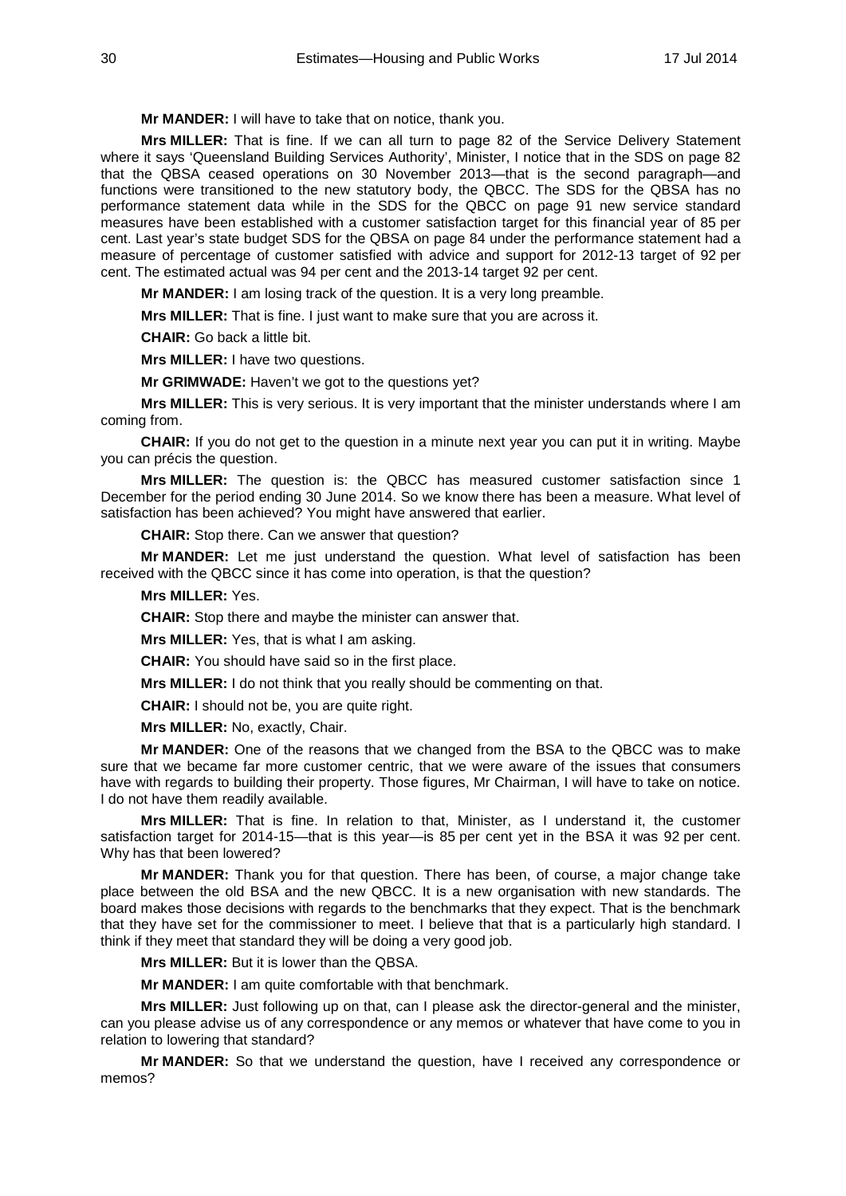**Mr MANDER:** I will have to take that on notice, thank you.

**Mrs MILLER:** That is fine. If we can all turn to page 82 of the Service Delivery Statement where it says 'Queensland Building Services Authority', Minister, I notice that in the SDS on page 82 that the QBSA ceased operations on 30 November 2013—that is the second paragraph—and functions were transitioned to the new statutory body, the QBCC. The SDS for the QBSA has no performance statement data while in the SDS for the QBCC on page 91 new service standard measures have been established with a customer satisfaction target for this financial year of 85 per cent. Last year's state budget SDS for the QBSA on page 84 under the performance statement had a measure of percentage of customer satisfied with advice and support for 2012-13 target of 92 per cent. The estimated actual was 94 per cent and the 2013-14 target 92 per cent.

**Mr MANDER:** I am losing track of the question. It is a very long preamble.

**Mrs MILLER:** That is fine. I just want to make sure that you are across it.

**CHAIR:** Go back a little bit.

**Mrs MILLER:** I have two questions.

**Mr GRIMWADE:** Haven't we got to the questions yet?

**Mrs MILLER:** This is very serious. It is very important that the minister understands where I am coming from.

**CHAIR:** If you do not get to the question in a minute next year you can put it in writing. Maybe you can précis the question.

**Mrs MILLER:** The question is: the QBCC has measured customer satisfaction since 1 December for the period ending 30 June 2014. So we know there has been a measure. What level of satisfaction has been achieved? You might have answered that earlier.

**CHAIR:** Stop there. Can we answer that question?

**Mr MANDER:** Let me just understand the question. What level of satisfaction has been received with the QBCC since it has come into operation, is that the question?

**Mrs MILLER:** Yes.

**CHAIR:** Stop there and maybe the minister can answer that.

**Mrs MILLER:** Yes, that is what I am asking.

**CHAIR:** You should have said so in the first place.

**Mrs MILLER:** I do not think that you really should be commenting on that.

**CHAIR:** I should not be, you are quite right.

**Mrs MILLER:** No, exactly, Chair.

**Mr MANDER:** One of the reasons that we changed from the BSA to the QBCC was to make sure that we became far more customer centric, that we were aware of the issues that consumers have with regards to building their property. Those figures, Mr Chairman, I will have to take on notice. I do not have them readily available.

**Mrs MILLER:** That is fine. In relation to that, Minister, as I understand it, the customer satisfaction target for 2014-15—that is this year—is 85 per cent yet in the BSA it was 92 per cent. Why has that been lowered?

**Mr MANDER:** Thank you for that question. There has been, of course, a major change take place between the old BSA and the new QBCC. It is a new organisation with new standards. The board makes those decisions with regards to the benchmarks that they expect. That is the benchmark that they have set for the commissioner to meet. I believe that that is a particularly high standard. I think if they meet that standard they will be doing a very good job.

**Mrs MILLER:** But it is lower than the QBSA.

**Mr MANDER:** I am quite comfortable with that benchmark.

**Mrs MILLER:** Just following up on that, can I please ask the director-general and the minister, can you please advise us of any correspondence or any memos or whatever that have come to you in relation to lowering that standard?

**Mr MANDER:** So that we understand the question, have I received any correspondence or memos?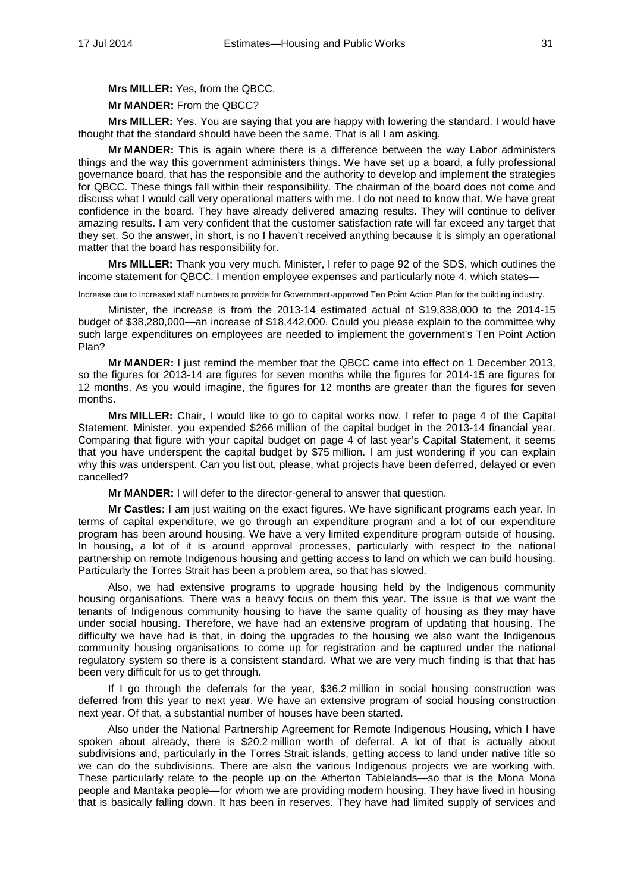**Mrs MILLER:** Yes, from the QBCC.

**Mr MANDER:** From the QBCC?

**Mrs MILLER:** Yes. You are saying that you are happy with lowering the standard. I would have thought that the standard should have been the same. That is all I am asking.

**Mr MANDER:** This is again where there is a difference between the way Labor administers things and the way this government administers things. We have set up a board, a fully professional governance board, that has the responsible and the authority to develop and implement the strategies for QBCC. These things fall within their responsibility. The chairman of the board does not come and discuss what I would call very operational matters with me. I do not need to know that. We have great confidence in the board. They have already delivered amazing results. They will continue to deliver amazing results. I am very confident that the customer satisfaction rate will far exceed any target that they set. So the answer, in short, is no I haven't received anything because it is simply an operational matter that the board has responsibility for.

**Mrs MILLER:** Thank you very much. Minister, I refer to page 92 of the SDS, which outlines the income statement for QBCC. I mention employee expenses and particularly note 4, which states—

Increase due to increased staff numbers to provide for Government-approved Ten Point Action Plan for the building industry.

Minister, the increase is from the 2013-14 estimated actual of $19,838,000 to the 2014-15 budget of $38,280,000—an increase of $18,442,000. Could you please explain to the committee why such large expenditures on employees are needed to implement the government's Ten Point Action Plan?

**Mr MANDER:** I just remind the member that the QBCC came into effect on 1 December 2013, so the figures for 2013-14 are figures for seven months while the figures for 2014-15 are figures for 12 months. As you would imagine, the figures for 12 months are greater than the figures for seven months.

**Mrs MILLER:** Chair, I would like to go to capital works now. I refer to page 4 of the Capital Statement. Minister, you expended $266 million of the capital budget in the 2013-14 financial year. Comparing that figure with your capital budget on page 4 of last year's Capital Statement, it seems that you have underspent the capital budget by $75 million. I am just wondering if you can explain why this was underspent. Can you list out, please, what projects have been deferred, delayed or even cancelled?

**Mr MANDER:** I will defer to the director-general to answer that question.

**Mr Castles:** I am just waiting on the exact figures. We have significant programs each year. In terms of capital expenditure, we go through an expenditure program and a lot of our expenditure program has been around housing. We have a very limited expenditure program outside of housing. In housing, a lot of it is around approval processes, particularly with respect to the national partnership on remote Indigenous housing and getting access to land on which we can build housing. Particularly the Torres Strait has been a problem area, so that has slowed.

Also, we had extensive programs to upgrade housing held by the Indigenous community housing organisations. There was a heavy focus on them this year. The issue is that we want the tenants of Indigenous community housing to have the same quality of housing as they may have under social housing. Therefore, we have had an extensive program of updating that housing. The difficulty we have had is that, in doing the upgrades to the housing we also want the Indigenous community housing organisations to come up for registration and be captured under the national regulatory system so there is a consistent standard. What we are very much finding is that that has been very difficult for us to get through.

If I go through the deferrals for the year, $36.2 million in social housing construction was deferred from this year to next year. We have an extensive program of social housing construction next year. Of that, a substantial number of houses have been started.

Also under the National Partnership Agreement for Remote Indigenous Housing, which I have spoken about already, there is $20.2 million worth of deferral. A lot of that is actually about subdivisions and, particularly in the Torres Strait islands, getting access to land under native title so we can do the subdivisions. There are also the various Indigenous projects we are working with. These particularly relate to the people up on the Atherton Tablelands—so that is the Mona Mona people and Mantaka people—for whom we are providing modern housing. They have lived in housing that is basically falling down. It has been in reserves. They have had limited supply of services and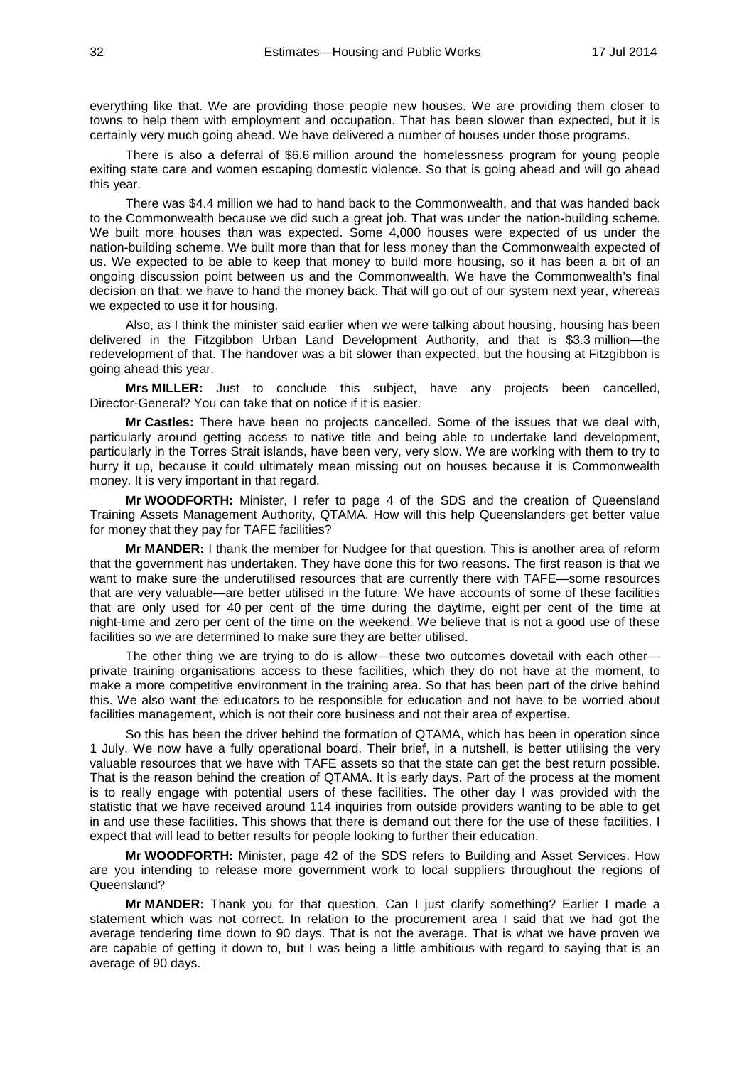everything like that. We are providing those people new houses. We are providing them closer to towns to help them with employment and occupation. That has been slower than expected, but it is certainly very much going ahead. We have delivered a number of houses under those programs.

There is also a deferral of $6.6 million around the homelessness program for young people exiting state care and women escaping domestic violence. So that is going ahead and will go ahead this year.

There was $4.4 million we had to hand back to the Commonwealth, and that was handed back to the Commonwealth because we did such a great job. That was under the nation-building scheme. We built more houses than was expected. Some 4,000 houses were expected of us under the nation-building scheme. We built more than that for less money than the Commonwealth expected of us. We expected to be able to keep that money to build more housing, so it has been a bit of an ongoing discussion point between us and the Commonwealth. We have the Commonwealth's final decision on that: we have to hand the money back. That will go out of our system next year, whereas we expected to use it for housing.

Also, as I think the minister said earlier when we were talking about housing, housing has been delivered in the Fitzgibbon Urban Land Development Authority, and that is $3.3 million—the redevelopment of that. The handover was a bit slower than expected, but the housing at Fitzgibbon is going ahead this year.

**Mrs MILLER:** Just to conclude this subject, have any projects been cancelled, Director-General? You can take that on notice if it is easier.

**Mr Castles:** There have been no projects cancelled. Some of the issues that we deal with, particularly around getting access to native title and being able to undertake land development, particularly in the Torres Strait islands, have been very, very slow. We are working with them to try to hurry it up, because it could ultimately mean missing out on houses because it is Commonwealth money. It is very important in that regard.

**Mr WOODFORTH:** Minister, I refer to page 4 of the SDS and the creation of Queensland Training Assets Management Authority, QTAMA. How will this help Queenslanders get better value for money that they pay for TAFE facilities?

**Mr MANDER:** I thank the member for Nudgee for that question. This is another area of reform that the government has undertaken. They have done this for two reasons. The first reason is that we want to make sure the underutilised resources that are currently there with TAFE—some resources that are very valuable—are better utilised in the future. We have accounts of some of these facilities that are only used for 40 per cent of the time during the daytime, eight per cent of the time at night-time and zero per cent of the time on the weekend. We believe that is not a good use of these facilities so we are determined to make sure they are better utilised.

The other thing we are trying to do is allow—these two outcomes dovetail with each other—private training organisations access to these facilities, which they do not have at the moment, to make a more competitive environment in the training area. So that has been part of the drive behind this. We also want the educators to be responsible for education and not have to be worried about facilities management, which is not their core business and not their area of expertise.

So this has been the driver behind the formation of QTAMA, which has been in operation since 1 July. We now have a fully operational board. Their brief, in a nutshell, is better utilising the very valuable resources that we have with TAFE assets so that the state can get the best return possible. That is the reason behind the creation of QTAMA. It is early days. Part of the process at the moment is to really engage with potential users of these facilities. The other day I was provided with the statistic that we have received around 114 inquiries from outside providers wanting to be able to get in and use these facilities. This shows that there is demand out there for the use of these facilities. I expect that will lead to better results for people looking to further their education.

**Mr WOODFORTH:** Minister, page 42 of the SDS refers to Building and Asset Services. How are you intending to release more government work to local suppliers throughout the regions of Queensland?

**Mr MANDER:** Thank you for that question. Can I just clarify something? Earlier I made a statement which was not correct. In relation to the procurement area I said that we had got the average tendering time down to 90 days. That is not the average. That is what we have proven we are capable of getting it down to, but I was being a little ambitious with regard to saying that is an average of 90 days.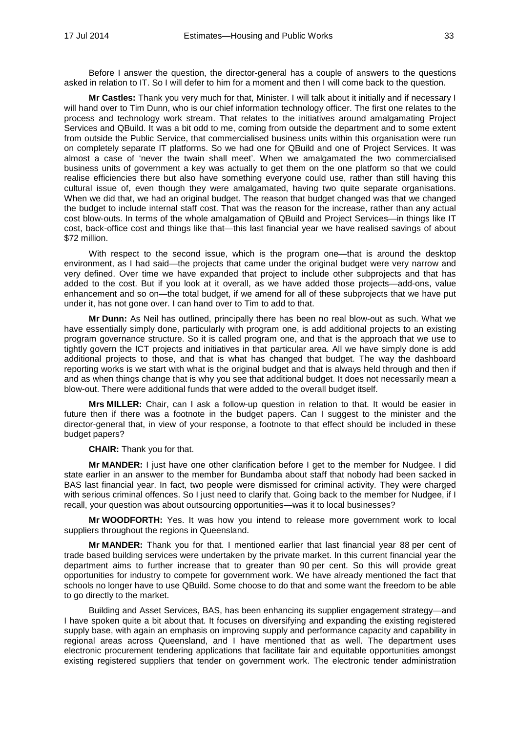Before I answer the question, the director-general has a couple of answers to the questions asked in relation to IT. So I will defer to him for a moment and then I will come back to the question.

**Mr Castles:** Thank you very much for that, Minister. I will talk about it initially and if necessary I will hand over to Tim Dunn, who is our chief information technology officer. The first one relates to the process and technology work stream. That relates to the initiatives around amalgamating Project Services and QBuild. It was a bit odd to me, coming from outside the department and to some extent from outside the Public Service, that commercialised business units within this organisation were run on completely separate IT platforms. So we had one for QBuild and one of Project Services. It was almost a case of 'never the twain shall meet'. When we amalgamated the two commercialised business units of government a key was actually to get them on the one platform so that we could realise efficiencies there but also have something everyone could use, rather than still having this cultural issue of, even though they were amalgamated, having two quite separate organisations. When we did that, we had an original budget. The reason that budget changed was that we changed the budget to include internal staff cost. That was the reason for the increase, rather than any actual cost blow-outs. In terms of the whole amalgamation of QBuild and Project Services—in things like IT cost, back-office cost and things like that—this last financial year we have realised savings of about $72 million.

With respect to the second issue, which is the program one—that is around the desktop environment, as I had said—the projects that came under the original budget were very narrow and very defined. Over time we have expanded that project to include other subprojects and that has added to the cost. But if you look at it overall, as we have added those projects—add-ons, value enhancement and so on—the total budget, if we amend for all of these subprojects that we have put under it, has not gone over. I can hand over to Tim to add to that.

**Mr Dunn:** As Neil has outlined, principally there has been no real blow-out as such. What we have essentially simply done, particularly with program one, is add additional projects to an existing program governance structure. So it is called program one, and that is the approach that we use to tightly govern the ICT projects and initiatives in that particular area. All we have simply done is add additional projects to those, and that is what has changed that budget. The way the dashboard reporting works is we start with what is the original budget and that is always held through and then if and as when things change that is why you see that additional budget. It does not necessarily mean a blow-out. There were additional funds that were added to the overall budget itself.

**Mrs MILLER:** Chair, can I ask a follow-up question in relation to that. It would be easier in future then if there was a footnote in the budget papers. Can I suggest to the minister and the director-general that, in view of your response, a footnote to that effect should be included in these budget papers?

**CHAIR:** Thank you for that.

**Mr MANDER:** I just have one other clarification before I get to the member for Nudgee. I did state earlier in an answer to the member for Bundamba about staff that nobody had been sacked in BAS last financial year. In fact, two people were dismissed for criminal activity. They were charged with serious criminal offences. So I just need to clarify that. Going back to the member for Nudgee, if I recall, your question was about outsourcing opportunities—was it to local businesses?

**Mr WOODFORTH:** Yes. It was how you intend to release more government work to local suppliers throughout the regions in Queensland.

**Mr MANDER:** Thank you for that. I mentioned earlier that last financial year 88 per cent of trade based building services were undertaken by the private market. In this current financial year the department aims to further increase that to greater than 90 per cent. So this will provide great opportunities for industry to compete for government work. We have already mentioned the fact that schools no longer have to use QBuild. Some choose to do that and some want the freedom to be able to go directly to the market.

Building and Asset Services, BAS, has been enhancing its supplier engagement strategy—and I have spoken quite a bit about that. It focuses on diversifying and expanding the existing registered supply base, with again an emphasis on improving supply and performance capacity and capability in regional areas across Queensland, and I have mentioned that as well. The department uses electronic procurement tendering applications that facilitate fair and equitable opportunities amongst existing registered suppliers that tender on government work. The electronic tender administration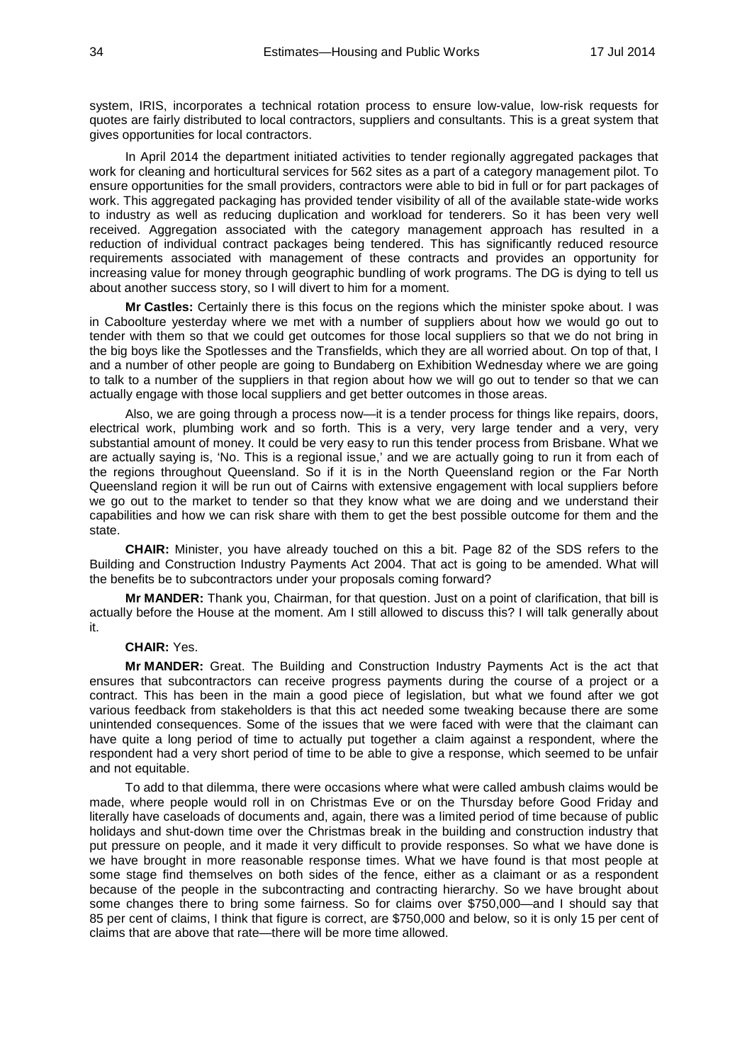system, IRIS, incorporates a technical rotation process to ensure low-value, low-risk requests for quotes are fairly distributed to local contractors, suppliers and consultants. This is a great system that gives opportunities for local contractors.

In April 2014 the department initiated activities to tender regionally aggregated packages that work for cleaning and horticultural services for 562 sites as a part of a category management pilot. To ensure opportunities for the small providers, contractors were able to bid in full or for part packages of work. This aggregated packaging has provided tender visibility of all of the available state-wide works to industry as well as reducing duplication and workload for tenderers. So it has been very well received. Aggregation associated with the category management approach has resulted in a reduction of individual contract packages being tendered. This has significantly reduced resource requirements associated with management of these contracts and provides an opportunity for increasing value for money through geographic bundling of work programs. The DG is dying to tell us about another success story, so I will divert to him for a moment.

**Mr Castles:** Certainly there is this focus on the regions which the minister spoke about. I was in Caboolture yesterday where we met with a number of suppliers about how we would go out to tender with them so that we could get outcomes for those local suppliers so that we do not bring in the big boys like the Spotlesses and the Transfields, which they are all worried about. On top of that, I and a number of other people are going to Bundaberg on Exhibition Wednesday where we are going to talk to a number of the suppliers in that region about how we will go out to tender so that we can actually engage with those local suppliers and get better outcomes in those areas.

Also, we are going through a process now—it is a tender process for things like repairs, doors, electrical work, plumbing work and so forth. This is a very, very large tender and a very, very substantial amount of money. It could be very easy to run this tender process from Brisbane. What we are actually saying is, 'No. This is a regional issue,' and we are actually going to run it from each of the regions throughout Queensland. So if it is in the North Queensland region or the Far North Queensland region it will be run out of Cairns with extensive engagement with local suppliers before we go out to the market to tender so that they know what we are doing and we understand their capabilities and how we can risk share with them to get the best possible outcome for them and the state.

**CHAIR:** Minister, you have already touched on this a bit. Page 82 of the SDS refers to the Building and Construction Industry Payments Act 2004. That act is going to be amended. What will the benefits be to subcontractors under your proposals coming forward?

**Mr MANDER:** Thank you, Chairman, for that question. Just on a point of clarification, that bill is actually before the House at the moment. Am I still allowed to discuss this? I will talk generally about it.

**CHAIR:** Yes.

**Mr MANDER:** Great. The Building and Construction Industry Payments Act is the act that ensures that subcontractors can receive progress payments during the course of a project or a contract. This has been in the main a good piece of legislation, but what we found after we got various feedback from stakeholders is that this act needed some tweaking because there are some unintended consequences. Some of the issues that we were faced with were that the claimant can have quite a long period of time to actually put together a claim against a respondent, where the respondent had a very short period of time to be able to give a response, which seemed to be unfair and not equitable.

To add to that dilemma, there were occasions where what were called ambush claims would be made, where people would roll in on Christmas Eve or on the Thursday before Good Friday and literally have caseloads of documents and, again, there was a limited period of time because of public holidays and shut-down time over the Christmas break in the building and construction industry that put pressure on people, and it made it very difficult to provide responses. So what we have done is we have brought in more reasonable response times. What we have found is that most people at some stage find themselves on both sides of the fence, either as a claimant or as a respondent because of the people in the subcontracting and contracting hierarchy. So we have brought about some changes there to bring some fairness. So for claims over $750,000—and I should say that 85 per cent of claims, I think that figure is correct, are $750,000 and below, so it is only 15 per cent of claims that are above that rate—there will be more time allowed.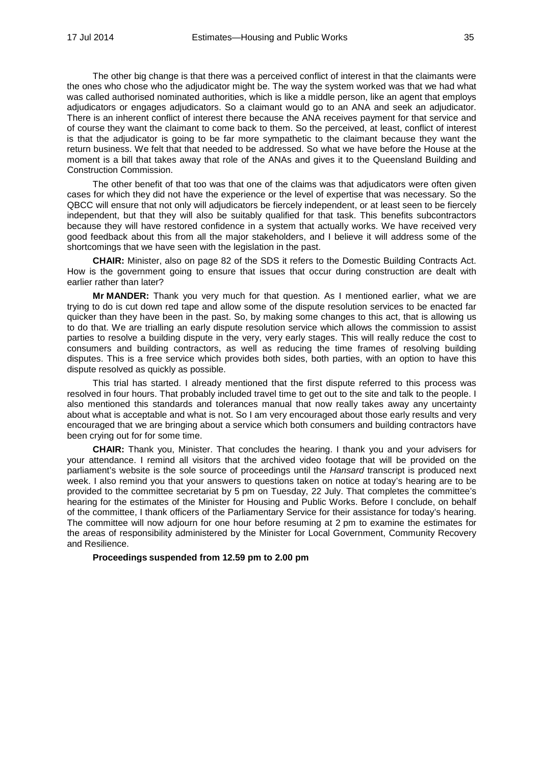The other big change is that there was a perceived conflict of interest in that the claimants were the ones who chose who the adjudicator might be. The way the system worked was that we had what was called authorised nominated authorities, which is like a middle person, like an agent that employs adjudicators or engages adjudicators. So a claimant would go to an ANA and seek an adjudicator. There is an inherent conflict of interest there because the ANA receives payment for that service and of course they want the claimant to come back to them. So the perceived, at least, conflict of interest is that the adjudicator is going to be far more sympathetic to the claimant because they want the return business. We felt that that needed to be addressed. So what we have before the House at the moment is a bill that takes away that role of the ANAs and gives it to the Queensland Building and Construction Commission.

The other benefit of that too was that one of the claims was that adjudicators were often given cases for which they did not have the experience or the level of expertise that was necessary. So the QBCC will ensure that not only will adjudicators be fiercely independent, or at least seen to be fiercely independent, but that they will also be suitably qualified for that task. This benefits subcontractors because they will have restored confidence in a system that actually works. We have received very good feedback about this from all the major stakeholders, and I believe it will address some of the shortcomings that we have seen with the legislation in the past.

**CHAIR:** Minister, also on page 82 of the SDS it refers to the Domestic Building Contracts Act. How is the government going to ensure that issues that occur during construction are dealt with earlier rather than later?

**Mr MANDER:** Thank you very much for that question. As I mentioned earlier, what we are trying to do is cut down red tape and allow some of the dispute resolution services to be enacted far quicker than they have been in the past. So, by making some changes to this act, that is allowing us to do that. We are trialling an early dispute resolution service which allows the commission to assist parties to resolve a building dispute in the very, very early stages. This will really reduce the cost to consumers and building contractors, as well as reducing the time frames of resolving building disputes. This is a free service which provides both sides, both parties, with an option to have this dispute resolved as quickly as possible.

This trial has started. I already mentioned that the first dispute referred to this process was resolved in four hours. That probably included travel time to get out to the site and talk to the people. I also mentioned this standards and tolerances manual that now really takes away any uncertainty about what is acceptable and what is not. So I am very encouraged about those early results and very encouraged that we are bringing about a service which both consumers and building contractors have been crying out for for some time.

**CHAIR:** Thank you, Minister. That concludes the hearing. I thank you and your advisers for your attendance. I remind all visitors that the archived video footage that will be provided on the parliament's website is the sole source of proceedings until the *Hansard* transcript is produced next week. I also remind you that your answers to questions taken on notice at today's hearing are to be provided to the committee secretariat by 5 pm on Tuesday, 22 July. That completes the committee's hearing for the estimates of the Minister for Housing and Public Works. Before I conclude, on behalf of the committee, I thank officers of the Parliamentary Service for their assistance for today's hearing. The committee will now adjourn for one hour before resuming at 2 pm to examine the estimates for the areas of responsibility administered by the Minister for Local Government, Community Recovery and Resilience.

**Proceedings suspended from 12.59 pm to 2.00 pm**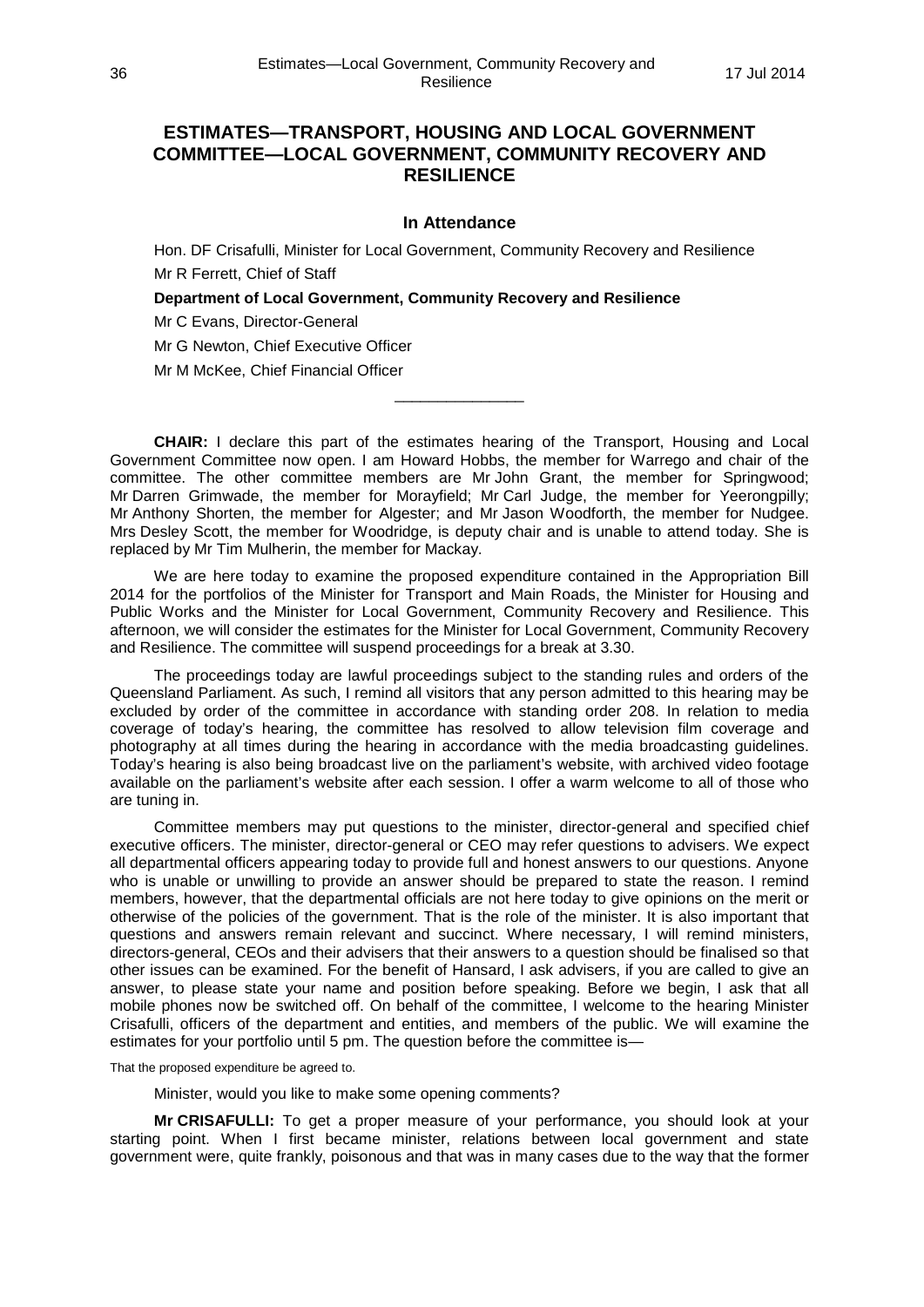## ESTIMATES—TRANSPORT, HOUSING AND LOCAL GOVERNMENT COMMITTEE—LOCAL GOVERNMENT, COMMUNITY RECOVERY AND RESILIENCE

### In Attendance

Hon. DF Crisafulli, Minister for Local Government, Community Recovery and Resilience

Mr R Ferrett, Chief of Staff

**Department of Local Government, Community Recovery and Resilience**

Mr C Evans, Director-General

Mr G Newton, Chief Executive Officer

Mr M McKee, Chief Financial Officer

---

**CHAIR:** I declare this part of the estimates hearing of the Transport, Housing and Local Government Committee now open. I am Howard Hobbs, the member for Warrego and chair of the committee. The other committee members are Mr John Grant, the member for Springwood; Mr Darren Grimwade, the member for Morayfield; Mr Carl Judge, the member for Yeerongpilly; Mr Anthony Shorten, the member for Algester; and Mr Jason Woodforth, the member for Nudgee. Mrs Desley Scott, the member for Woodridge, is deputy chair and is unable to attend today. She is replaced by Mr Tim Mulherin, the member for Mackay.

We are here today to examine the proposed expenditure contained in the Appropriation Bill 2014 for the portfolios of the Minister for Transport and Main Roads, the Minister for Housing and Public Works and the Minister for Local Government, Community Recovery and Resilience. This afternoon, we will consider the estimates for the Minister for Local Government, Community Recovery and Resilience. The committee will suspend proceedings for a break at 3.30.

The proceedings today are lawful proceedings subject to the standing rules and orders of the Queensland Parliament. As such, I remind all visitors that any person admitted to this hearing may be excluded by order of the committee in accordance with standing order 208. In relation to media coverage of today's hearing, the committee has resolved to allow television film coverage and photography at all times during the hearing in accordance with the media broadcasting guidelines. Today's hearing is also being broadcast live on the parliament's website, with archived video footage available on the parliament's website after each session. I offer a warm welcome to all of those who are tuning in.

Committee members may put questions to the minister, director-general and specified chief executive officers. The minister, director-general or CEO may refer questions to advisers. We expect all departmental officers appearing today to provide full and honest answers to our questions. Anyone who is unable or unwilling to provide an answer should be prepared to state the reason. I remind members, however, that the departmental officials are not here today to give opinions on the merit or otherwise of the policies of the government. That is the role of the minister. It is also important that questions and answers remain relevant and succinct. Where necessary, I will remind ministers, directors-general, CEOs and their advisers that their answers to a question should be finalised so that other issues can be examined. For the benefit of Hansard, I ask advisers, if you are called to give an answer, to please state your name and position before speaking. Before we begin, I ask that all mobile phones now be switched off. On behalf of the committee, I welcome to the hearing Minister Crisafulli, officers of the department and entities, and members of the public. We will examine the estimates for your portfolio until 5 pm. The question before the committee is—

That the proposed expenditure be agreed to.

Minister, would you like to make some opening comments?

**Mr CRISAFULLI:** To get a proper measure of your performance, you should look at your starting point. When I first became minister, relations between local government and state government were, quite frankly, poisonous and that was in many cases due to the way that the former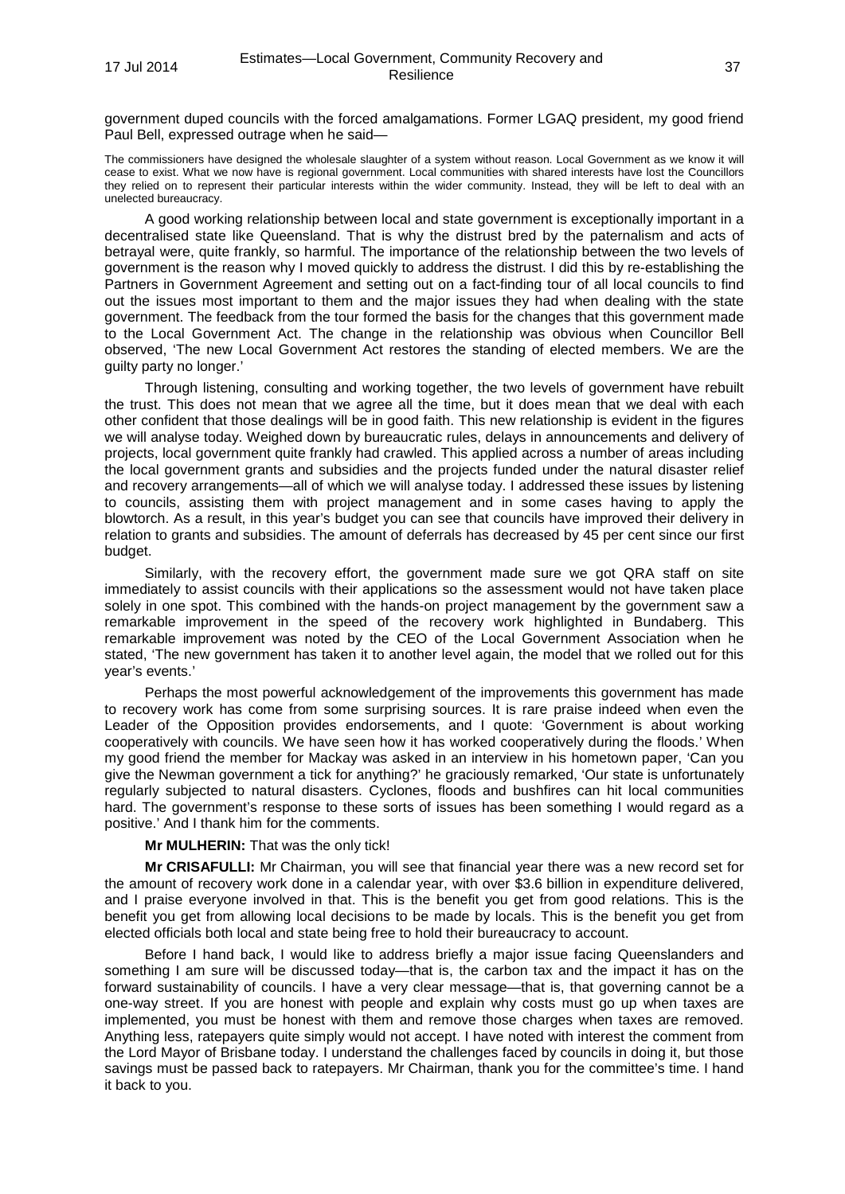government duped councils with the forced amalgamations. Former LGAQ president, my good friend Paul Bell, expressed outrage when he said—

> The commissioners have designed the wholesale slaughter of a system without reason. Local Government as we know it will cease to exist. What we now have is regional government. Local communities with shared interests have lost the Councillors they relied on to represent their particular interests within the wider community. Instead, they will be left to deal with an unelected bureaucracy.

A good working relationship between local and state government is exceptionally important in a decentralised state like Queensland. That is why the distrust bred by the paternalism and acts of betrayal were, quite frankly, so harmful. The importance of the relationship between the two levels of government is the reason why I moved quickly to address the distrust. I did this by re-establishing the Partners in Government Agreement and setting out on a fact-finding tour of all local councils to find out the issues most important to them and the major issues they had when dealing with the state government. The feedback from the tour formed the basis for the changes that this government made to the Local Government Act. The change in the relationship was obvious when Councillor Bell observed, 'The new Local Government Act restores the standing of elected members. We are the guilty party no longer.'

Through listening, consulting and working together, the two levels of government have rebuilt the trust. This does not mean that we agree all the time, but it does mean that we deal with each other confident that those dealings will be in good faith. This new relationship is evident in the figures we will analyse today. Weighed down by bureaucratic rules, delays in announcements and delivery of projects, local government quite frankly had crawled. This applied across a number of areas including the local government grants and subsidies and the projects funded under the natural disaster relief and recovery arrangements—all of which we will analyse today. I addressed these issues by listening to councils, assisting them with project management and in some cases having to apply the blowtorch. As a result, in this year's budget you can see that councils have improved their delivery in relation to grants and subsidies. The amount of deferrals has decreased by 45 per cent since our first budget.

Similarly, with the recovery effort, the government made sure we got QRA staff on site immediately to assist councils with their applications so the assessment would not have taken place solely in one spot. This combined with the hands-on project management by the government saw a remarkable improvement in the speed of the recovery work highlighted in Bundaberg. This remarkable improvement was noted by the CEO of the Local Government Association when he stated, 'The new government has taken it to another level again, the model that we rolled out for this year's events.'

Perhaps the most powerful acknowledgement of the improvements this government has made to recovery work has come from some surprising sources. It is rare praise indeed when even the Leader of the Opposition provides endorsements, and I quote: 'Government is about working cooperatively with councils. We have seen how it has worked cooperatively during the floods.' When my good friend the member for Mackay was asked in an interview in his hometown paper, 'Can you give the Newman government a tick for anything?' he graciously remarked, 'Our state is unfortunately regularly subjected to natural disasters. Cyclones, floods and bushfires can hit local communities hard. The government's response to these sorts of issues has been something I would regard as a positive.' And I thank him for the comments.

**Mr MULHERIN:** That was the only tick!

**Mr CRISAFULLI:** Mr Chairman, you will see that financial year there was a new record set for the amount of recovery work done in a calendar year, with over $3.6 billion in expenditure delivered, and I praise everyone involved in that. This is the benefit you get from good relations. This is the benefit you get from allowing local decisions to be made by locals. This is the benefit you get from elected officials both local and state being free to hold their bureaucracy to account.

Before I hand back, I would like to address briefly a major issue facing Queenslanders and something I am sure will be discussed today—that is, the carbon tax and the impact it has on the forward sustainability of councils. I have a very clear message—that is, that governing cannot be a one-way street. If you are honest with people and explain why costs must go up when taxes are implemented, you must be honest with them and remove those charges when taxes are removed. Anything less, ratepayers quite simply would not accept. I have noted with interest the comment from the Lord Mayor of Brisbane today. I understand the challenges faced by councils in doing it, but those savings must be passed back to ratepayers. Mr Chairman, thank you for the committee's time. I hand it back to you.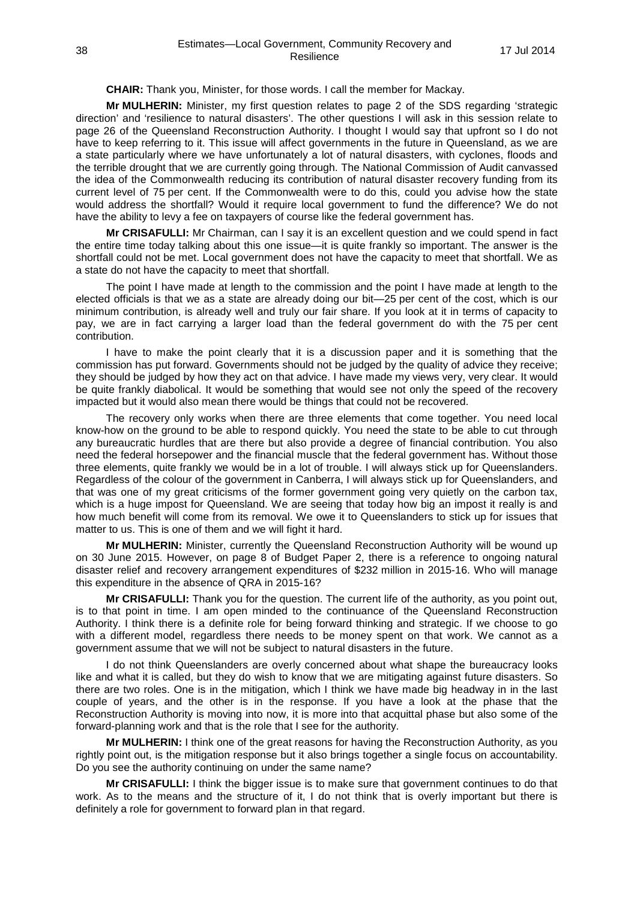**CHAIR:** Thank you, Minister, for those words. I call the member for Mackay.

**Mr MULHERIN:** Minister, my first question relates to page 2 of the SDS regarding 'strategic direction' and 'resilience to natural disasters'. The other questions I will ask in this session relate to page 26 of the Queensland Reconstruction Authority. I thought I would say that upfront so I do not have to keep referring to it. This issue will affect governments in the future in Queensland, as we are a state particularly where we have unfortunately a lot of natural disasters, with cyclones, floods and the terrible drought that we are currently going through. The National Commission of Audit canvassed the idea of the Commonwealth reducing its contribution of natural disaster recovery funding from its current level of 75 per cent. If the Commonwealth were to do this, could you advise how the state would address the shortfall? Would it require local government to fund the difference? We do not have the ability to levy a fee on taxpayers of course like the federal government has.

**Mr CRISAFULLI:** Mr Chairman, can I say it is an excellent question and we could spend in fact the entire time today talking about this one issue—it is quite frankly so important. The answer is the shortfall could not be met. Local government does not have the capacity to meet that shortfall. We as a state do not have the capacity to meet that shortfall.

The point I have made at length to the commission and the point I have made at length to the elected officials is that we as a state are already doing our bit—25 per cent of the cost, which is our minimum contribution, is already well and truly our fair share. If you look at it in terms of capacity to pay, we are in fact carrying a larger load than the federal government do with the 75 per cent contribution.

I have to make the point clearly that it is a discussion paper and it is something that the commission has put forward. Governments should not be judged by the quality of advice they receive; they should be judged by how they act on that advice. I have made my views very, very clear. It would be quite frankly diabolical. It would be something that would see not only the speed of the recovery impacted but it would also mean there would be things that could not be recovered.

The recovery only works when there are three elements that come together. You need local know-how on the ground to be able to respond quickly. You need the state to be able to cut through any bureaucratic hurdles that are there but also provide a degree of financial contribution. You also need the federal horsepower and the financial muscle that the federal government has. Without those three elements, quite frankly we would be in a lot of trouble. I will always stick up for Queenslanders. Regardless of the colour of the government in Canberra, I will always stick up for Queenslanders, and that was one of my great criticisms of the former government going very quietly on the carbon tax, which is a huge impost for Queensland. We are seeing that today how big an impost it really is and how much benefit will come from its removal. We owe it to Queenslanders to stick up for issues that matter to us. This is one of them and we will fight it hard.

**Mr MULHERIN:** Minister, currently the Queensland Reconstruction Authority will be wound up on 30 June 2015. However, on page 8 of Budget Paper 2, there is a reference to ongoing natural disaster relief and recovery arrangement expenditures of $232 million in 2015-16. Who will manage this expenditure in the absence of QRA in 2015-16?

**Mr CRISAFULLI:** Thank you for the question. The current life of the authority, as you point out, is to that point in time. I am open minded to the continuance of the Queensland Reconstruction Authority. I think there is a definite role for being forward thinking and strategic. If we choose to go with a different model, regardless there needs to be money spent on that work. We cannot as a government assume that we will not be subject to natural disasters in the future.

I do not think Queenslanders are overly concerned about what shape the bureaucracy looks like and what it is called, but they do wish to know that we are mitigating against future disasters. So there are two roles. One is in the mitigation, which I think we have made big headway in in the last couple of years, and the other is in the response. If you have a look at the phase that the Reconstruction Authority is moving into now, it is more into that acquittal phase but also some of the forward-planning work and that is the role that I see for the authority.

**Mr MULHERIN:** I think one of the great reasons for having the Reconstruction Authority, as you rightly point out, is the mitigation response but it also brings together a single focus on accountability. Do you see the authority continuing on under the same name?

**Mr CRISAFULLI:** I think the bigger issue is to make sure that government continues to do that work. As to the means and the structure of it, I do not think that is overly important but there is definitely a role for government to forward plan in that regard.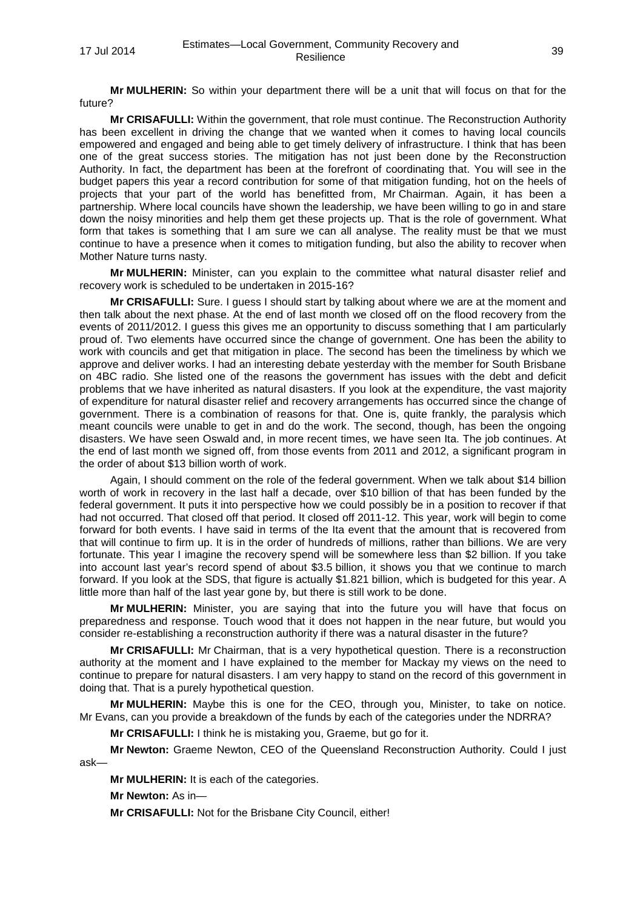**Mr MULHERIN:** So within your department there will be a unit that will focus on that for the future?

**Mr CRISAFULLI:** Within the government, that role must continue. The Reconstruction Authority has been excellent in driving the change that we wanted when it comes to having local councils empowered and engaged and being able to get timely delivery of infrastructure. I think that has been one of the great success stories. The mitigation has not just been done by the Reconstruction Authority. In fact, the department has been at the forefront of coordinating that. You will see in the budget papers this year a record contribution for some of that mitigation funding, hot on the heels of projects that your part of the world has benefitted from, Mr Chairman. Again, it has been a partnership. Where local councils have shown the leadership, we have been willing to go in and stare down the noisy minorities and help them get these projects up. That is the role of government. What form that takes is something that I am sure we can all analyse. The reality must be that we must continue to have a presence when it comes to mitigation funding, but also the ability to recover when Mother Nature turns nasty.

**Mr MULHERIN:** Minister, can you explain to the committee what natural disaster relief and recovery work is scheduled to be undertaken in 2015-16?

**Mr CRISAFULLI:** Sure. I guess I should start by talking about where we are at the moment and then talk about the next phase. At the end of last month we closed off on the flood recovery from the events of 2011/2012. I guess this gives me an opportunity to discuss something that I am particularly proud of. Two elements have occurred since the change of government. One has been the ability to work with councils and get that mitigation in place. The second has been the timeliness by which we approve and deliver works. I had an interesting debate yesterday with the member for South Brisbane on 4BC radio. She listed one of the reasons the government has issues with the debt and deficit problems that we have inherited as natural disasters. If you look at the expenditure, the vast majority of expenditure for natural disaster relief and recovery arrangements has occurred since the change of government. There is a combination of reasons for that. One is, quite frankly, the paralysis which meant councils were unable to get in and do the work. The second, though, has been the ongoing disasters. We have seen Oswald and, in more recent times, we have seen Ita. The job continues. At the end of last month we signed off, from those events from 2011 and 2012, a significant program in the order of about $13 billion worth of work.

Again, I should comment on the role of the federal government. When we talk about $14 billion worth of work in recovery in the last half a decade, over $10 billion of that has been funded by the federal government. It puts it into perspective how we could possibly be in a position to recover if that had not occurred. That closed off that period. It closed off 2011-12. This year, work will begin to come forward for both events. I have said in terms of the Ita event that the amount that is recovered from that will continue to firm up. It is in the order of hundreds of millions, rather than billions. We are very fortunate. This year I imagine the recovery spend will be somewhere less than $2 billion. If you take into account last year's record spend of about $3.5 billion, it shows you that we continue to march forward. If you look at the SDS, that figure is actually $1.821 billion, which is budgeted for this year. A little more than half of the last year gone by, but there is still work to be done.

**Mr MULHERIN:** Minister, you are saying that into the future you will have that focus on preparedness and response. Touch wood that it does not happen in the near future, but would you consider re-establishing a reconstruction authority if there was a natural disaster in the future?

**Mr CRISAFULLI:** Mr Chairman, that is a very hypothetical question. There is a reconstruction authority at the moment and I have explained to the member for Mackay my views on the need to continue to prepare for natural disasters. I am very happy to stand on the record of this government in doing that. That is a purely hypothetical question.

**Mr MULHERIN:** Maybe this is one for the CEO, through you, Minister, to take on notice. Mr Evans, can you provide a breakdown of the funds by each of the categories under the NDRRA?

**Mr CRISAFULLI:** I think he is mistaking you, Graeme, but go for it.

**Mr Newton:** Graeme Newton, CEO of the Queensland Reconstruction Authority. Could I just ask—

**Mr MULHERIN:** It is each of the categories.

**Mr Newton:** As in—

**Mr CRISAFULLI:** Not for the Brisbane City Council, either!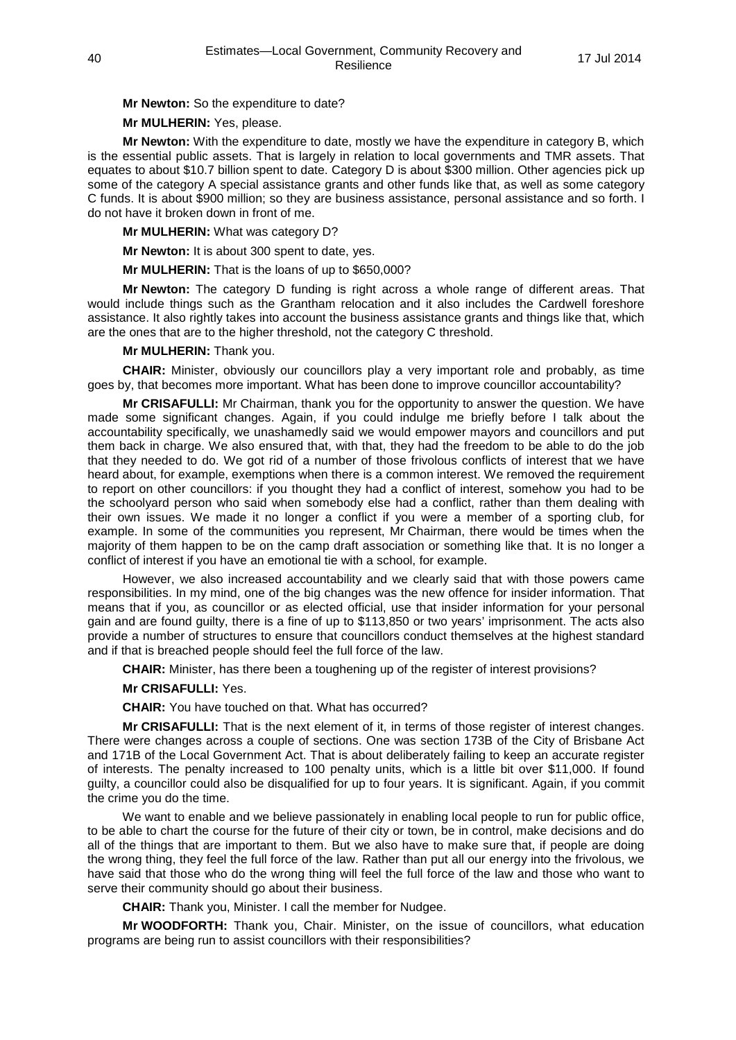**Mr Newton:** So the expenditure to date?

**Mr MULHERIN:** Yes, please.

**Mr Newton:** With the expenditure to date, mostly we have the expenditure in category B, which is the essential public assets. That is largely in relation to local governments and TMR assets. That equates to about $10.7 billion spent to date. Category D is about $300 million. Other agencies pick up some of the category A special assistance grants and other funds like that, as well as some category C funds. It is about $900 million; so they are business assistance, personal assistance and so forth. I do not have it broken down in front of me.

**Mr MULHERIN:** What was category D?

**Mr Newton:** It is about 300 spent to date, yes.

**Mr MULHERIN:** That is the loans of up to $650,000?

**Mr Newton:** The category D funding is right across a whole range of different areas. That would include things such as the Grantham relocation and it also includes the Cardwell foreshore assistance. It also rightly takes into account the business assistance grants and things like that, which are the ones that are to the higher threshold, not the category C threshold.

**Mr MULHERIN:** Thank you.

**CHAIR:** Minister, obviously our councillors play a very important role and probably, as time goes by, that becomes more important. What has been done to improve councillor accountability?

**Mr CRISAFULLI:** Mr Chairman, thank you for the opportunity to answer the question. We have made some significant changes. Again, if you could indulge me briefly before I talk about the accountability specifically, we unashamedly said we would empower mayors and councillors and put them back in charge. We also ensured that, with that, they had the freedom to be able to do the job that they needed to do. We got rid of a number of those frivolous conflicts of interest that we have heard about, for example, exemptions when there is a common interest. We removed the requirement to report on other councillors: if you thought they had a conflict of interest, somehow you had to be the schoolyard person who said when somebody else had a conflict, rather than them dealing with their own issues. We made it no longer a conflict if you were a member of a sporting club, for example. In some of the communities you represent, Mr Chairman, there would be times when the majority of them happen to be on the camp draft association or something like that. It is no longer a conflict of interest if you have an emotional tie with a school, for example.

However, we also increased accountability and we clearly said that with those powers came responsibilities. In my mind, one of the big changes was the new offence for insider information. That means that if you, as councillor or as elected official, use that insider information for your personal gain and are found guilty, there is a fine of up to $113,850 or two years' imprisonment. The acts also provide a number of structures to ensure that councillors conduct themselves at the highest standard and if that is breached people should feel the full force of the law.

**CHAIR:** Minister, has there been a toughening up of the register of interest provisions?

**Mr CRISAFULLI:** Yes.

**CHAIR:** You have touched on that. What has occurred?

**Mr CRISAFULLI:** That is the next element of it, in terms of those register of interest changes. There were changes across a couple of sections. One was section 173B of the City of Brisbane Act and 171B of the Local Government Act. That is about deliberately failing to keep an accurate register of interests. The penalty increased to 100 penalty units, which is a little bit over $11,000. If found guilty, a councillor could also be disqualified for up to four years. It is significant. Again, if you commit the crime you do the time.

We want to enable and we believe passionately in enabling local people to run for public office, to be able to chart the course for the future of their city or town, be in control, make decisions and do all of the things that are important to them. But we also have to make sure that, if people are doing the wrong thing, they feel the full force of the law. Rather than put all our energy into the frivolous, we have said that those who do the wrong thing will feel the full force of the law and those who want to serve their community should go about their business.

**CHAIR:** Thank you, Minister. I call the member for Nudgee.

**Mr WOODFORTH:** Thank you, Chair. Minister, on the issue of councillors, what education programs are being run to assist councillors with their responsibilities?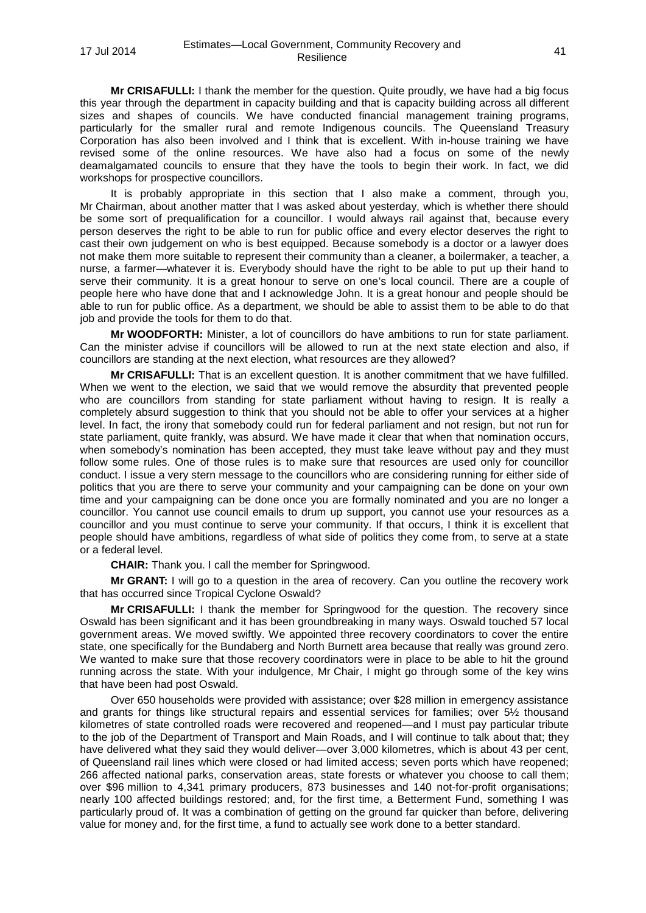**Mr CRISAFULLI:** I thank the member for the question. Quite proudly, we have had a big focus this year through the department in capacity building and that is capacity building across all different sizes and shapes of councils. We have conducted financial management training programs, particularly for the smaller rural and remote Indigenous councils. The Queensland Treasury Corporation has also been involved and I think that is excellent. With in-house training we have revised some of the online resources. We have also had a focus on some of the newly deamalgamated councils to ensure that they have the tools to begin their work. In fact, we did workshops for prospective councillors.

It is probably appropriate in this section that I also make a comment, through you, Mr Chairman, about another matter that I was asked about yesterday, which is whether there should be some sort of prequalification for a councillor. I would always rail against that, because every person deserves the right to be able to run for public office and every elector deserves the right to cast their own judgement on who is best equipped. Because somebody is a doctor or a lawyer does not make them more suitable to represent their community than a cleaner, a boilermaker, a teacher, a nurse, a farmer—whatever it is. Everybody should have the right to be able to put up their hand to serve their community. It is a great honour to serve on one's local council. There are a couple of people here who have done that and I acknowledge John. It is a great honour and people should be able to run for public office. As a department, we should be able to assist them to be able to do that job and provide the tools for them to do that.

**Mr WOODFORTH:** Minister, a lot of councillors do have ambitions to run for state parliament. Can the minister advise if councillors will be allowed to run at the next state election and also, if councillors are standing at the next election, what resources are they allowed?

**Mr CRISAFULLI:** That is an excellent question. It is another commitment that we have fulfilled. When we went to the election, we said that we would remove the absurdity that prevented people who are councillors from standing for state parliament without having to resign. It is really a completely absurd suggestion to think that you should not be able to offer your services at a higher level. In fact, the irony that somebody could run for federal parliament and not resign, but not run for state parliament, quite frankly, was absurd. We have made it clear that when that nomination occurs, when somebody's nomination has been accepted, they must take leave without pay and they must follow some rules. One of those rules is to make sure that resources are used only for councillor conduct. I issue a very stern message to the councillors who are considering running for either side of politics that you are there to serve your community and your campaigning can be done on your own time and your campaigning can be done once you are formally nominated and you are no longer a councillor. You cannot use council emails to drum up support, you cannot use your resources as a councillor and you must continue to serve your community. If that occurs, I think it is excellent that people should have ambitions, regardless of what side of politics they come from, to serve at a state or a federal level.

**CHAIR:** Thank you. I call the member for Springwood.

**Mr GRANT:** I will go to a question in the area of recovery. Can you outline the recovery work that has occurred since Tropical Cyclone Oswald?

**Mr CRISAFULLI:** I thank the member for Springwood for the question. The recovery since Oswald has been significant and it has been groundbreaking in many ways. Oswald touched 57 local government areas. We moved swiftly. We appointed three recovery coordinators to cover the entire state, one specifically for the Bundaberg and North Burnett area because that really was ground zero. We wanted to make sure that those recovery coordinators were in place to be able to hit the ground running across the state. With your indulgence, Mr Chair, I might go through some of the key wins that have been had post Oswald.

Over 650 households were provided with assistance; over $28 million in emergency assistance and grants for things like structural repairs and essential services for families; over 5½ thousand kilometres of state controlled roads were recovered and reopened—and I must pay particular tribute to the job of the Department of Transport and Main Roads, and I will continue to talk about that; they have delivered what they said they would deliver—over 3,000 kilometres, which is about 43 per cent, of Queensland rail lines which were closed or had limited access; seven ports which have reopened; 266 affected national parks, conservation areas, state forests or whatever you choose to call them; over $96 million to 4,341 primary producers, 873 businesses and 140 not-for-profit organisations; nearly 100 affected buildings restored; and, for the first time, a Betterment Fund, something I was particularly proud of. It was a combination of getting on the ground far quicker than before, delivering value for money and, for the first time, a fund to actually see work done to a better standard.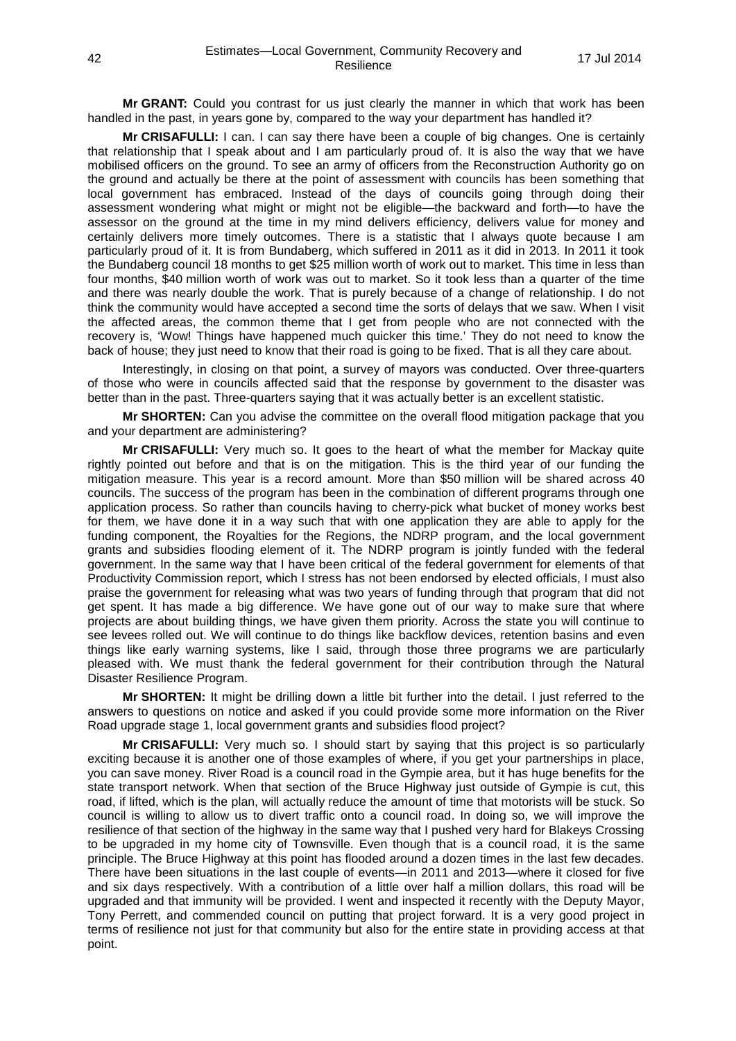**Mr GRANT:** Could you contrast for us just clearly the manner in which that work has been handled in the past, in years gone by, compared to the way your department has handled it?

**Mr CRISAFULLI:** I can. I can say there have been a couple of big changes. One is certainly that relationship that I speak about and I am particularly proud of. It is also the way that we have mobilised officers on the ground. To see an army of officers from the Reconstruction Authority go on the ground and actually be there at the point of assessment with councils has been something that local government has embraced. Instead of the days of councils going through doing their assessment wondering what might or might not be eligible—the backward and forth—to have the assessor on the ground at the time in my mind delivers efficiency, delivers value for money and certainly delivers more timely outcomes. There is a statistic that I always quote because I am particularly proud of it. It is from Bundaberg, which suffered in 2011 as it did in 2013. In 2011 it took the Bundaberg council 18 months to get $25 million worth of work out to market. This time in less than four months, $40 million worth of work was out to market. So it took less than a quarter of the time and there was nearly double the work. That is purely because of a change of relationship. I do not think the community would have accepted a second time the sorts of delays that we saw. When I visit the affected areas, the common theme that I get from people who are not connected with the recovery is, 'Wow! Things have happened much quicker this time.' They do not need to know the back of house; they just need to know that their road is going to be fixed. That is all they care about.

Interestingly, in closing on that point, a survey of mayors was conducted. Over three-quarters of those who were in councils affected said that the response by government to the disaster was better than in the past. Three-quarters saying that it was actually better is an excellent statistic.

**Mr SHORTEN:** Can you advise the committee on the overall flood mitigation package that you and your department are administering?

**Mr CRISAFULLI:** Very much so. It goes to the heart of what the member for Mackay quite rightly pointed out before and that is on the mitigation. This is the third year of our funding the mitigation measure. This year is a record amount. More than $50 million will be shared across 40 councils. The success of the program has been in the combination of different programs through one application process. So rather than councils having to cherry-pick what bucket of money works best for them, we have done it in a way such that with one application they are able to apply for the funding component, the Royalties for the Regions, the NDRP program, and the local government grants and subsidies flooding element of it. The NDRP program is jointly funded with the federal government. In the same way that I have been critical of the federal government for elements of that Productivity Commission report, which I stress has not been endorsed by elected officials, I must also praise the government for releasing what was two years of funding through that program that did not get spent. It has made a big difference. We have gone out of our way to make sure that where projects are about building things, we have given them priority. Across the state you will continue to see levees rolled out. We will continue to do things like backflow devices, retention basins and even things like early warning systems, like I said, through those three programs we are particularly pleased with. We must thank the federal government for their contribution through the Natural Disaster Resilience Program.

**Mr SHORTEN:** It might be drilling down a little bit further into the detail. I just referred to the answers to questions on notice and asked if you could provide some more information on the River Road upgrade stage 1, local government grants and subsidies flood project?

**Mr CRISAFULLI:** Very much so. I should start by saying that this project is so particularly exciting because it is another one of those examples of where, if you get your partnerships in place, you can save money. River Road is a council road in the Gympie area, but it has huge benefits for the state transport network. When that section of the Bruce Highway just outside of Gympie is cut, this road, if lifted, which is the plan, will actually reduce the amount of time that motorists will be stuck. So council is willing to allow us to divert traffic onto a council road. In doing so, we will improve the resilience of that section of the highway in the same way that I pushed very hard for Blakeys Crossing to be upgraded in my home city of Townsville. Even though that is a council road, it is the same principle. The Bruce Highway at this point has flooded around a dozen times in the last few decades. There have been situations in the last couple of events—in 2011 and 2013—where it closed for five and six days respectively. With a contribution of a little over half a million dollars, this road will be upgraded and that immunity will be provided. I went and inspected it recently with the Deputy Mayor, Tony Perrett, and commended council on putting that project forward. It is a very good project in terms of resilience not just for that community but also for the entire state in providing access at that point.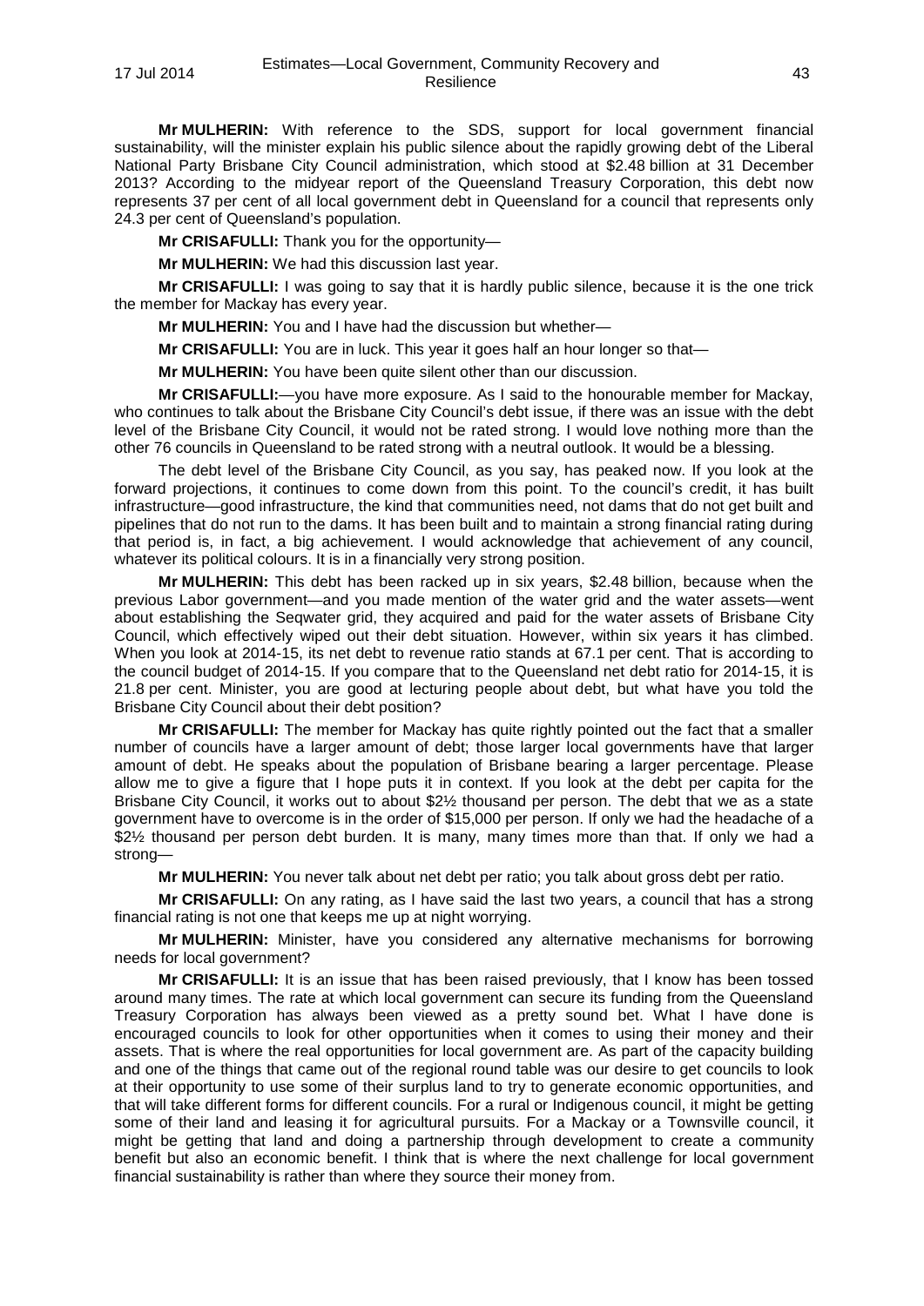**Mr MULHERIN:** With reference to the SDS, support for local government financial sustainability, will the minister explain his public silence about the rapidly growing debt of the Liberal National Party Brisbane City Council administration, which stood at $2.48 billion at 31 December 2013? According to the midyear report of the Queensland Treasury Corporation, this debt now represents 37 per cent of all local government debt in Queensland for a council that represents only 24.3 per cent of Queensland's population.

**Mr CRISAFULLI:** Thank you for the opportunity—

**Mr MULHERIN:** We had this discussion last year.

**Mr CRISAFULLI:** I was going to say that it is hardly public silence, because it is the one trick the member for Mackay has every year.

**Mr MULHERIN:** You and I have had the discussion but whether—

**Mr CRISAFULLI:** You are in luck. This year it goes half an hour longer so that—

**Mr MULHERIN:** You have been quite silent other than our discussion.

**Mr CRISAFULLI:**—you have more exposure. As I said to the honourable member for Mackay, who continues to talk about the Brisbane City Council's debt issue, if there was an issue with the debt level of the Brisbane City Council, it would not be rated strong. I would love nothing more than the other 76 councils in Queensland to be rated strong with a neutral outlook. It would be a blessing.

The debt level of the Brisbane City Council, as you say, has peaked now. If you look at the forward projections, it continues to come down from this point. To the council's credit, it has built infrastructure—good infrastructure, the kind that communities need, not dams that do not get built and pipelines that do not run to the dams. It has been built and to maintain a strong financial rating during that period is, in fact, a big achievement. I would acknowledge that achievement of any council, whatever its political colours. It is in a financially very strong position.

**Mr MULHERIN:** This debt has been racked up in six years, $2.48 billion, because when the previous Labor government—and you made mention of the water grid and the water assets—went about establishing the Seqwater grid, they acquired and paid for the water assets of Brisbane City Council, which effectively wiped out their debt situation. However, within six years it has climbed. When you look at 2014-15, its net debt to revenue ratio stands at 67.1 per cent. That is according to the council budget of 2014-15. If you compare that to the Queensland net debt ratio for 2014-15, it is 21.8 per cent. Minister, you are good at lecturing people about debt, but what have you told the Brisbane City Council about their debt position?

**Mr CRISAFULLI:** The member for Mackay has quite rightly pointed out the fact that a smaller number of councils have a larger amount of debt; those larger local governments have that larger amount of debt. He speaks about the population of Brisbane bearing a larger percentage. Please allow me to give a figure that I hope puts it in context. If you look at the debt per capita for the Brisbane City Council, it works out to about $2½ thousand per person. The debt that we as a state government have to overcome is in the order of $15,000 per person. If only we had the headache of a $2½ thousand per person debt burden. It is many, many times more than that. If only we had a strong—

**Mr MULHERIN:** You never talk about net debt per ratio; you talk about gross debt per ratio.

**Mr CRISAFULLI:** On any rating, as I have said the last two years, a council that has a strong financial rating is not one that keeps me up at night worrying.

**Mr MULHERIN:** Minister, have you considered any alternative mechanisms for borrowing needs for local government?

**Mr CRISAFULLI:** It is an issue that has been raised previously, that I know has been tossed around many times. The rate at which local government can secure its funding from the Queensland Treasury Corporation has always been viewed as a pretty sound bet. What I have done is encouraged councils to look for other opportunities when it comes to using their money and their assets. That is where the real opportunities for local government are. As part of the capacity building and one of the things that came out of the regional round table was our desire to get councils to look at their opportunity to use some of their surplus land to try to generate economic opportunities, and that will take different forms for different councils. For a rural or Indigenous council, it might be getting some of their land and leasing it for agricultural pursuits. For a Mackay or a Townsville council, it might be getting that land and doing a partnership through development to create a community benefit but also an economic benefit. I think that is where the next challenge for local government financial sustainability is rather than where they source their money from.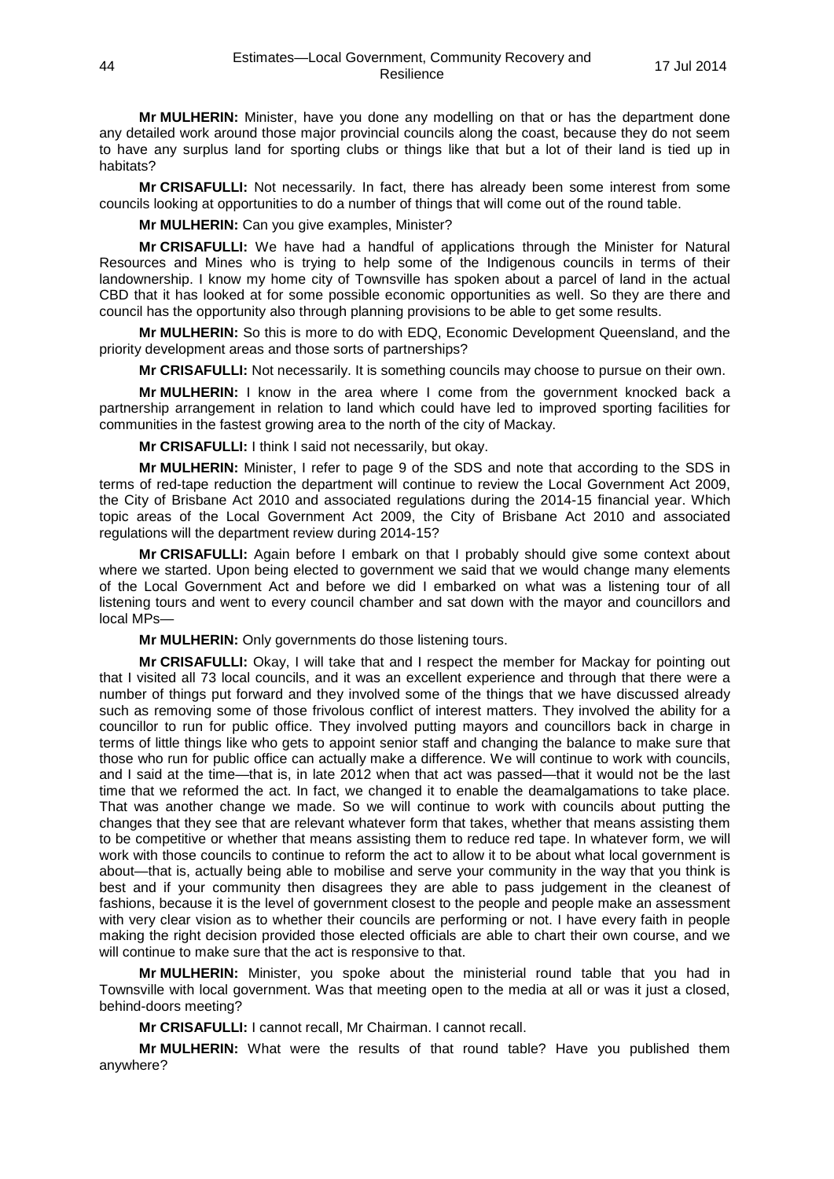**Mr MULHERIN:** Minister, have you done any modelling on that or has the department done any detailed work around those major provincial councils along the coast, because they do not seem to have any surplus land for sporting clubs or things like that but a lot of their land is tied up in habitats?

**Mr CRISAFULLI:** Not necessarily. In fact, there has already been some interest from some councils looking at opportunities to do a number of things that will come out of the round table.

**Mr MULHERIN:** Can you give examples, Minister?

**Mr CRISAFULLI:** We have had a handful of applications through the Minister for Natural Resources and Mines who is trying to help some of the Indigenous councils in terms of their landownership. I know my home city of Townsville has spoken about a parcel of land in the actual CBD that it has looked at for some possible economic opportunities as well. So they are there and council has the opportunity also through planning provisions to be able to get some results.

**Mr MULHERIN:** So this is more to do with EDQ, Economic Development Queensland, and the priority development areas and those sorts of partnerships?

**Mr CRISAFULLI:** Not necessarily. It is something councils may choose to pursue on their own.

**Mr MULHERIN:** I know in the area where I come from the government knocked back a partnership arrangement in relation to land which could have led to improved sporting facilities for communities in the fastest growing area to the north of the city of Mackay.

**Mr CRISAFULLI:** I think I said not necessarily, but okay.

**Mr MULHERIN:** Minister, I refer to page 9 of the SDS and note that according to the SDS in terms of red-tape reduction the department will continue to review the Local Government Act 2009, the City of Brisbane Act 2010 and associated regulations during the 2014-15 financial year. Which topic areas of the Local Government Act 2009, the City of Brisbane Act 2010 and associated regulations will the department review during 2014-15?

**Mr CRISAFULLI:** Again before I embark on that I probably should give some context about where we started. Upon being elected to government we said that we would change many elements of the Local Government Act and before we did I embarked on what was a listening tour of all listening tours and went to every council chamber and sat down with the mayor and councillors and local MPs—

**Mr MULHERIN:** Only governments do those listening tours.

**Mr CRISAFULLI:** Okay, I will take that and I respect the member for Mackay for pointing out that I visited all 73 local councils, and it was an excellent experience and through that there were a number of things put forward and they involved some of the things that we have discussed already such as removing some of those frivolous conflict of interest matters. They involved the ability for a councillor to run for public office. They involved putting mayors and councillors back in charge in terms of little things like who gets to appoint senior staff and changing the balance to make sure that those who run for public office can actually make a difference. We will continue to work with councils, and I said at the time—that is, in late 2012 when that act was passed—that it would not be the last time that we reformed the act. In fact, we changed it to enable the deamalgamations to take place. That was another change we made. So we will continue to work with councils about putting the changes that they see that are relevant whatever form that takes, whether that means assisting them to be competitive or whether that means assisting them to reduce red tape. In whatever form, we will work with those councils to continue to reform the act to allow it to be about what local government is about—that is, actually being able to mobilise and serve your community in the way that you think is best and if your community then disagrees they are able to pass judgement in the cleanest of fashions, because it is the level of government closest to the people and people make an assessment with very clear vision as to whether their councils are performing or not. I have every faith in people making the right decision provided those elected officials are able to chart their own course, and we will continue to make sure that the act is responsive to that.

**Mr MULHERIN:** Minister, you spoke about the ministerial round table that you had in Townsville with local government. Was that meeting open to the media at all or was it just a closed, behind-doors meeting?

**Mr CRISAFULLI:** I cannot recall, Mr Chairman. I cannot recall.

**Mr MULHERIN:** What were the results of that round table? Have you published them anywhere?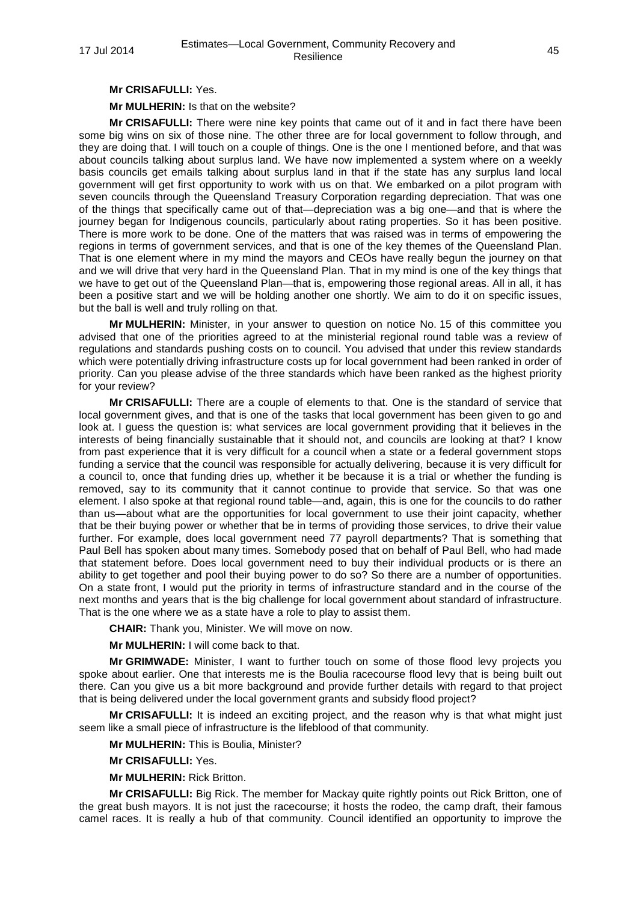**Mr CRISAFULLI:** Yes.

**Mr MULHERIN:** Is that on the website?

**Mr CRISAFULLI:** There were nine key points that came out of it and in fact there have been some big wins on six of those nine. The other three are for local government to follow through, and they are doing that. I will touch on a couple of things. One is the one I mentioned before, and that was about councils talking about surplus land. We have now implemented a system where on a weekly basis councils get emails talking about surplus land in that if the state has any surplus land local government will get first opportunity to work with us on that. We embarked on a pilot program with seven councils through the Queensland Treasury Corporation regarding depreciation. That was one of the things that specifically came out of that—depreciation was a big one—and that is where the journey began for Indigenous councils, particularly about rating properties. So it has been positive. There is more work to be done. One of the matters that was raised was in terms of empowering the regions in terms of government services, and that is one of the key themes of the Queensland Plan. That is one element where in my mind the mayors and CEOs have really begun the journey on that and we will drive that very hard in the Queensland Plan. That in my mind is one of the key things that we have to get out of the Queensland Plan—that is, empowering those regional areas. All in all, it has been a positive start and we will be holding another one shortly. We aim to do it on specific issues, but the ball is well and truly rolling on that.

**Mr MULHERIN:** Minister, in your answer to question on notice No. 15 of this committee you advised that one of the priorities agreed to at the ministerial regional round table was a review of regulations and standards pushing costs on to council. You advised that under this review standards which were potentially driving infrastructure costs up for local government had been ranked in order of priority. Can you please advise of the three standards which have been ranked as the highest priority for your review?

**Mr CRISAFULLI:** There are a couple of elements to that. One is the standard of service that local government gives, and that is one of the tasks that local government has been given to go and look at. I guess the question is: what services are local government providing that it believes in the interests of being financially sustainable that it should not, and councils are looking at that? I know from past experience that it is very difficult for a council when a state or a federal government stops funding a service that the council was responsible for actually delivering, because it is very difficult for a council to, once that funding dries up, whether it be because it is a trial or whether the funding is removed, say to its community that it cannot continue to provide that service. So that was one element. I also spoke at that regional round table—and, again, this is one for the councils to do rather than us—about what are the opportunities for local government to use their joint capacity, whether that be their buying power or whether that be in terms of providing those services, to drive their value further. For example, does local government need 77 payroll departments? That is something that Paul Bell has spoken about many times. Somebody posed that on behalf of Paul Bell, who had made that statement before. Does local government need to buy their individual products or is there an ability to get together and pool their buying power to do so? So there are a number of opportunities. On a state front, I would put the priority in terms of infrastructure standard and in the course of the next months and years that is the big challenge for local government about standard of infrastructure. That is the one where we as a state have a role to play to assist them.

**CHAIR:** Thank you, Minister. We will move on now.

**Mr MULHERIN:** I will come back to that.

**Mr GRIMWADE:** Minister, I want to further touch on some of those flood levy projects you spoke about earlier. One that interests me is the Boulia racecourse flood levy that is being built out there. Can you give us a bit more background and provide further details with regard to that project that is being delivered under the local government grants and subsidy flood project?

**Mr CRISAFULLI:** It is indeed an exciting project, and the reason why is that what might just seem like a small piece of infrastructure is the lifeblood of that community.

**Mr MULHERIN:** This is Boulia, Minister?

**Mr CRISAFULLI:** Yes.

**Mr MULHERIN:** Rick Britton.

**Mr CRISAFULLI:** Big Rick. The member for Mackay quite rightly points out Rick Britton, one of the great bush mayors. It is not just the racecourse; it hosts the rodeo, the camp draft, their famous camel races. It is really a hub of that community. Council identified an opportunity to improve the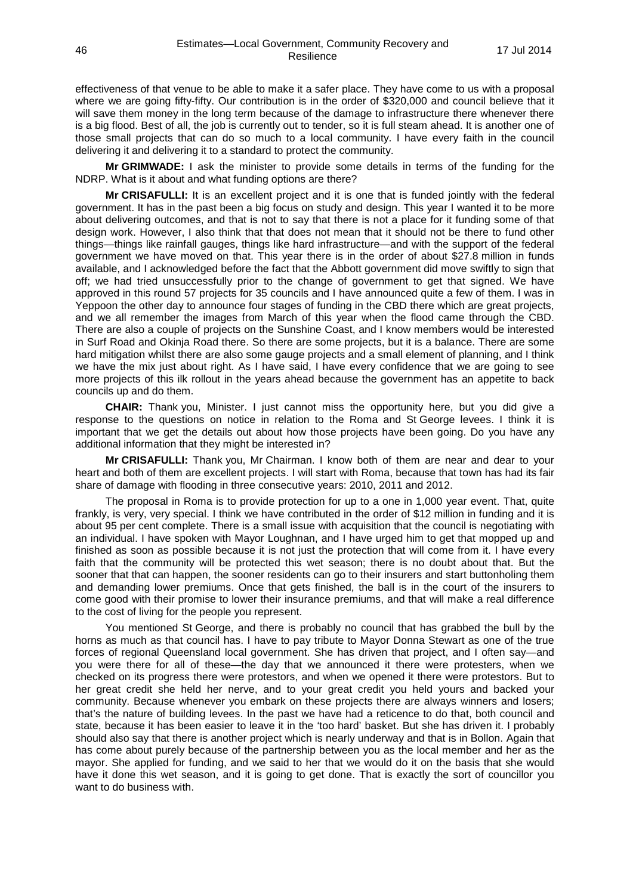effectiveness of that venue to be able to make it a safer place. They have come to us with a proposal where we are going fifty-fifty. Our contribution is in the order of $320,000 and council believe that it will save them money in the long term because of the damage to infrastructure there whenever there is a big flood. Best of all, the job is currently out to tender, so it is full steam ahead. It is another one of those small projects that can do so much to a local community. I have every faith in the council delivering it and delivering it to a standard to protect the community.

**Mr GRIMWADE:** I ask the minister to provide some details in terms of the funding for the NDRP. What is it about and what funding options are there?

**Mr CRISAFULLI:** It is an excellent project and it is one that is funded jointly with the federal government. It has in the past been a big focus on study and design. This year I wanted it to be more about delivering outcomes, and that is not to say that there is not a place for it funding some of that design work. However, I also think that that does not mean that it should not be there to fund other things—things like rainfall gauges, things like hard infrastructure—and with the support of the federal government we have moved on that. This year there is in the order of about $27.8 million in funds available, and I acknowledged before the fact that the Abbott government did move swiftly to sign that off; we had tried unsuccessfully prior to the change of government to get that signed. We have approved in this round 57 projects for 35 councils and I have announced quite a few of them. I was in Yeppoon the other day to announce four stages of funding in the CBD there which are great projects, and we all remember the images from March of this year when the flood came through the CBD. There are also a couple of projects on the Sunshine Coast, and I know members would be interested in Surf Road and Okinja Road there. So there are some projects, but it is a balance. There are some hard mitigation whilst there are also some gauge projects and a small element of planning, and I think we have the mix just about right. As I have said, I have every confidence that we are going to see more projects of this ilk rollout in the years ahead because the government has an appetite to back councils up and do them.

**CHAIR:** Thank you, Minister. I just cannot miss the opportunity here, but you did give a response to the questions on notice in relation to the Roma and St George levees. I think it is important that we get the details out about how those projects have been going. Do you have any additional information that they might be interested in?

**Mr CRISAFULLI:** Thank you, Mr Chairman. I know both of them are near and dear to your heart and both of them are excellent projects. I will start with Roma, because that town has had its fair share of damage with flooding in three consecutive years: 2010, 2011 and 2012.

The proposal in Roma is to provide protection for up to a one in 1,000 year event. That, quite frankly, is very, very special. I think we have contributed in the order of $12 million in funding and it is about 95 per cent complete. There is a small issue with acquisition that the council is negotiating with an individual. I have spoken with Mayor Loughnan, and I have urged him to get that mopped up and finished as soon as possible because it is not just the protection that will come from it. I have every faith that the community will be protected this wet season; there is no doubt about that. But the sooner that that can happen, the sooner residents can go to their insurers and start buttonholing them and demanding lower premiums. Once that gets finished, the ball is in the court of the insurers to come good with their promise to lower their insurance premiums, and that will make a real difference to the cost of living for the people you represent.

You mentioned St George, and there is probably no council that has grabbed the bull by the horns as much as that council has. I have to pay tribute to Mayor Donna Stewart as one of the true forces of regional Queensland local government. She has driven that project, and I often say—and you were there for all of these—the day that we announced it there were protesters, when we checked on its progress there were protestors, and when we opened it there were protestors. But to her great credit she held her nerve, and to your great credit you held yours and backed your community. Because whenever you embark on these projects there are always winners and losers; that's the nature of building levees. In the past we have had a reticence to do that, both council and state, because it has been easier to leave it in the 'too hard' basket. But she has driven it. I probably should also say that there is another project which is nearly underway and that is in Bollon. Again that has come about purely because of the partnership between you as the local member and her as the mayor. She applied for funding, and we said to her that we would do it on the basis that she would have it done this wet season, and it is going to get done. That is exactly the sort of councillor you want to do business with.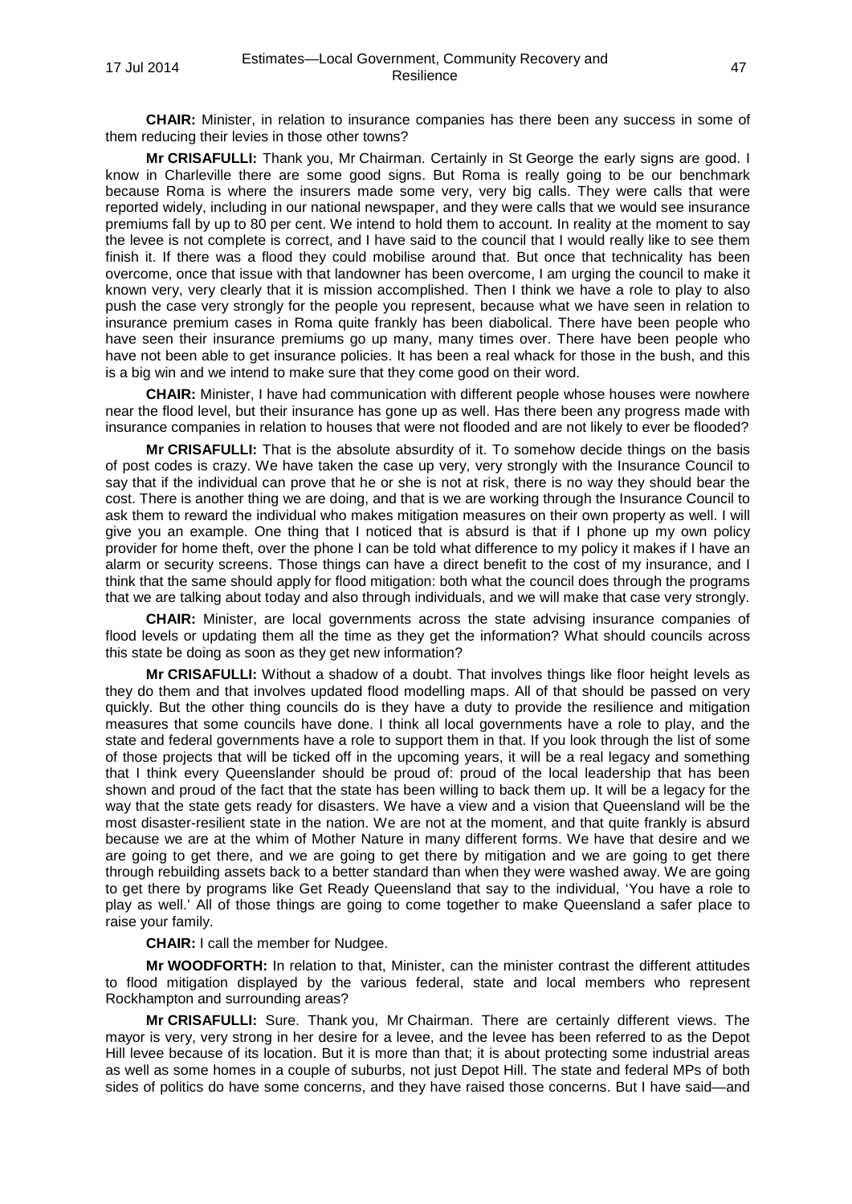**CHAIR:** Minister, in relation to insurance companies has there been any success in some of them reducing their levies in those other towns?

**Mr CRISAFULLI:** Thank you, Mr Chairman. Certainly in St George the early signs are good. I know in Charleville there are some good signs. But Roma is really going to be our benchmark because Roma is where the insurers made some very, very big calls. They were calls that were reported widely, including in our national newspaper, and they were calls that we would see insurance premiums fall by up to 80 per cent. We intend to hold them to account. In reality at the moment to say the levee is not complete is correct, and I have said to the council that I would really like to see them finish it. If there was a flood they could mobilise around that. But once that technicality has been overcome, once that issue with that landowner has been overcome, I am urging the council to make it known very, very clearly that it is mission accomplished. Then I think we have a role to play to also push the case very strongly for the people you represent, because what we have seen in relation to insurance premium cases in Roma quite frankly has been diabolical. There have been people who have seen their insurance premiums go up many, many times over. There have been people who have not been able to get insurance policies. It has been a real whack for those in the bush, and this is a big win and we intend to make sure that they come good on their word.

**CHAIR:** Minister, I have had communication with different people whose houses were nowhere near the flood level, but their insurance has gone up as well. Has there been any progress made with insurance companies in relation to houses that were not flooded and are not likely to ever be flooded?

**Mr CRISAFULLI:** That is the absolute absurdity of it. To somehow decide things on the basis of post codes is crazy. We have taken the case up very, very strongly with the Insurance Council to say that if the individual can prove that he or she is not at risk, there is no way they should bear the cost. There is another thing we are doing, and that is we are working through the Insurance Council to ask them to reward the individual who makes mitigation measures on their own property as well. I will give you an example. One thing that I noticed that is absurd is that if I phone up my own policy provider for home theft, over the phone I can be told what difference to my policy it makes if I have an alarm or security screens. Those things can have a direct benefit to the cost of my insurance, and I think that the same should apply for flood mitigation: both what the council does through the programs that we are talking about today and also through individuals, and we will make that case very strongly.

**CHAIR:** Minister, are local governments across the state advising insurance companies of flood levels or updating them all the time as they get the information? What should councils across this state be doing as soon as they get new information?

**Mr CRISAFULLI:** Without a shadow of a doubt. That involves things like floor height levels as they do them and that involves updated flood modelling maps. All of that should be passed on very quickly. But the other thing councils do is they have a duty to provide the resilience and mitigation measures that some councils have done. I think all local governments have a role to play, and the state and federal governments have a role to support them in that. If you look through the list of some of those projects that will be ticked off in the upcoming years, it will be a real legacy and something that I think every Queenslander should be proud of: proud of the local leadership that has been shown and proud of the fact that the state has been willing to back them up. It will be a legacy for the way that the state gets ready for disasters. We have a view and a vision that Queensland will be the most disaster-resilient state in the nation. We are not at the moment, and that quite frankly is absurd because we are at the whim of Mother Nature in many different forms. We have that desire and we are going to get there, and we are going to get there by mitigation and we are going to get there through rebuilding assets back to a better standard than when they were washed away. We are going to get there by programs like Get Ready Queensland that say to the individual, 'You have a role to play as well.' All of those things are going to come together to make Queensland a safer place to raise your family.

**CHAIR:** I call the member for Nudgee.

**Mr WOODFORTH:** In relation to that, Minister, can the minister contrast the different attitudes to flood mitigation displayed by the various federal, state and local members who represent Rockhampton and surrounding areas?

**Mr CRISAFULLI:** Sure. Thank you, Mr Chairman. There are certainly different views. The mayor is very, very strong in her desire for a levee, and the levee has been referred to as the Depot Hill levee because of its location. But it is more than that; it is about protecting some industrial areas as well as some homes in a couple of suburbs, not just Depot Hill. The state and federal MPs of both sides of politics do have some concerns, and they have raised those concerns. But I have said—and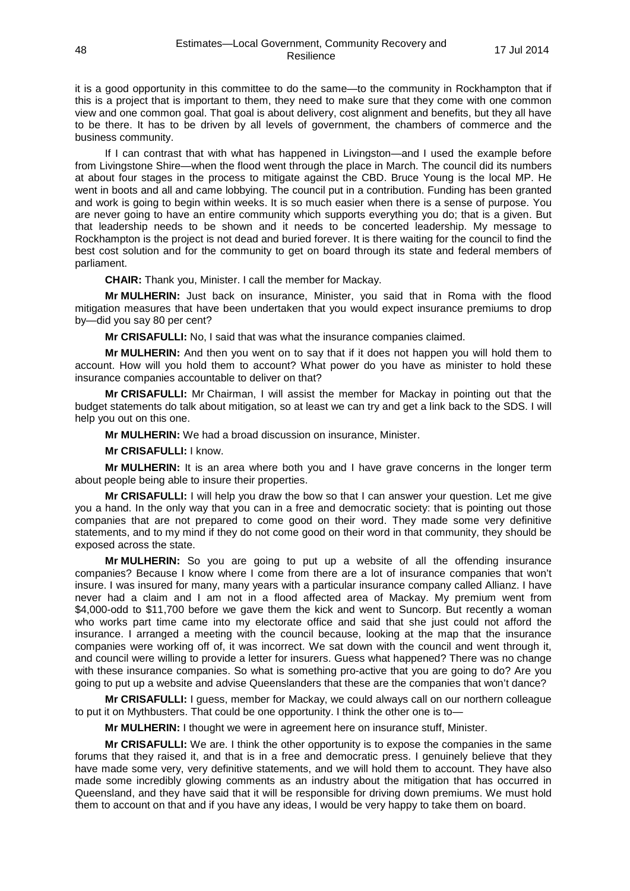it is a good opportunity in this committee to do the same—to the community in Rockhampton that if this is a project that is important to them, they need to make sure that they come with one common view and one common goal. That goal is about delivery, cost alignment and benefits, but they all have to be there. It has to be driven by all levels of government, the chambers of commerce and the business community.

If I can contrast that with what has happened in Livingston—and I used the example before from Livingstone Shire—when the flood went through the place in March. The council did its numbers at about four stages in the process to mitigate against the CBD. Bruce Young is the local MP. He went in boots and all and came lobbying. The council put in a contribution. Funding has been granted and work is going to begin within weeks. It is so much easier when there is a sense of purpose. You are never going to have an entire community which supports everything you do; that is a given. But that leadership needs to be shown and it needs to be concerted leadership. My message to Rockhampton is the project is not dead and buried forever. It is there waiting for the council to find the best cost solution and for the community to get on board through its state and federal members of parliament.

**CHAIR:** Thank you, Minister. I call the member for Mackay.

**Mr MULHERIN:** Just back on insurance, Minister, you said that in Roma with the flood mitigation measures that have been undertaken that you would expect insurance premiums to drop by—did you say 80 per cent?

**Mr CRISAFULLI:** No, I said that was what the insurance companies claimed.

**Mr MULHERIN:** And then you went on to say that if it does not happen you will hold them to account. How will you hold them to account? What power do you have as minister to hold these insurance companies accountable to deliver on that?

**Mr CRISAFULLI:** Mr Chairman, I will assist the member for Mackay in pointing out that the budget statements do talk about mitigation, so at least we can try and get a link back to the SDS. I will help you out on this one.

**Mr MULHERIN:** We had a broad discussion on insurance, Minister.

**Mr CRISAFULLI:** I know.

**Mr MULHERIN:** It is an area where both you and I have grave concerns in the longer term about people being able to insure their properties.

**Mr CRISAFULLI:** I will help you draw the bow so that I can answer your question. Let me give you a hand. In the only way that you can in a free and democratic society: that is pointing out those companies that are not prepared to come good on their word. They made some very definitive statements, and to my mind if they do not come good on their word in that community, they should be exposed across the state.

**Mr MULHERIN:** So you are going to put up a website of all the offending insurance companies? Because I know where I come from there are a lot of insurance companies that won't insure. I was insured for many, many years with a particular insurance company called Allianz. I have never had a claim and I am not in a flood affected area of Mackay. My premium went from $4,000-odd to $11,700 before we gave them the kick and went to Suncorp. But recently a woman who works part time came into my electorate office and said that she just could not afford the insurance. I arranged a meeting with the council because, looking at the map that the insurance companies were working off of, it was incorrect. We sat down with the council and went through it, and council were willing to provide a letter for insurers. Guess what happened? There was no change with these insurance companies. So what is something pro-active that you are going to do? Are you going to put up a website and advise Queenslanders that these are the companies that won't dance?

**Mr CRISAFULLI:** I guess, member for Mackay, we could always call on our northern colleague to put it on Mythbusters. That could be one opportunity. I think the other one is to—

**Mr MULHERIN:** I thought we were in agreement here on insurance stuff, Minister.

**Mr CRISAFULLI:** We are. I think the other opportunity is to expose the companies in the same forums that they raised it, and that is in a free and democratic press. I genuinely believe that they have made some very, very definitive statements, and we will hold them to account. They have also made some incredibly glowing comments as an industry about the mitigation that has occurred in Queensland, and they have said that it will be responsible for driving down premiums. We must hold them to account on that and if you have any ideas, I would be very happy to take them on board.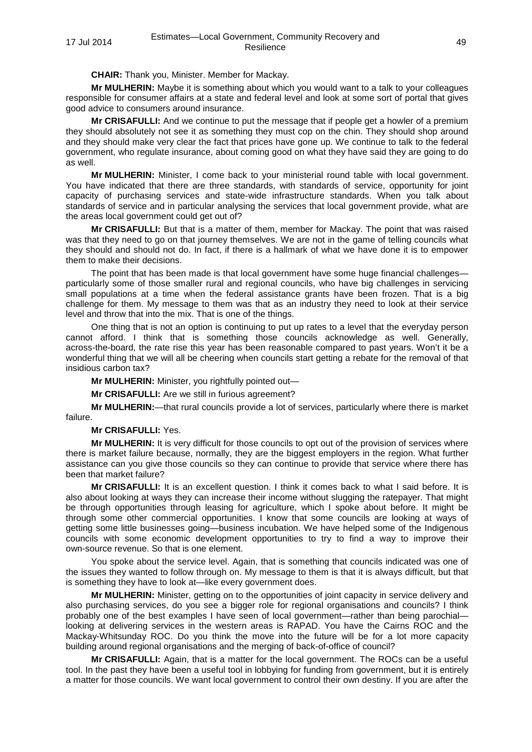**CHAIR:** Thank you, Minister. Member for Mackay.

**Mr MULHERIN:** Maybe it is something about which you would want to a talk to your colleagues responsible for consumer affairs at a state and federal level and look at some sort of portal that gives good advice to consumers around insurance.

**Mr CRISAFULLI:** And we continue to put the message that if people get a howler of a premium they should absolutely not see it as something they must cop on the chin. They should shop around and they should make very clear the fact that prices have gone up. We continue to talk to the federal government, who regulate insurance, about coming good on what they have said they are going to do as well.

**Mr MULHERIN:** Minister, I come back to your ministerial round table with local government. You have indicated that there are three standards, with standards of service, opportunity for joint capacity of purchasing services and state-wide infrastructure standards. When you talk about standards of service and in particular analysing the services that local government provide, what are the areas local government could get out of?

**Mr CRISAFULLI:** But that is a matter of them, member for Mackay. The point that was raised was that they need to go on that journey themselves. We are not in the game of telling councils what they should and should not do. In fact, if there is a hallmark of what we have done it is to empower them to make their decisions.

The point that has been made is that local government have some huge financial challenges—particularly some of those smaller rural and regional councils, who have big challenges in servicing small populations at a time when the federal assistance grants have been frozen. That is a big challenge for them. My message to them was that as an industry they need to look at their service level and throw that into the mix. That is one of the things.

One thing that is not an option is continuing to put up rates to a level that the everyday person cannot afford. I think that is something those councils acknowledge as well. Generally, across-the-board, the rate rise this year has been reasonable compared to past years. Won't it be a wonderful thing that we will all be cheering when councils start getting a rebate for the removal of that insidious carbon tax?

**Mr MULHERIN:** Minister, you rightfully pointed out—

**Mr CRISAFULLI:** Are we still in furious agreement?

**Mr MULHERIN:**—that rural councils provide a lot of services, particularly where there is market failure.

**Mr CRISAFULLI:** Yes.

**Mr MULHERIN:** It is very difficult for those councils to opt out of the provision of services where there is market failure because, normally, they are the biggest employers in the region. What further assistance can you give those councils so they can continue to provide that service where there has been that market failure?

**Mr CRISAFULLI:** It is an excellent question. I think it comes back to what I said before. It is also about looking at ways they can increase their income without slugging the ratepayer. That might be through opportunities through leasing for agriculture, which I spoke about before. It might be through some other commercial opportunities. I know that some councils are looking at ways of getting some little businesses going—business incubation. We have helped some of the Indigenous councils with some economic development opportunities to try to find a way to improve their own-source revenue. So that is one element.

You spoke about the service level. Again, that is something that councils indicated was one of the issues they wanted to follow through on. My message to them is that it is always difficult, but that is something they have to look at—like every government does.

**Mr MULHERIN:** Minister, getting on to the opportunities of joint capacity in service delivery and also purchasing services, do you see a bigger role for regional organisations and councils? I think probably one of the best examples I have seen of local government—rather than being parochial—looking at delivering services in the western areas is RAPAD. You have the Cairns ROC and the Mackay-Whitsunday ROC. Do you think the move into the future will be for a lot more capacity building around regional organisations and the merging of back-of-office of council?

**Mr CRISAFULLI:** Again, that is a matter for the local government. The ROCs can be a useful tool. In the past they have been a useful tool in lobbying for funding from government, but it is entirely a matter for those councils. We want local government to control their own destiny. If you are after the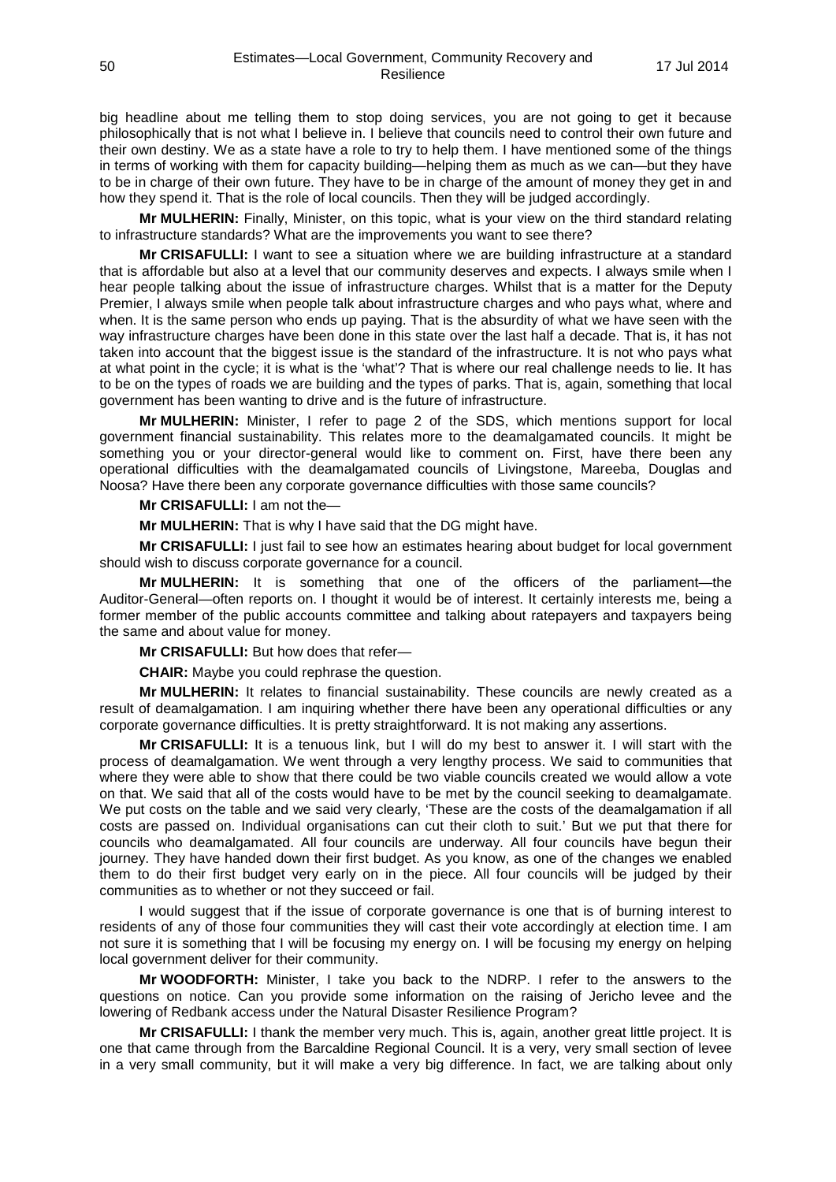big headline about me telling them to stop doing services, you are not going to get it because philosophically that is not what I believe in. I believe that councils need to control their own future and their own destiny. We as a state have a role to try to help them. I have mentioned some of the things in terms of working with them for capacity building—helping them as much as we can—but they have to be in charge of their own future. They have to be in charge of the amount of money they get in and how they spend it. That is the role of local councils. Then they will be judged accordingly.

**Mr MULHERIN:** Finally, Minister, on this topic, what is your view on the third standard relating to infrastructure standards? What are the improvements you want to see there?

**Mr CRISAFULLI:** I want to see a situation where we are building infrastructure at a standard that is affordable but also at a level that our community deserves and expects. I always smile when I hear people talking about the issue of infrastructure charges. Whilst that is a matter for the Deputy Premier, I always smile when people talk about infrastructure charges and who pays what, where and when. It is the same person who ends up paying. That is the absurdity of what we have seen with the way infrastructure charges have been done in this state over the last half a decade. That is, it has not taken into account that the biggest issue is the standard of the infrastructure. It is not who pays what at what point in the cycle; it is what is the 'what'? That is where our real challenge needs to lie. It has to be on the types of roads we are building and the types of parks. That is, again, something that local government has been wanting to drive and is the future of infrastructure.

**Mr MULHERIN:** Minister, I refer to page 2 of the SDS, which mentions support for local government financial sustainability. This relates more to the deamalgamated councils. It might be something you or your director-general would like to comment on. First, have there been any operational difficulties with the deamalgamated councils of Livingstone, Mareeba, Douglas and Noosa? Have there been any corporate governance difficulties with those same councils?

**Mr CRISAFULLI:** I am not the—

**Mr MULHERIN:** That is why I have said that the DG might have.

**Mr CRISAFULLI:** I just fail to see how an estimates hearing about budget for local government should wish to discuss corporate governance for a council.

**Mr MULHERIN:** It is something that one of the officers of the parliament—the Auditor-General—often reports on. I thought it would be of interest. It certainly interests me, being a former member of the public accounts committee and talking about ratepayers and taxpayers being the same and about value for money.

**Mr CRISAFULLI:** But how does that refer—

**CHAIR:** Maybe you could rephrase the question.

**Mr MULHERIN:** It relates to financial sustainability. These councils are newly created as a result of deamalgamation. I am inquiring whether there have been any operational difficulties or any corporate governance difficulties. It is pretty straightforward. It is not making any assertions.

**Mr CRISAFULLI:** It is a tenuous link, but I will do my best to answer it. I will start with the process of deamalgamation. We went through a very lengthy process. We said to communities that where they were able to show that there could be two viable councils created we would allow a vote on that. We said that all of the costs would have to be met by the council seeking to deamalgamate. We put costs on the table and we said very clearly, 'These are the costs of the deamalgamation if all costs are passed on. Individual organisations can cut their cloth to suit.' But we put that there for councils who deamalgamated. All four councils are underway. All four councils have begun their journey. They have handed down their first budget. As you know, as one of the changes we enabled them to do their first budget very early on in the piece. All four councils will be judged by their communities as to whether or not they succeed or fail.

I would suggest that if the issue of corporate governance is one that is of burning interest to residents of any of those four communities they will cast their vote accordingly at election time. I am not sure it is something that I will be focusing my energy on. I will be focusing my energy on helping local government deliver for their community.

**Mr WOODFORTH:** Minister, I take you back to the NDRP. I refer to the answers to the questions on notice. Can you provide some information on the raising of Jericho levee and the lowering of Redbank access under the Natural Disaster Resilience Program?

**Mr CRISAFULLI:** I thank the member very much. This is, again, another great little project. It is one that came through from the Barcaldine Regional Council. It is a very, very small section of levee in a very small community, but it will make a very big difference. In fact, we are talking about only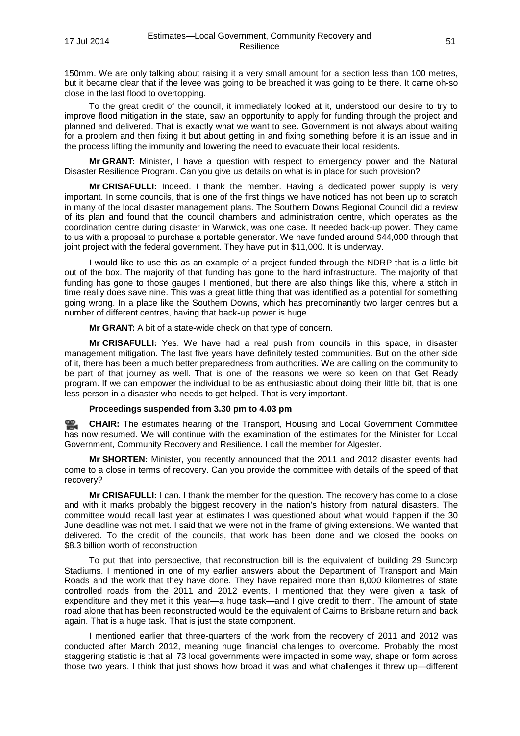150mm. We are only talking about raising it a very small amount for a section less than 100 metres, but it became clear that if the levee was going to be breached it was going to be there. It came oh-so close in the last flood to overtopping.

To the great credit of the council, it immediately looked at it, understood our desire to try to improve flood mitigation in the state, saw an opportunity to apply for funding through the project and planned and delivered. That is exactly what we want to see. Government is not always about waiting for a problem and then fixing it but about getting in and fixing something before it is an issue and in the process lifting the immunity and lowering the need to evacuate their local residents.

**Mr GRANT:** Minister, I have a question with respect to emergency power and the Natural Disaster Resilience Program. Can you give us details on what is in place for such provision?

**Mr CRISAFULLI:** Indeed. I thank the member. Having a dedicated power supply is very important. In some councils, that is one of the first things we have noticed has not been up to scratch in many of the local disaster management plans. The Southern Downs Regional Council did a review of its plan and found that the council chambers and administration centre, which operates as the coordination centre during disaster in Warwick, was one case. It needed back-up power. They came to us with a proposal to purchase a portable generator. We have funded around $44,000 through that joint project with the federal government. They have put in $11,000. It is underway.

I would like to use this as an example of a project funded through the NDRP that is a little bit out of the box. The majority of that funding has gone to the hard infrastructure. The majority of that funding has gone to those gauges I mentioned, but there are also things like this, where a stitch in time really does save nine. This was a great little thing that was identified as a potential for something going wrong. In a place like the Southern Downs, which has predominantly two larger centres but a number of different centres, having that back-up power is huge.

**Mr GRANT:** A bit of a state-wide check on that type of concern.

**Mr CRISAFULLI:** Yes. We have had a real push from councils in this space, in disaster management mitigation. The last five years have definitely tested communities. But on the other side of it, there has been a much better preparedness from authorities. We are calling on the community to be part of that journey as well. That is one of the reasons we were so keen on that Get Ready program. If we can empower the individual to be as enthusiastic about doing their little bit, that is one less person in a disaster who needs to get helped. That is very important.

**Proceedings suspended from 3.30 pm to 4.03 pm**

**CHAIR:** The estimates hearing of the Transport, Housing and Local Government Committee has now resumed. We will continue with the examination of the estimates for the Minister for Local Government, Community Recovery and Resilience. I call the member for Algester.

**Mr SHORTEN:** Minister, you recently announced that the 2011 and 2012 disaster events had come to a close in terms of recovery. Can you provide the committee with details of the speed of that recovery?

**Mr CRISAFULLI:** I can. I thank the member for the question. The recovery has come to a close and with it marks probably the biggest recovery in the nation's history from natural disasters. The committee would recall last year at estimates I was questioned about what would happen if the 30 June deadline was not met. I said that we were not in the frame of giving extensions. We wanted that delivered. To the credit of the councils, that work has been done and we closed the books on $8.3 billion worth of reconstruction.

To put that into perspective, that reconstruction bill is the equivalent of building 29 Suncorp Stadiums. I mentioned in one of my earlier answers about the Department of Transport and Main Roads and the work that they have done. They have repaired more than 8,000 kilometres of state controlled roads from the 2011 and 2012 events. I mentioned that they were given a task of expenditure and they met it this year—a huge task—and I give credit to them. The amount of state road alone that has been reconstructed would be the equivalent of Cairns to Brisbane return and back again. That is a huge task. That is just the state component.

I mentioned earlier that three-quarters of the work from the recovery of 2011 and 2012 was conducted after March 2012, meaning huge financial challenges to overcome. Probably the most staggering statistic is that all 73 local governments were impacted in some way, shape or form across those two years. I think that just shows how broad it was and what challenges it threw up—different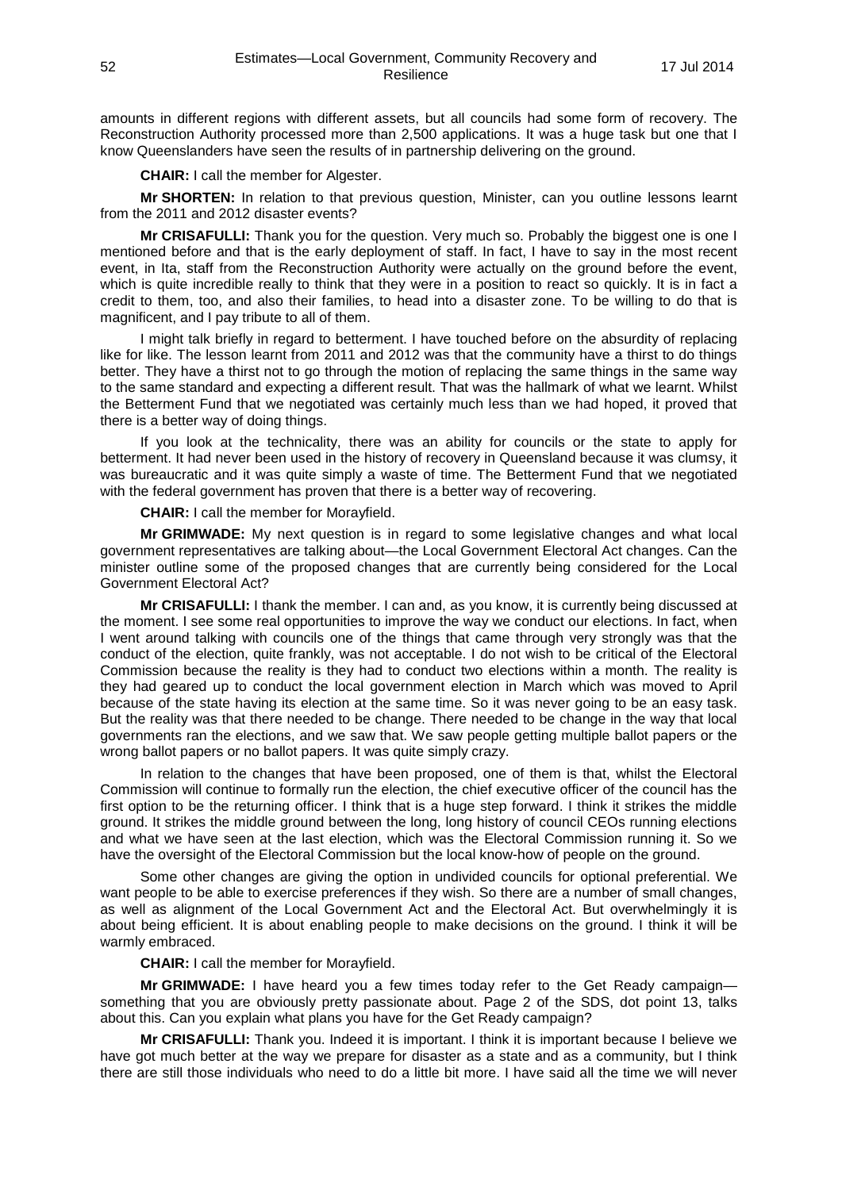amounts in different regions with different assets, but all councils had some form of recovery. The Reconstruction Authority processed more than 2,500 applications. It was a huge task but one that I know Queenslanders have seen the results of in partnership delivering on the ground.

**CHAIR:** I call the member for Algester.

**Mr SHORTEN:** In relation to that previous question, Minister, can you outline lessons learnt from the 2011 and 2012 disaster events?

**Mr CRISAFULLI:** Thank you for the question. Very much so. Probably the biggest one is one I mentioned before and that is the early deployment of staff. In fact, I have to say in the most recent event, in Ita, staff from the Reconstruction Authority were actually on the ground before the event, which is quite incredible really to think that they were in a position to react so quickly. It is in fact a credit to them, too, and also their families, to head into a disaster zone. To be willing to do that is magnificent, and I pay tribute to all of them.

I might talk briefly in regard to betterment. I have touched before on the absurdity of replacing like for like. The lesson learnt from 2011 and 2012 was that the community have a thirst to do things better. They have a thirst not to go through the motion of replacing the same things in the same way to the same standard and expecting a different result. That was the hallmark of what we learnt. Whilst the Betterment Fund that we negotiated was certainly much less than we had hoped, it proved that there is a better way of doing things.

If you look at the technicality, there was an ability for councils or the state to apply for betterment. It had never been used in the history of recovery in Queensland because it was clumsy, it was bureaucratic and it was quite simply a waste of time. The Betterment Fund that we negotiated with the federal government has proven that there is a better way of recovering.

**CHAIR:** I call the member for Morayfield.

**Mr GRIMWADE:** My next question is in regard to some legislative changes and what local government representatives are talking about—the Local Government Electoral Act changes. Can the minister outline some of the proposed changes that are currently being considered for the Local Government Electoral Act?

**Mr CRISAFULLI:** I thank the member. I can and, as you know, it is currently being discussed at the moment. I see some real opportunities to improve the way we conduct our elections. In fact, when I went around talking with councils one of the things that came through very strongly was that the conduct of the election, quite frankly, was not acceptable. I do not wish to be critical of the Electoral Commission because the reality is they had to conduct two elections within a month. The reality is they had geared up to conduct the local government election in March which was moved to April because of the state having its election at the same time. So it was never going to be an easy task. But the reality was that there needed to be change. There needed to be change in the way that local governments ran the elections, and we saw that. We saw people getting multiple ballot papers or the wrong ballot papers or no ballot papers. It was quite simply crazy.

In relation to the changes that have been proposed, one of them is that, whilst the Electoral Commission will continue to formally run the election, the chief executive officer of the council has the first option to be the returning officer. I think that is a huge step forward. I think it strikes the middle ground. It strikes the middle ground between the long, long history of council CEOs running elections and what we have seen at the last election, which was the Electoral Commission running it. So we have the oversight of the Electoral Commission but the local know-how of people on the ground.

Some other changes are giving the option in undivided councils for optional preferential. We want people to be able to exercise preferences if they wish. So there are a number of small changes, as well as alignment of the Local Government Act and the Electoral Act. But overwhelmingly it is about being efficient. It is about enabling people to make decisions on the ground. I think it will be warmly embraced.

**CHAIR:** I call the member for Morayfield.

**Mr GRIMWADE:** I have heard you a few times today refer to the Get Ready campaign—something that you are obviously pretty passionate about. Page 2 of the SDS, dot point 13, talks about this. Can you explain what plans you have for the Get Ready campaign?

**Mr CRISAFULLI:** Thank you. Indeed it is important. I think it is important because I believe we have got much better at the way we prepare for disaster as a state and as a community, but I think there are still those individuals who need to do a little bit more. I have said all the time we will never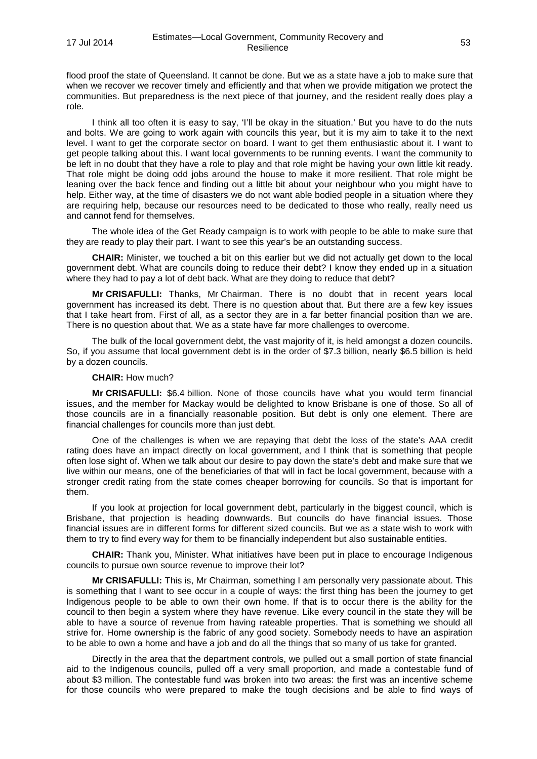flood proof the state of Queensland. It cannot be done. But we as a state have a job to make sure that when we recover we recover timely and efficiently and that when we provide mitigation we protect the communities. But preparedness is the next piece of that journey, and the resident really does play a role.

I think all too often it is easy to say, 'I'll be okay in the situation.' But you have to do the nuts and bolts. We are going to work again with councils this year, but it is my aim to take it to the next level. I want to get the corporate sector on board. I want to get them enthusiastic about it. I want to get people talking about this. I want local governments to be running events. I want the community to be left in no doubt that they have a role to play and that role might be having your own little kit ready. That role might be doing odd jobs around the house to make it more resilient. That role might be leaning over the back fence and finding out a little bit about your neighbour who you might have to help. Either way, at the time of disasters we do not want able bodied people in a situation where they are requiring help, because our resources need to be dedicated to those who really, really need us and cannot fend for themselves.

The whole idea of the Get Ready campaign is to work with people to be able to make sure that they are ready to play their part. I want to see this year's be an outstanding success.

**CHAIR:** Minister, we touched a bit on this earlier but we did not actually get down to the local government debt. What are councils doing to reduce their debt? I know they ended up in a situation where they had to pay a lot of debt back. What are they doing to reduce that debt?

**Mr CRISAFULLI:** Thanks, Mr Chairman. There is no doubt that in recent years local government has increased its debt. There is no question about that. But there are a few key issues that I take heart from. First of all, as a sector they are in a far better financial position than we are. There is no question about that. We as a state have far more challenges to overcome.

The bulk of the local government debt, the vast majority of it, is held amongst a dozen councils. So, if you assume that local government debt is in the order of $7.3 billion, nearly $6.5 billion is held by a dozen councils.

**CHAIR:** How much?

**Mr CRISAFULLI:** $6.4 billion. None of those councils have what you would term financial issues, and the member for Mackay would be delighted to know Brisbane is one of those. So all of those councils are in a financially reasonable position. But debt is only one element. There are financial challenges for councils more than just debt.

One of the challenges is when we are repaying that debt the loss of the state's AAA credit rating does have an impact directly on local government, and I think that is something that people often lose sight of. When we talk about our desire to pay down the state's debt and make sure that we live within our means, one of the beneficiaries of that will in fact be local government, because with a stronger credit rating from the state comes cheaper borrowing for councils. So that is important for them.

If you look at projection for local government debt, particularly in the biggest council, which is Brisbane, that projection is heading downwards. But councils do have financial issues. Those financial issues are in different forms for different sized councils. But we as a state wish to work with them to try to find every way for them to be financially independent but also sustainable entities.

**CHAIR:** Thank you, Minister. What initiatives have been put in place to encourage Indigenous councils to pursue own source revenue to improve their lot?

**Mr CRISAFULLI:** This is, Mr Chairman, something I am personally very passionate about. This is something that I want to see occur in a couple of ways: the first thing has been the journey to get Indigenous people to be able to own their own home. If that is to occur there is the ability for the council to then begin a system where they have revenue. Like every council in the state they will be able to have a source of revenue from having rateable properties. That is something we should all strive for. Home ownership is the fabric of any good society. Somebody needs to have an aspiration to be able to own a home and have a job and do all the things that so many of us take for granted.

Directly in the area that the department controls, we pulled out a small portion of state financial aid to the Indigenous councils, pulled off a very small proportion, and made a contestable fund of about $3 million. The contestable fund was broken into two areas: the first was an incentive scheme for those councils who were prepared to make the tough decisions and be able to find ways of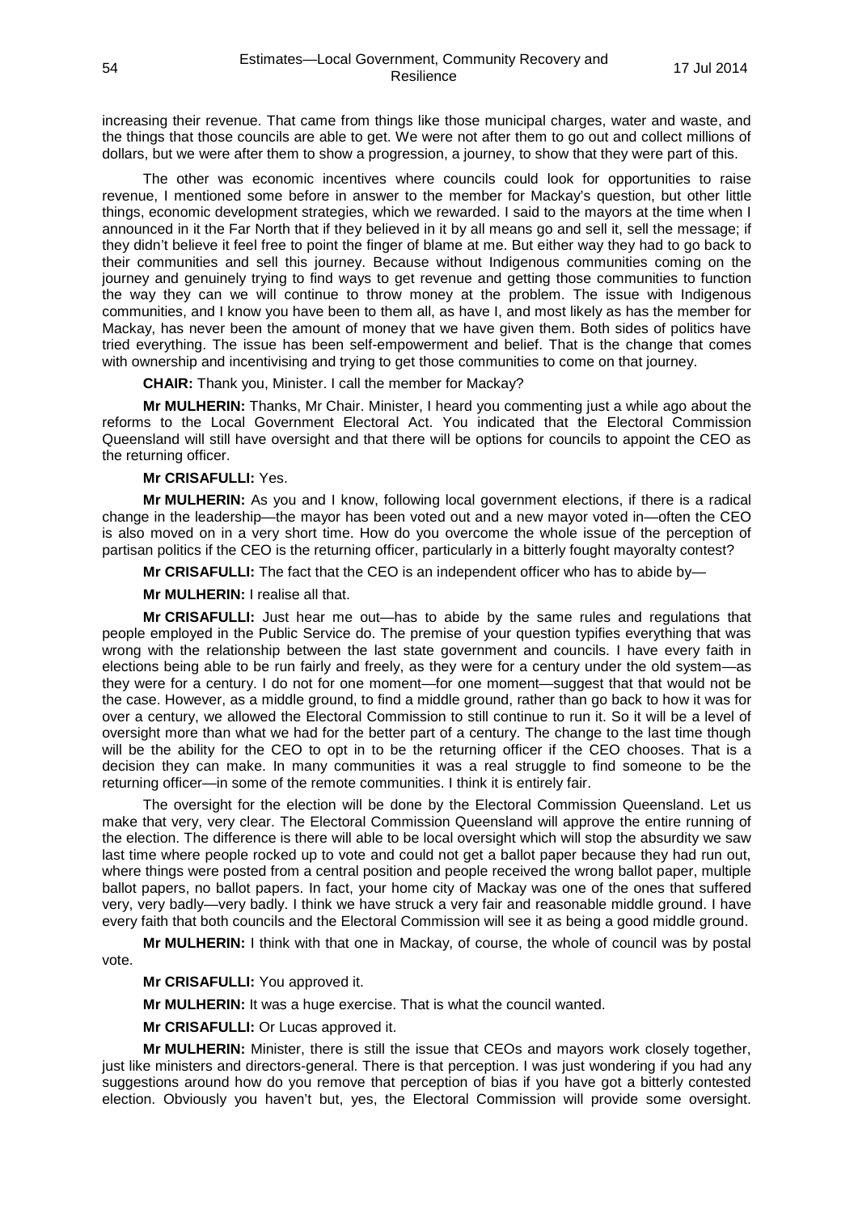increasing their revenue. That came from things like those municipal charges, water and waste, and the things that those councils are able to get. We were not after them to go out and collect millions of dollars, but we were after them to show a progression, a journey, to show that they were part of this.

The other was economic incentives where councils could look for opportunities to raise revenue, I mentioned some before in answer to the member for Mackay's question, but other little things, economic development strategies, which we rewarded. I said to the mayors at the time when I announced in it the Far North that if they believed in it by all means go and sell it, sell the message; if they didn't believe it feel free to point the finger of blame at me. But either way they had to go back to their communities and sell this journey. Because without Indigenous communities coming on the journey and genuinely trying to find ways to get revenue and getting those communities to function the way they can we will continue to throw money at the problem. The issue with Indigenous communities, and I know you have been to them all, as have I, and most likely as has the member for Mackay, has never been the amount of money that we have given them. Both sides of politics have tried everything. The issue has been self-empowerment and belief. That is the change that comes with ownership and incentivising and trying to get those communities to come on that journey.

**CHAIR:** Thank you, Minister. I call the member for Mackay?

**Mr MULHERIN:** Thanks, Mr Chair. Minister, I heard you commenting just a while ago about the reforms to the Local Government Electoral Act. You indicated that the Electoral Commission Queensland will still have oversight and that there will be options for councils to appoint the CEO as the returning officer.

**Mr CRISAFULLI:** Yes.

**Mr MULHERIN:** As you and I know, following local government elections, if there is a radical change in the leadership—the mayor has been voted out and a new mayor voted in—often the CEO is also moved on in a very short time. How do you overcome the whole issue of the perception of partisan politics if the CEO is the returning officer, particularly in a bitterly fought mayoralty contest?

**Mr CRISAFULLI:** The fact that the CEO is an independent officer who has to abide by—

**Mr MULHERIN:** I realise all that.

**Mr CRISAFULLI:** Just hear me out—has to abide by the same rules and regulations that people employed in the Public Service do. The premise of your question typifies everything that was wrong with the relationship between the last state government and councils. I have every faith in elections being able to be run fairly and freely, as they were for a century under the old system—as they were for a century. I do not for one moment—for one moment—suggest that that would not be the case. However, as a middle ground, to find a middle ground, rather than go back to how it was for over a century, we allowed the Electoral Commission to still continue to run it. So it will be a level of oversight more than what we had for the better part of a century. The change to the last time though will be the ability for the CEO to opt in to be the returning officer if the CEO chooses. That is a decision they can make. In many communities it was a real struggle to find someone to be the returning officer—in some of the remote communities. I think it is entirely fair.

The oversight for the election will be done by the Electoral Commission Queensland. Let us make that very, very clear. The Electoral Commission Queensland will approve the entire running of the election. The difference is there will able to be local oversight which will stop the absurdity we saw last time where people rocked up to vote and could not get a ballot paper because they had run out, where things were posted from a central position and people received the wrong ballot paper, multiple ballot papers, no ballot papers. In fact, your home city of Mackay was one of the ones that suffered very, very badly—very badly. I think we have struck a very fair and reasonable middle ground. I have every faith that both councils and the Electoral Commission will see it as being a good middle ground.

**Mr MULHERIN:** I think with that one in Mackay, of course, the whole of council was by postal vote.

**Mr CRISAFULLI:** You approved it.

**Mr MULHERIN:** It was a huge exercise. That is what the council wanted.

**Mr CRISAFULLI:** Or Lucas approved it.

**Mr MULHERIN:** Minister, there is still the issue that CEOs and mayors work closely together, just like ministers and directors-general. There is that perception. I was just wondering if you had any suggestions around how do you remove that perception of bias if you have got a bitterly contested election. Obviously you haven't but, yes, the Electoral Commission will provide some oversight.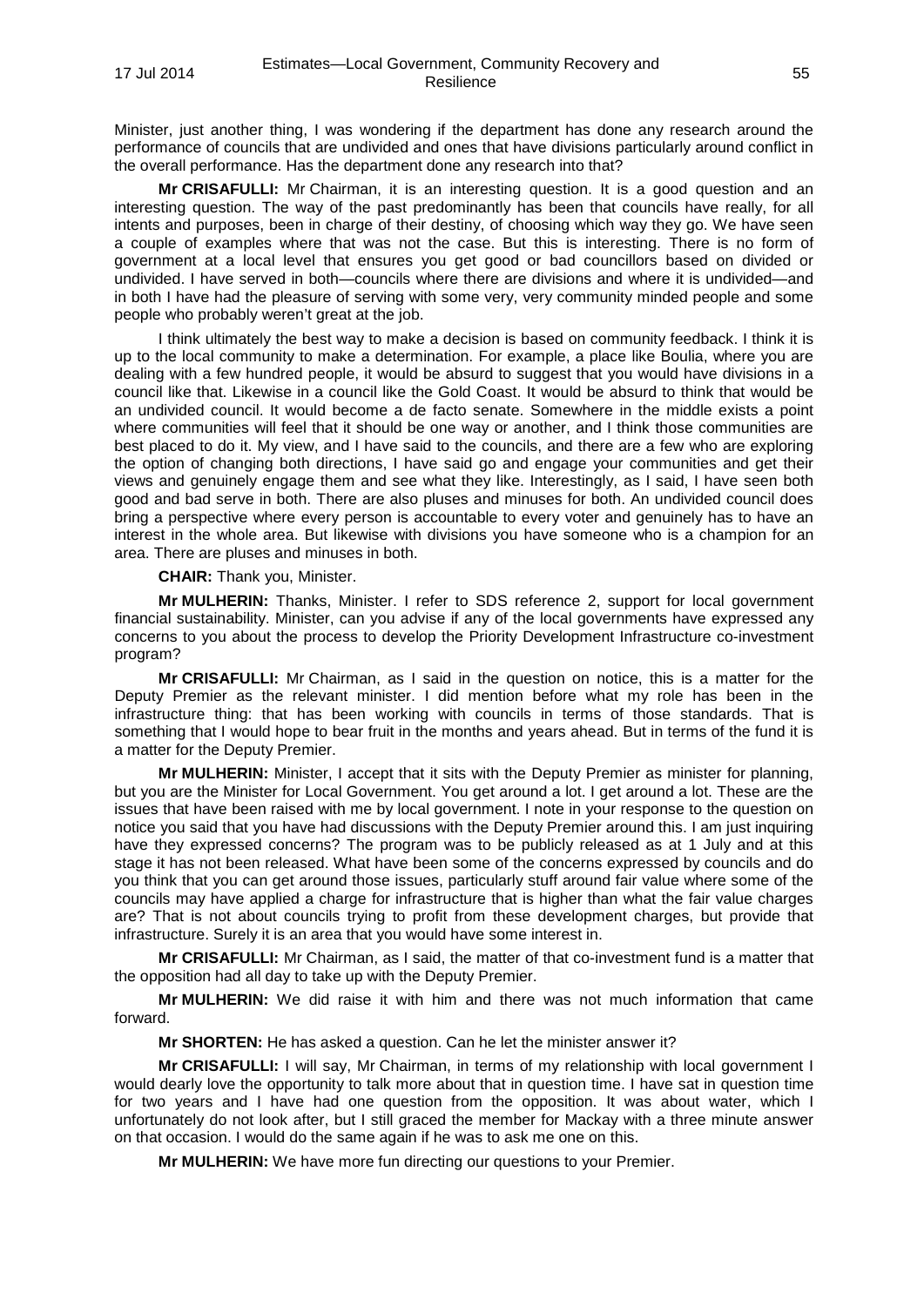Minister, just another thing, I was wondering if the department has done any research around the performance of councils that are undivided and ones that have divisions particularly around conflict in the overall performance. Has the department done any research into that?

**Mr CRISAFULLI:** Mr Chairman, it is an interesting question. It is a good question and an interesting question. The way of the past predominantly has been that councils have really, for all intents and purposes, been in charge of their destiny, of choosing which way they go. We have seen a couple of examples where that was not the case. But this is interesting. There is no form of government at a local level that ensures you get good or bad councillors based on divided or undivided. I have served in both—councils where there are divisions and where it is undivided—and in both I have had the pleasure of serving with some very, very community minded people and some people who probably weren't great at the job.

I think ultimately the best way to make a decision is based on community feedback. I think it is up to the local community to make a determination. For example, a place like Boulia, where you are dealing with a few hundred people, it would be absurd to suggest that you would have divisions in a council like that. Likewise in a council like the Gold Coast. It would be absurd to think that would be an undivided council. It would become a de facto senate. Somewhere in the middle exists a point where communities will feel that it should be one way or another, and I think those communities are best placed to do it. My view, and I have said to the councils, and there are a few who are exploring the option of changing both directions, I have said go and engage your communities and get their views and genuinely engage them and see what they like. Interestingly, as I said, I have seen both good and bad serve in both. There are also pluses and minuses for both. An undivided council does bring a perspective where every person is accountable to every voter and genuinely has to have an interest in the whole area. But likewise with divisions you have someone who is a champion for an area. There are pluses and minuses in both.

**CHAIR:** Thank you, Minister.

**Mr MULHERIN:** Thanks, Minister. I refer to SDS reference 2, support for local government financial sustainability. Minister, can you advise if any of the local governments have expressed any concerns to you about the process to develop the Priority Development Infrastructure co-investment program?

**Mr CRISAFULLI:** Mr Chairman, as I said in the question on notice, this is a matter for the Deputy Premier as the relevant minister. I did mention before what my role has been in the infrastructure thing: that has been working with councils in terms of those standards. That is something that I would hope to bear fruit in the months and years ahead. But in terms of the fund it is a matter for the Deputy Premier.

**Mr MULHERIN:** Minister, I accept that it sits with the Deputy Premier as minister for planning, but you are the Minister for Local Government. You get around a lot. I get around a lot. These are the issues that have been raised with me by local government. I note in your response to the question on notice you said that you have had discussions with the Deputy Premier around this. I am just inquiring have they expressed concerns? The program was to be publicly released as at 1 July and at this stage it has not been released. What have been some of the concerns expressed by councils and do you think that you can get around those issues, particularly stuff around fair value where some of the councils may have applied a charge for infrastructure that is higher than what the fair value charges are? That is not about councils trying to profit from these development charges, but provide that infrastructure. Surely it is an area that you would have some interest in.

**Mr CRISAFULLI:** Mr Chairman, as I said, the matter of that co-investment fund is a matter that the opposition had all day to take up with the Deputy Premier.

**Mr MULHERIN:** We did raise it with him and there was not much information that came forward.

**Mr SHORTEN:** He has asked a question. Can he let the minister answer it?

**Mr CRISAFULLI:** I will say, Mr Chairman, in terms of my relationship with local government I would dearly love the opportunity to talk more about that in question time. I have sat in question time for two years and I have had one question from the opposition. It was about water, which I unfortunately do not look after, but I still graced the member for Mackay with a three minute answer on that occasion. I would do the same again if he was to ask me one on this.

**Mr MULHERIN:** We have more fun directing our questions to your Premier.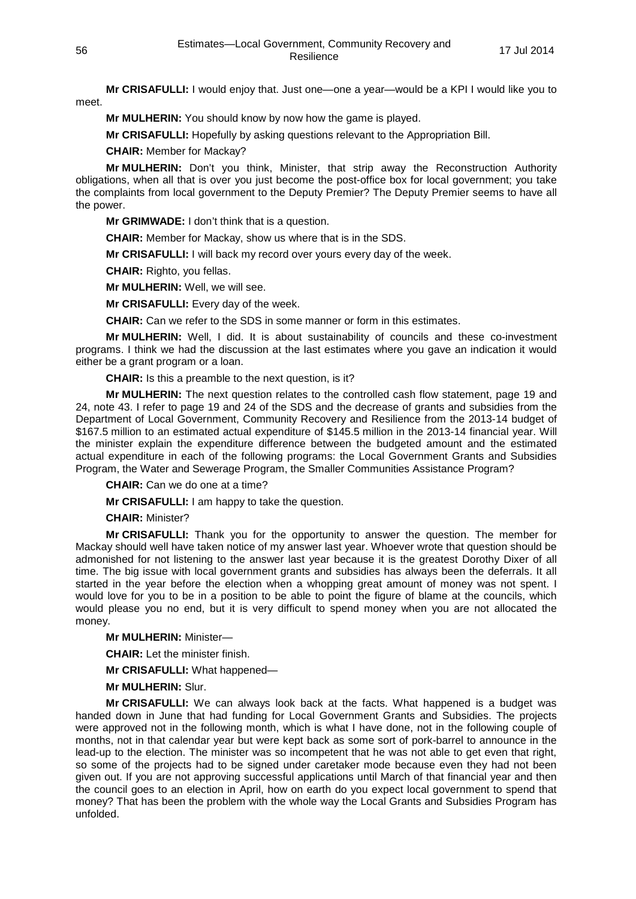**Mr CRISAFULLI:** I would enjoy that. Just one—one a year—would be a KPI I would like you to meet.

**Mr MULHERIN:** You should know by now how the game is played.

**Mr CRISAFULLI:** Hopefully by asking questions relevant to the Appropriation Bill.

**CHAIR:** Member for Mackay?

**Mr MULHERIN:** Don't you think, Minister, that strip away the Reconstruction Authority obligations, when all that is over you just become the post-office box for local government; you take the complaints from local government to the Deputy Premier? The Deputy Premier seems to have all the power.

**Mr GRIMWADE:** I don't think that is a question.

**CHAIR:** Member for Mackay, show us where that is in the SDS.

**Mr CRISAFULLI:** I will back my record over yours every day of the week.

**CHAIR:** Righto, you fellas.

**Mr MULHERIN:** Well, we will see.

**Mr CRISAFULLI:** Every day of the week.

**CHAIR:** Can we refer to the SDS in some manner or form in this estimates.

**Mr MULHERIN:** Well, I did. It is about sustainability of councils and these co-investment programs. I think we had the discussion at the last estimates where you gave an indication it would either be a grant program or a loan.

**CHAIR:** Is this a preamble to the next question, is it?

**Mr MULHERIN:** The next question relates to the controlled cash flow statement, page 19 and 24, note 43. I refer to page 19 and 24 of the SDS and the decrease of grants and subsidies from the Department of Local Government, Community Recovery and Resilience from the 2013-14 budget of $167.5 million to an estimated actual expenditure of $145.5 million in the 2013-14 financial year. Will the minister explain the expenditure difference between the budgeted amount and the estimated actual expenditure in each of the following programs: the Local Government Grants and Subsidies Program, the Water and Sewerage Program, the Smaller Communities Assistance Program?

**CHAIR:** Can we do one at a time?

**Mr CRISAFULLI:** I am happy to take the question.

**CHAIR:** Minister?

**Mr CRISAFULLI:** Thank you for the opportunity to answer the question. The member for Mackay should well have taken notice of my answer last year. Whoever wrote that question should be admonished for not listening to the answer last year because it is the greatest Dorothy Dixer of all time. The big issue with local government grants and subsidies has always been the deferrals. It all started in the year before the election when a whopping great amount of money was not spent. I would love for you to be in a position to be able to point the figure of blame at the councils, which would please you no end, but it is very difficult to spend money when you are not allocated the money.

**Mr MULHERIN:** Minister—

**CHAIR:** Let the minister finish.

**Mr CRISAFULLI:** What happened—

**Mr MULHERIN:** Slur.

**Mr CRISAFULLI:** We can always look back at the facts. What happened is a budget was handed down in June that had funding for Local Government Grants and Subsidies. The projects were approved not in the following month, which is what I have done, not in the following couple of months, not in that calendar year but were kept back as some sort of pork-barrel to announce in the lead-up to the election. The minister was so incompetent that he was not able to get even that right, so some of the projects had to be signed under caretaker mode because even they had not been given out. If you are not approving successful applications until March of that financial year and then the council goes to an election in April, how on earth do you expect local government to spend that money? That has been the problem with the whole way the Local Grants and Subsidies Program has unfolded.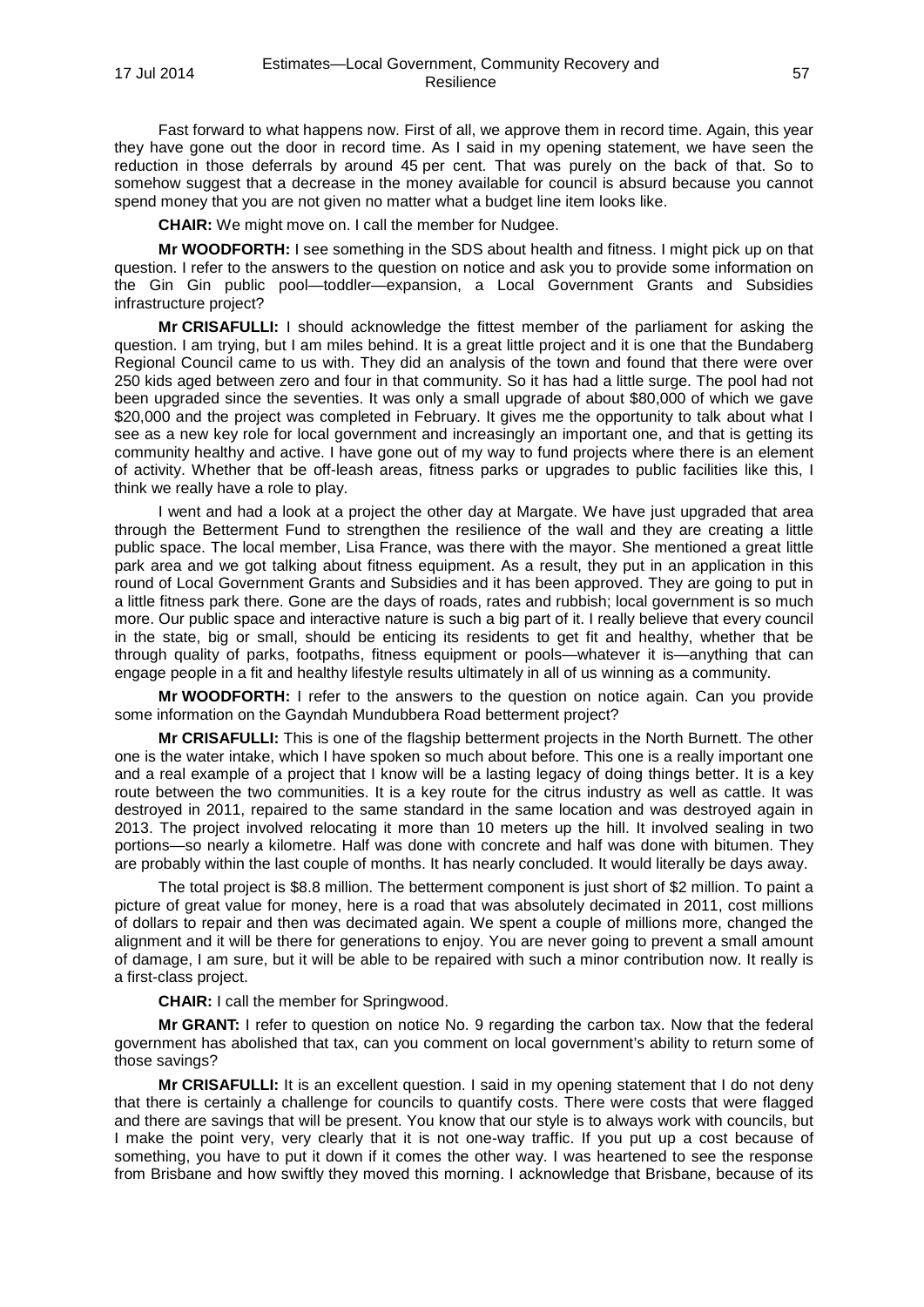Fast forward to what happens now. First of all, we approve them in record time. Again, this year they have gone out the door in record time. As I said in my opening statement, we have seen the reduction in those deferrals by around 45 per cent. That was purely on the back of that. So to somehow suggest that a decrease in the money available for council is absurd because you cannot spend money that you are not given no matter what a budget line item looks like.

**CHAIR:** We might move on. I call the member for Nudgee.

**Mr WOODFORTH:** I see something in the SDS about health and fitness. I might pick up on that question. I refer to the answers to the question on notice and ask you to provide some information on the Gin Gin public pool—toddler—expansion, a Local Government Grants and Subsidies infrastructure project?

**Mr CRISAFULLI:** I should acknowledge the fittest member of the parliament for asking the question. I am trying, but I am miles behind. It is a great little project and it is one that the Bundaberg Regional Council came to us with. They did an analysis of the town and found that there were over 250 kids aged between zero and four in that community. So it has had a little surge. The pool had not been upgraded since the seventies. It was only a small upgrade of about $80,000 of which we gave $20,000 and the project was completed in February. It gives me the opportunity to talk about what I see as a new key role for local government and increasingly an important one, and that is getting its community healthy and active. I have gone out of my way to fund projects where there is an element of activity. Whether that be off-leash areas, fitness parks or upgrades to public facilities like this, I think we really have a role to play.

I went and had a look at a project the other day at Margate. We have just upgraded that area through the Betterment Fund to strengthen the resilience of the wall and they are creating a little public space. The local member, Lisa France, was there with the mayor. She mentioned a great little park area and we got talking about fitness equipment. As a result, they put in an application in this round of Local Government Grants and Subsidies and it has been approved. They are going to put in a little fitness park there. Gone are the days of roads, rates and rubbish; local government is so much more. Our public space and interactive nature is such a big part of it. I really believe that every council in the state, big or small, should be enticing its residents to get fit and healthy, whether that be through quality of parks, footpaths, fitness equipment or pools—whatever it is—anything that can engage people in a fit and healthy lifestyle results ultimately in all of us winning as a community.

**Mr WOODFORTH:** I refer to the answers to the question on notice again. Can you provide some information on the Gayndah Mundubbera Road betterment project?

**Mr CRISAFULLI:** This is one of the flagship betterment projects in the North Burnett. The other one is the water intake, which I have spoken so much about before. This one is a really important one and a real example of a project that I know will be a lasting legacy of doing things better. It is a key route between the two communities. It is a key route for the citrus industry as well as cattle. It was destroyed in 2011, repaired to the same standard in the same location and was destroyed again in 2013. The project involved relocating it more than 10 meters up the hill. It involved sealing in two portions—so nearly a kilometre. Half was done with concrete and half was done with bitumen. They are probably within the last couple of months. It has nearly concluded. It would literally be days away.

The total project is $8.8 million. The betterment component is just short of $2 million. To paint a picture of great value for money, here is a road that was absolutely decimated in 2011, cost millions of dollars to repair and then was decimated again. We spent a couple of millions more, changed the alignment and it will be there for generations to enjoy. You are never going to prevent a small amount of damage, I am sure, but it will be able to be repaired with such a minor contribution now. It really is a first-class project.

**CHAIR:** I call the member for Springwood.

**Mr GRANT:** I refer to question on notice No. 9 regarding the carbon tax. Now that the federal government has abolished that tax, can you comment on local government's ability to return some of those savings?

**Mr CRISAFULLI:** It is an excellent question. I said in my opening statement that I do not deny that there is certainly a challenge for councils to quantify costs. There were costs that were flagged and there are savings that will be present. You know that our style is to always work with councils, but I make the point very, very clearly that it is not one-way traffic. If you put up a cost because of something, you have to put it down if it comes the other way. I was heartened to see the response from Brisbane and how swiftly they moved this morning. I acknowledge that Brisbane, because of its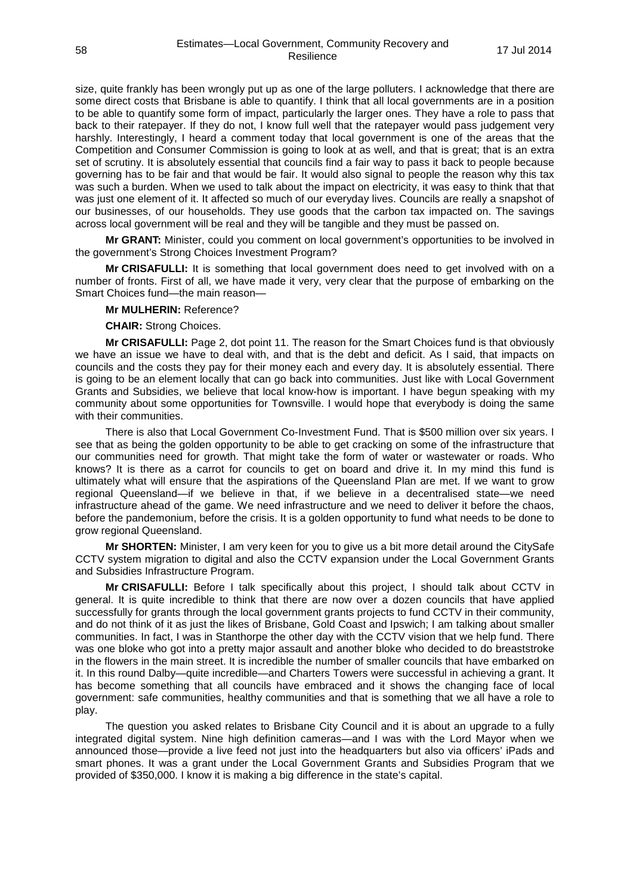size, quite frankly has been wrongly put up as one of the large polluters. I acknowledge that there are some direct costs that Brisbane is able to quantify. I think that all local governments are in a position to be able to quantify some form of impact, particularly the larger ones. They have a role to pass that back to their ratepayer. If they do not, I know full well that the ratepayer would pass judgement very harshly. Interestingly, I heard a comment today that local government is one of the areas that the Competition and Consumer Commission is going to look at as well, and that is great; that is an extra set of scrutiny. It is absolutely essential that councils find a fair way to pass it back to people because governing has to be fair and that would be fair. It would also signal to people the reason why this tax was such a burden. When we used to talk about the impact on electricity, it was easy to think that that was just one element of it. It affected so much of our everyday lives. Councils are really a snapshot of our businesses, of our households. They use goods that the carbon tax impacted on. The savings across local government will be real and they will be tangible and they must be passed on.

**Mr GRANT:** Minister, could you comment on local government's opportunities to be involved in the government's Strong Choices Investment Program?

**Mr CRISAFULLI:** It is something that local government does need to get involved with on a number of fronts. First of all, we have made it very, very clear that the purpose of embarking on the Smart Choices fund—the main reason—

**Mr MULHERIN:** Reference?

**CHAIR:** Strong Choices.

**Mr CRISAFULLI:** Page 2, dot point 11. The reason for the Smart Choices fund is that obviously we have an issue we have to deal with, and that is the debt and deficit. As I said, that impacts on councils and the costs they pay for their money each and every day. It is absolutely essential. There is going to be an element locally that can go back into communities. Just like with Local Government Grants and Subsidies, we believe that local know-how is important. I have begun speaking with my community about some opportunities for Townsville. I would hope that everybody is doing the same with their communities.

There is also that Local Government Co-Investment Fund. That is $500 million over six years. I see that as being the golden opportunity to be able to get cracking on some of the infrastructure that our communities need for growth. That might take the form of water or wastewater or roads. Who knows? It is there as a carrot for councils to get on board and drive it. In my mind this fund is ultimately what will ensure that the aspirations of the Queensland Plan are met. If we want to grow regional Queensland—if we believe in that, if we believe in a decentralised state—we need infrastructure ahead of the game. We need infrastructure and we need to deliver it before the chaos, before the pandemonium, before the crisis. It is a golden opportunity to fund what needs to be done to grow regional Queensland.

**Mr SHORTEN:** Minister, I am very keen for you to give us a bit more detail around the CitySafe CCTV system migration to digital and also the CCTV expansion under the Local Government Grants and Subsidies Infrastructure Program.

**Mr CRISAFULLI:** Before I talk specifically about this project, I should talk about CCTV in general. It is quite incredible to think that there are now over a dozen councils that have applied successfully for grants through the local government grants projects to fund CCTV in their community, and do not think of it as just the likes of Brisbane, Gold Coast and Ipswich; I am talking about smaller communities. In fact, I was in Stanthorpe the other day with the CCTV vision that we help fund. There was one bloke who got into a pretty major assault and another bloke who decided to do breaststroke in the flowers in the main street. It is incredible the number of smaller councils that have embarked on it. In this round Dalby—quite incredible—and Charters Towers were successful in achieving a grant. It has become something that all councils have embraced and it shows the changing face of local government: safe communities, healthy communities and that is something that we all have a role to play.

The question you asked relates to Brisbane City Council and it is about an upgrade to a fully integrated digital system. Nine high definition cameras—and I was with the Lord Mayor when we announced those—provide a live feed not just into the headquarters but also via officers' iPads and smart phones. It was a grant under the Local Government Grants and Subsidies Program that we provided of $350,000. I know it is making a big difference in the state's capital.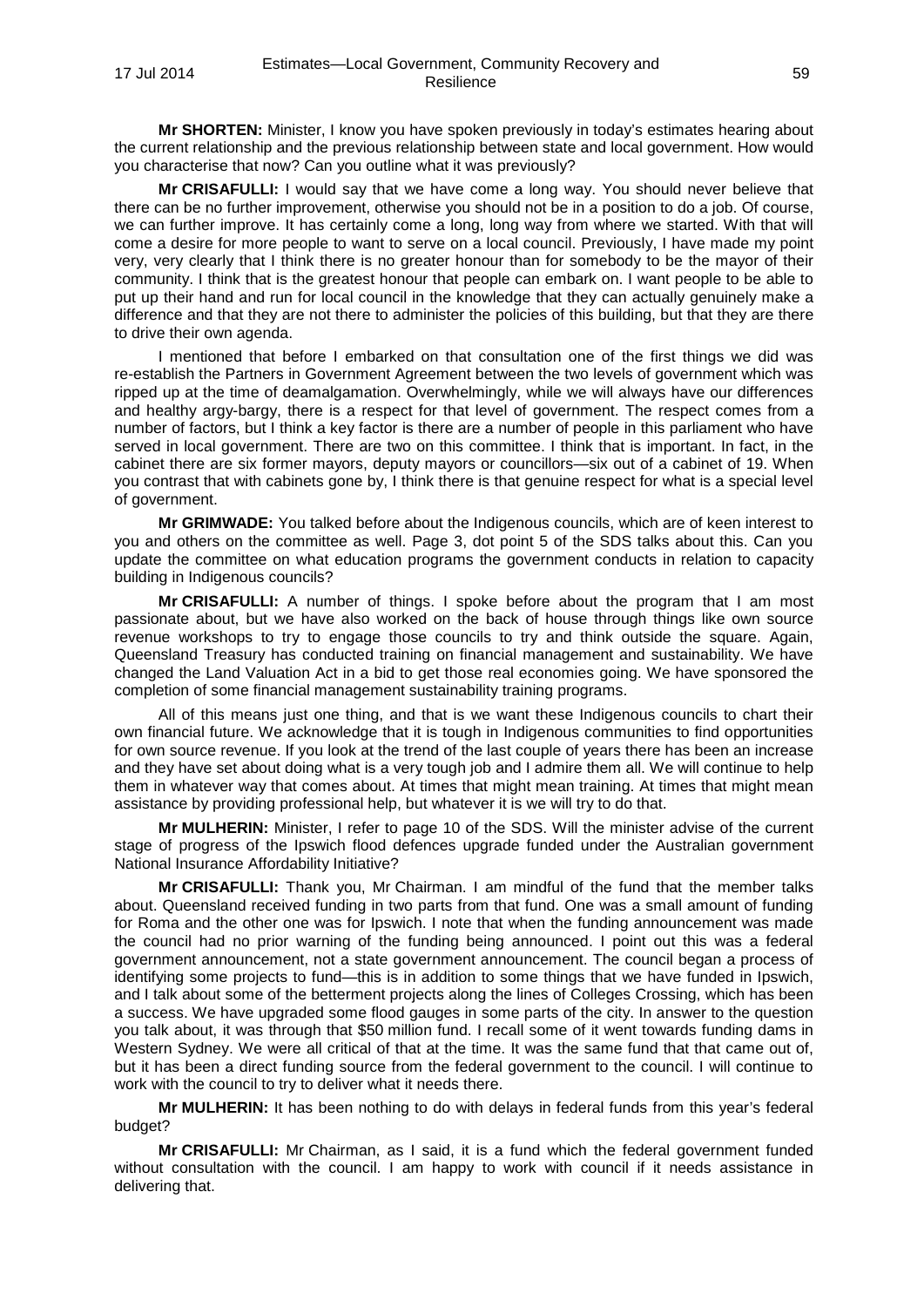**Mr SHORTEN:** Minister, I know you have spoken previously in today's estimates hearing about the current relationship and the previous relationship between state and local government. How would you characterise that now? Can you outline what it was previously?

**Mr CRISAFULLI:** I would say that we have come a long way. You should never believe that there can be no further improvement, otherwise you should not be in a position to do a job. Of course, we can further improve. It has certainly come a long, long way from where we started. With that will come a desire for more people to want to serve on a local council. Previously, I have made my point very, very clearly that I think there is no greater honour than for somebody to be the mayor of their community. I think that is the greatest honour that people can embark on. I want people to be able to put up their hand and run for local council in the knowledge that they can actually genuinely make a difference and that they are not there to administer the policies of this building, but that they are there to drive their own agenda.

I mentioned that before I embarked on that consultation one of the first things we did was re-establish the Partners in Government Agreement between the two levels of government which was ripped up at the time of deamalgamation. Overwhelmingly, while we will always have our differences and healthy argy-bargy, there is a respect for that level of government. The respect comes from a number of factors, but I think a key factor is there are a number of people in this parliament who have served in local government. There are two on this committee. I think that is important. In fact, in the cabinet there are six former mayors, deputy mayors or councillors—six out of a cabinet of 19. When you contrast that with cabinets gone by, I think there is that genuine respect for what is a special level of government.

**Mr GRIMWADE:** You talked before about the Indigenous councils, which are of keen interest to you and others on the committee as well. Page 3, dot point 5 of the SDS talks about this. Can you update the committee on what education programs the government conducts in relation to capacity building in Indigenous councils?

**Mr CRISAFULLI:** A number of things. I spoke before about the program that I am most passionate about, but we have also worked on the back of house through things like own source revenue workshops to try to engage those councils to try and think outside the square. Again, Queensland Treasury has conducted training on financial management and sustainability. We have changed the Land Valuation Act in a bid to get those real economies going. We have sponsored the completion of some financial management sustainability training programs.

All of this means just one thing, and that is we want these Indigenous councils to chart their own financial future. We acknowledge that it is tough in Indigenous communities to find opportunities for own source revenue. If you look at the trend of the last couple of years there has been an increase and they have set about doing what is a very tough job and I admire them all. We will continue to help them in whatever way that comes about. At times that might mean training. At times that might mean assistance by providing professional help, but whatever it is we will try to do that.

**Mr MULHERIN:** Minister, I refer to page 10 of the SDS. Will the minister advise of the current stage of progress of the Ipswich flood defences upgrade funded under the Australian government National Insurance Affordability Initiative?

**Mr CRISAFULLI:** Thank you, Mr Chairman. I am mindful of the fund that the member talks about. Queensland received funding in two parts from that fund. One was a small amount of funding for Roma and the other one was for Ipswich. I note that when the funding announcement was made the council had no prior warning of the funding being announced. I point out this was a federal government announcement, not a state government announcement. The council began a process of identifying some projects to fund—this is in addition to some things that we have funded in Ipswich, and I talk about some of the betterment projects along the lines of Colleges Crossing, which has been a success. We have upgraded some flood gauges in some parts of the city. In answer to the question you talk about, it was through that $50 million fund. I recall some of it went towards funding dams in Western Sydney. We were all critical of that at the time. It was the same fund that that came out of, but it has been a direct funding source from the federal government to the council. I will continue to work with the council to try to deliver what it needs there.

**Mr MULHERIN:** It has been nothing to do with delays in federal funds from this year's federal budget?

**Mr CRISAFULLI:** Mr Chairman, as I said, it is a fund which the federal government funded without consultation with the council. I am happy to work with council if it needs assistance in delivering that.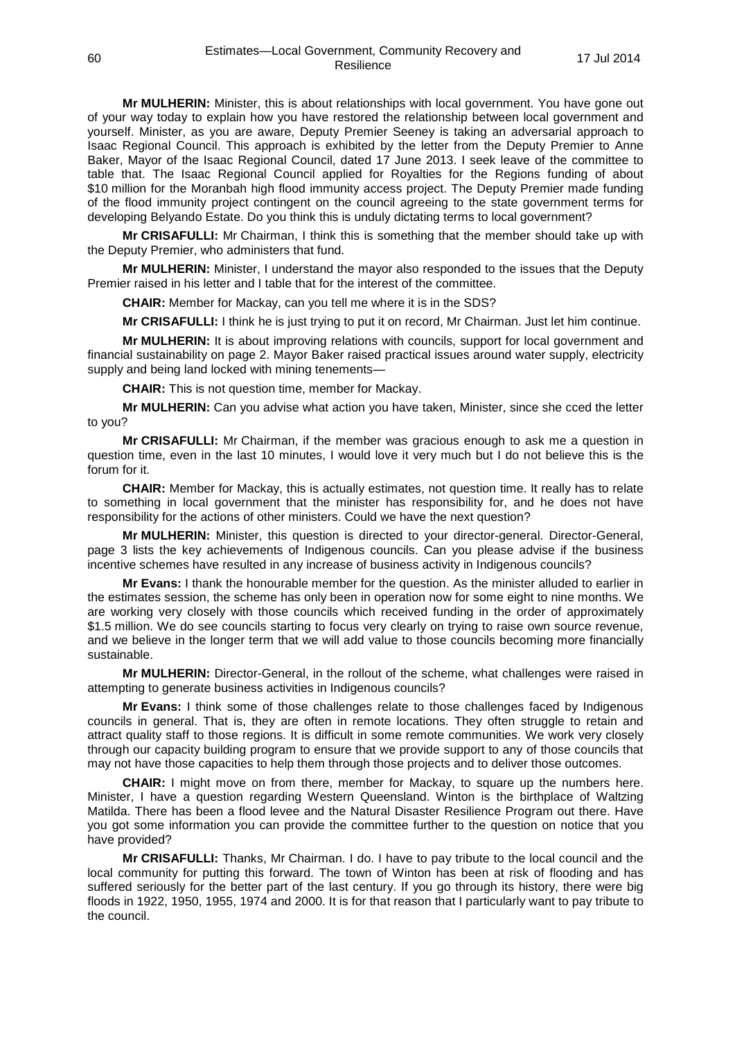**Mr MULHERIN:** Minister, this is about relationships with local government. You have gone out of your way today to explain how you have restored the relationship between local government and yourself. Minister, as you are aware, Deputy Premier Seeney is taking an adversarial approach to Isaac Regional Council. This approach is exhibited by the letter from the Deputy Premier to Anne Baker, Mayor of the Isaac Regional Council, dated 17 June 2013. I seek leave of the committee to table that. The Isaac Regional Council applied for Royalties for the Regions funding of about $10 million for the Moranbah high flood immunity access project. The Deputy Premier made funding of the flood immunity project contingent on the council agreeing to the state government terms for developing Belyando Estate. Do you think this is unduly dictating terms to local government?

**Mr CRISAFULLI:** Mr Chairman, I think this is something that the member should take up with the Deputy Premier, who administers that fund.

**Mr MULHERIN:** Minister, I understand the mayor also responded to the issues that the Deputy Premier raised in his letter and I table that for the interest of the committee.

**CHAIR:** Member for Mackay, can you tell me where it is in the SDS?

**Mr CRISAFULLI:** I think he is just trying to put it on record, Mr Chairman. Just let him continue.

**Mr MULHERIN:** It is about improving relations with councils, support for local government and financial sustainability on page 2. Mayor Baker raised practical issues around water supply, electricity supply and being land locked with mining tenements—

**CHAIR:** This is not question time, member for Mackay.

**Mr MULHERIN:** Can you advise what action you have taken, Minister, since she cced the letter to you?

**Mr CRISAFULLI:** Mr Chairman, if the member was gracious enough to ask me a question in question time, even in the last 10 minutes, I would love it very much but I do not believe this is the forum for it.

**CHAIR:** Member for Mackay, this is actually estimates, not question time. It really has to relate to something in local government that the minister has responsibility for, and he does not have responsibility for the actions of other ministers. Could we have the next question?

**Mr MULHERIN:** Minister, this question is directed to your director-general. Director-General, page 3 lists the key achievements of Indigenous councils. Can you please advise if the business incentive schemes have resulted in any increase of business activity in Indigenous councils?

**Mr Evans:** I thank the honourable member for the question. As the minister alluded to earlier in the estimates session, the scheme has only been in operation now for some eight to nine months. We are working very closely with those councils which received funding in the order of approximately $1.5 million. We do see councils starting to focus very clearly on trying to raise own source revenue, and we believe in the longer term that we will add value to those councils becoming more financially sustainable.

**Mr MULHERIN:** Director-General, in the rollout of the scheme, what challenges were raised in attempting to generate business activities in Indigenous councils?

**Mr Evans:** I think some of those challenges relate to those challenges faced by Indigenous councils in general. That is, they are often in remote locations. They often struggle to retain and attract quality staff to those regions. It is difficult in some remote communities. We work very closely through our capacity building program to ensure that we provide support to any of those councils that may not have those capacities to help them through those projects and to deliver those outcomes.

**CHAIR:** I might move on from there, member for Mackay, to square up the numbers here. Minister, I have a question regarding Western Queensland. Winton is the birthplace of Waltzing Matilda. There has been a flood levee and the Natural Disaster Resilience Program out there. Have you got some information you can provide the committee further to the question on notice that you have provided?

**Mr CRISAFULLI:** Thanks, Mr Chairman. I do. I have to pay tribute to the local council and the local community for putting this forward. The town of Winton has been at risk of flooding and has suffered seriously for the better part of the last century. If you go through its history, there were big floods in 1922, 1950, 1955, 1974 and 2000. It is for that reason that I particularly want to pay tribute to the council.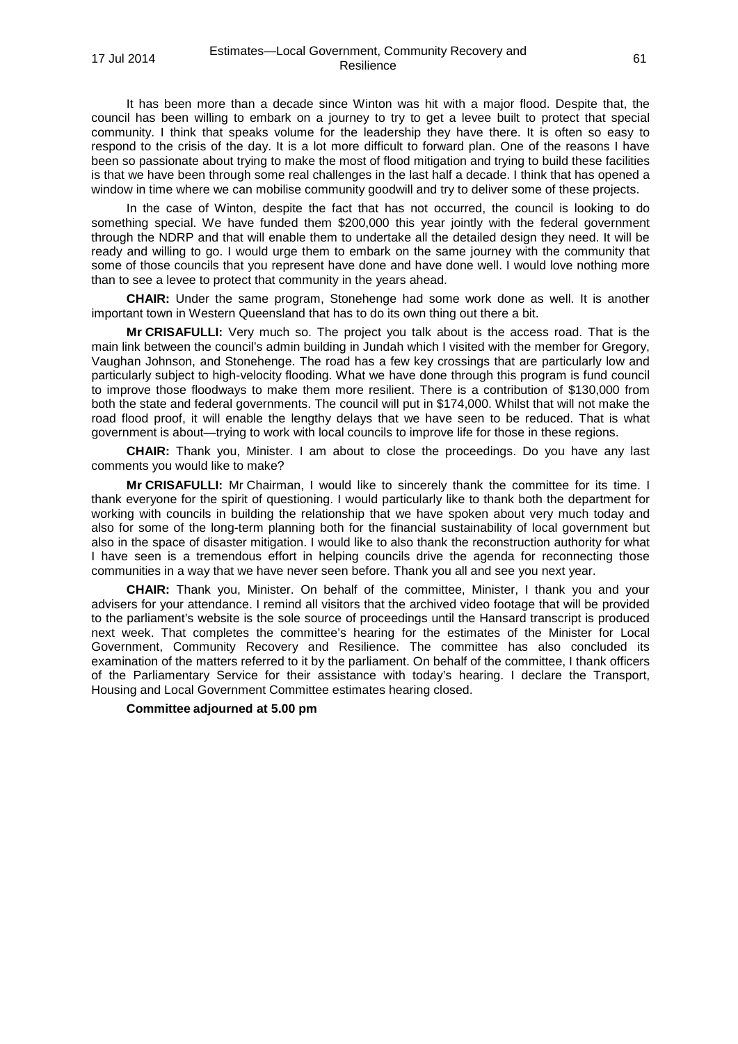It has been more than a decade since Winton was hit with a major flood. Despite that, the council has been willing to embark on a journey to try to get a levee built to protect that special community. I think that speaks volume for the leadership they have there. It is often so easy to respond to the crisis of the day. It is a lot more difficult to forward plan. One of the reasons I have been so passionate about trying to make the most of flood mitigation and trying to build these facilities is that we have been through some real challenges in the last half a decade. I think that has opened a window in time where we can mobilise community goodwill and try to deliver some of these projects.

In the case of Winton, despite the fact that has not occurred, the council is looking to do something special. We have funded them \$200,000 this year jointly with the federal government through the NDRP and that will enable them to undertake all the detailed design they need. It will be ready and willing to go. I would urge them to embark on the same journey with the community that some of those councils that you represent have done and have done well. I would love nothing more than to see a levee to protect that community in the years ahead.

**CHAIR:** Under the same program, Stonehenge had some work done as well. It is another important town in Western Queensland that has to do its own thing out there a bit.

**Mr CRISAFULLI:** Very much so. The project you talk about is the access road. That is the main link between the council's admin building in Jundah which I visited with the member for Gregory, Vaughan Johnson, and Stonehenge. The road has a few key crossings that are particularly low and particularly subject to high-velocity flooding. What we have done through this program is fund council to improve those floodways to make them more resilient. There is a contribution of \$130,000 from both the state and federal governments. The council will put in \$174,000. Whilst that will not make the road flood proof, it will enable the lengthy delays that we have seen to be reduced. That is what government is about—trying to work with local councils to improve life for those in these regions.

**CHAIR:** Thank you, Minister. I am about to close the proceedings. Do you have any last comments you would like to make?

**Mr CRISAFULLI:** Mr Chairman, I would like to sincerely thank the committee for its time. I thank everyone for the spirit of questioning. I would particularly like to thank both the department for working with councils in building the relationship that we have spoken about very much today and also for some of the long-term planning both for the financial sustainability of local government but also in the space of disaster mitigation. I would like to also thank the reconstruction authority for what I have seen is a tremendous effort in helping councils drive the agenda for reconnecting those communities in a way that we have never seen before. Thank you all and see you next year.

**CHAIR:** Thank you, Minister. On behalf of the committee, Minister, I thank you and your advisers for your attendance. I remind all visitors that the archived video footage that will be provided to the parliament's website is the sole source of proceedings until the Hansard transcript is produced next week. That completes the committee's hearing for the estimates of the Minister for Local Government, Community Recovery and Resilience. The committee has also concluded its examination of the matters referred to it by the parliament. On behalf of the committee, I thank officers of the Parliamentary Service for their assistance with today's hearing. I declare the Transport, Housing and Local Government Committee estimates hearing closed.

**Committee adjourned at 5.00 pm**